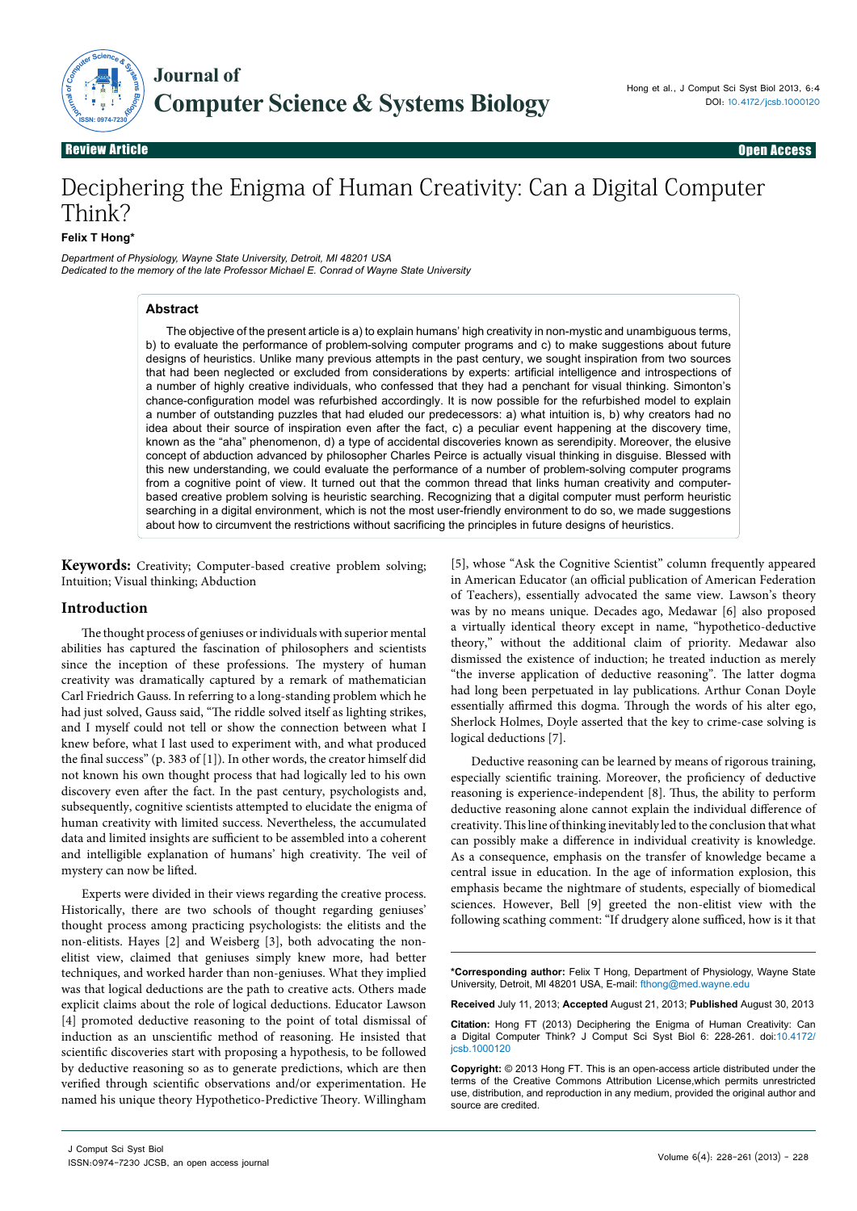Review Article | Open Access

# Deciphering the Enigma of Human Creativity: Can a Digital Computer Think?

**Felix T Hong***

*Department of Physiology, Wayne State University, Detroit, MI 48201 USA*
*Dedicated to the memory of the late Professor Michael E. Conrad of Wayne State University*

## Abstract

The objective of the present article is a) to explain humans' high creativity in non-mystic and unambiguous terms, b) to evaluate the performance of problem-solving computer programs and c) to make suggestions about future designs of heuristics. Unlike many previous attempts in the past century, we sought inspiration from two sources that had been neglected or excluded from considerations by experts: artificial intelligence and introspections of a number of highly creative individuals, who confessed that they had a penchant for visual thinking. Simonton's chance-configuration model was refurbished accordingly. It is now possible for the refurbished model to explain a number of outstanding puzzles that had eluded our predecessors: a) what intuition is, b) why creators had no idea about their source of inspiration even after the fact, c) a peculiar event happening at the discovery time, known as the "aha" phenomenon, d) a type of accidental discoveries known as serendipity. Moreover, the elusive concept of abduction advanced by philosopher Charles Peirce is actually visual thinking in disguise. Blessed with this new understanding, we could evaluate the performance of a number of problem-solving computer programs from a cognitive point of view. It turned out that the common thread that links human creativity and computer-based creative problem solving is heuristic searching. Recognizing that a digital computer must perform heuristic searching in a digital environment, which is not the most user-friendly environment to do so, we made suggestions about how to circumvent the restrictions without sacrificing the principles in future designs of heuristics.

**Keywords:** Creativity; Computer-based creative problem solving; Intuition; Visual thinking; Abduction

## Introduction

The thought process of geniuses or individuals with superior mental abilities has captured the fascination of philosophers and scientists since the inception of these professions. The mystery of human creativity was dramatically captured by a remark of mathematician Carl Friedrich Gauss. In referring to a long-standing problem which he had just solved, Gauss said, "The riddle solved itself as lighting strikes, and I myself could not tell or show the connection between what I knew before, what I last used to experiment with, and what produced the final success" (p. 383 of [1]). In other words, the creator himself did not known his own thought process that had logically led to his own discovery even after the fact. In the past century, psychologists and, subsequently, cognitive scientists attempted to elucidate the enigma of human creativity with limited success. Nevertheless, the accumulated data and limited insights are sufficient to be assembled into a coherent and intelligible explanation of humans' high creativity. The veil of mystery can now be lifted.

Experts were divided in their views regarding the creative process. Historically, there are two schools of thought regarding geniuses' thought process among practicing psychologists: the elitists and the non-elitists. Hayes [2] and Weisberg [3], both advocating the non-elitist view, claimed that geniuses simply knew more, had better techniques, and worked harder than non-geniuses. What they implied was that logical deductions are the path to creative acts. Others made explicit claims about the role of logical deductions. Educator Lawson [4] promoted deductive reasoning to the point of total dismissal of induction as an unscientific method of reasoning. He insisted that scientific discoveries start with proposing a hypothesis, to be followed by deductive reasoning so as to generate predictions, which are then verified through scientific observations and/or experimentation. He named his unique theory Hypothetico-Predictive Theory. Willingham [5], whose "Ask the Cognitive Scientist" column frequently appeared in American Educator (an official publication of American Federation of Teachers), essentially advocated the same view. Lawson's theory was by no means unique. Decades ago, Medawar [6] also proposed a virtually identical theory except in name, "hypothetico-deductive theory," without the additional claim of priority. Medawar also dismissed the existence of induction; he treated induction as merely "the inverse application of deductive reasoning". The latter dogma had long been perpetuated in lay publications. Arthur Conan Doyle essentially affirmed this dogma. Through the words of his alter ego, Sherlock Holmes, Doyle asserted that the key to crime-case solving is logical deductions [7].

Deductive reasoning can be learned by means of rigorous training, especially scientific training. Moreover, the proficiency of deductive reasoning is experience-independent [8]. Thus, the ability to perform deductive reasoning alone cannot explain the individual difference of creativity. This line of thinking inevitably led to the conclusion that what can possibly make a difference in individual creativity is knowledge. As a consequence, emphasis on the transfer of knowledge became a central issue in education. In the age of information explosion, this emphasis became the nightmare of students, especially of biomedical sciences. However, Bell [9] greeted the non-elitist view with the following scathing comment: "If drudgery alone sufficed, how is it that

---

***Corresponding author:** Felix T Hong, Department of Physiology, Wayne State University, Detroit, MI 48201 USA, E-mail: fthong@med.wayne.edu

**Received** July 11, 2013; **Accepted** August 21, 2013; **Published** August 30, 2013

**Citation:** Hong FT (2013) Deciphering the Enigma of Human Creativity: Can a Digital Computer Think? J Comput Sci Syst Biol 6: 228-261. doi:10.4172/jcsb.1000120

**Copyright:** © 2013 Hong FT. This is an open-access article distributed under the terms of the Creative Commons Attribution License,which permits unrestricted use, distribution, and reproduction in any medium, provided the original author and source are credited.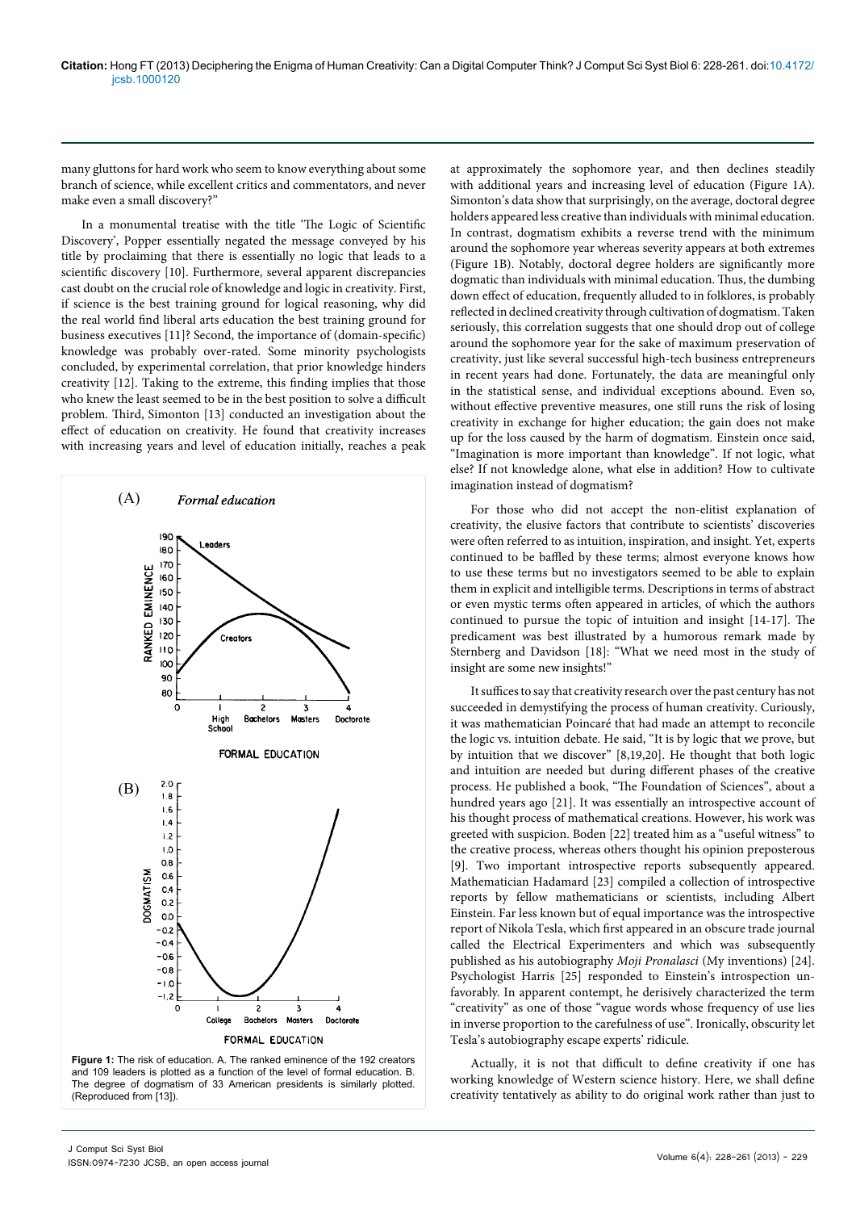many gluttons for hard work who seem to know everything about some branch of science, while excellent critics and commentators, and never make even a small discovery?"

In a monumental treatise with the title 'The Logic of Scientific Discovery', Popper essentially negated the message conveyed by his title by proclaiming that there is essentially no logic that leads to a scientific discovery [10]. Furthermore, several apparent discrepancies cast doubt on the crucial role of knowledge and logic in creativity. First, if science is the best training ground for logical reasoning, why did the real world find liberal arts education the best training ground for business executives [11]? Second, the importance of (domain-specific) knowledge was probably over-rated. Some minority psychologists concluded, by experimental correlation, that prior knowledge hinders creativity [12]. Taking to the extreme, this finding implies that those who knew the least seemed to be in the best position to solve a difficult problem. Third, Simonton [13] conducted an investigation about the effect of education on creativity. He found that creativity increases with increasing years and level of education initially, reaches a peak at approximately the sophomore year, and then declines steadily with additional years and increasing level of education (Figure 1A). Simonton's data show that surprisingly, on the average, doctoral degree holders appeared less creative than individuals with minimal education. In contrast, dogmatism exhibits a reverse trend with the minimum around the sophomore year whereas severity appears at both extremes (Figure 1B). Notably, doctoral degree holders are significantly more dogmatic than individuals with minimal education. Thus, the dumbing down effect of education, frequently alluded to in folklores, is probably reflected in declined creativity through cultivation of dogmatism. Taken seriously, this correlation suggests that one should drop out of college around the sophomore year for the sake of maximum preservation of creativity, just like several successful high-tech business entrepreneurs in recent years had done. Fortunately, the data are meaningful only in the statistical sense, and individual exceptions abound. Even so, without effective preventive measures, one still runs the risk of losing creativity in exchange for higher education; the gain does not make up for the loss caused by the harm of dogmatism. Einstein once said, "Imagination is more important than knowledge". If not logic, what else? If not knowledge alone, what else in addition? How to cultivate imagination instead of dogmatism?

Figure 1: The risk of education. A. The ranked eminence of the 192 creators and 109 leaders is plotted as a function of the level of formal education. B. The degree of dogmatism of 33 American presidents is similarly plotted. (Reproduced from [13]).

For those who did not accept the non-elitist explanation of creativity, the elusive factors that contribute to scientists' discoveries were often referred to as intuition, inspiration, and insight. Yet, experts continued to be baffled by these terms; almost everyone knows how to use these terms but no investigators seemed to be able to explain them in explicit and intelligible terms. Descriptions in terms of abstract or even mystic terms often appeared in articles, of which the authors continued to pursue the topic of intuition and insight [14-17]. The predicament was best illustrated by a humorous remark made by Sternberg and Davidson [18]: "What we need most in the study of insight are some new insights!"

It suffices to say that creativity research over the past century has not succeeded in demystifying the process of human creativity. Curiously, it was mathematician Poincaré that had made an attempt to reconcile the logic vs. intuition debate. He said, "It is by logic that we prove, but by intuition that we discover" [8,19,20]. He thought that both logic and intuition are needed but during different phases of the creative process. He published a book, "The Foundation of Sciences", about a hundred years ago [21]. It was essentially an introspective account of his thought process of mathematical creations. However, his work was greeted with suspicion. Boden [22] treated him as a "useful witness" to the creative process, whereas others thought his opinion preposterous [9]. Two important introspective reports subsequently appeared. Mathematician Hadamard [23] compiled a collection of introspective reports by fellow mathematicians or scientists, including Albert Einstein. Far less known but of equal importance was the introspective report of Nikola Tesla, which first appeared in an obscure trade journal called the Electrical Experimenters and which was subsequently published as his autobiography *Moji Pronalasci* (My inventions) [24]. Psychologist Harris [25] responded to Einstein's introspection unfavorably. In apparent contempt, he derisively characterized the term "creativity" as one of those "vague words whose frequency of use lies in inverse proportion to the carefulness of use". Ironically, obscurity let Tesla's autobiography escape experts' ridicule.

Actually, it is not that difficult to define creativity if one has working knowledge of Western science history. Here, we shall define creativity tentatively as ability to do original work rather than just to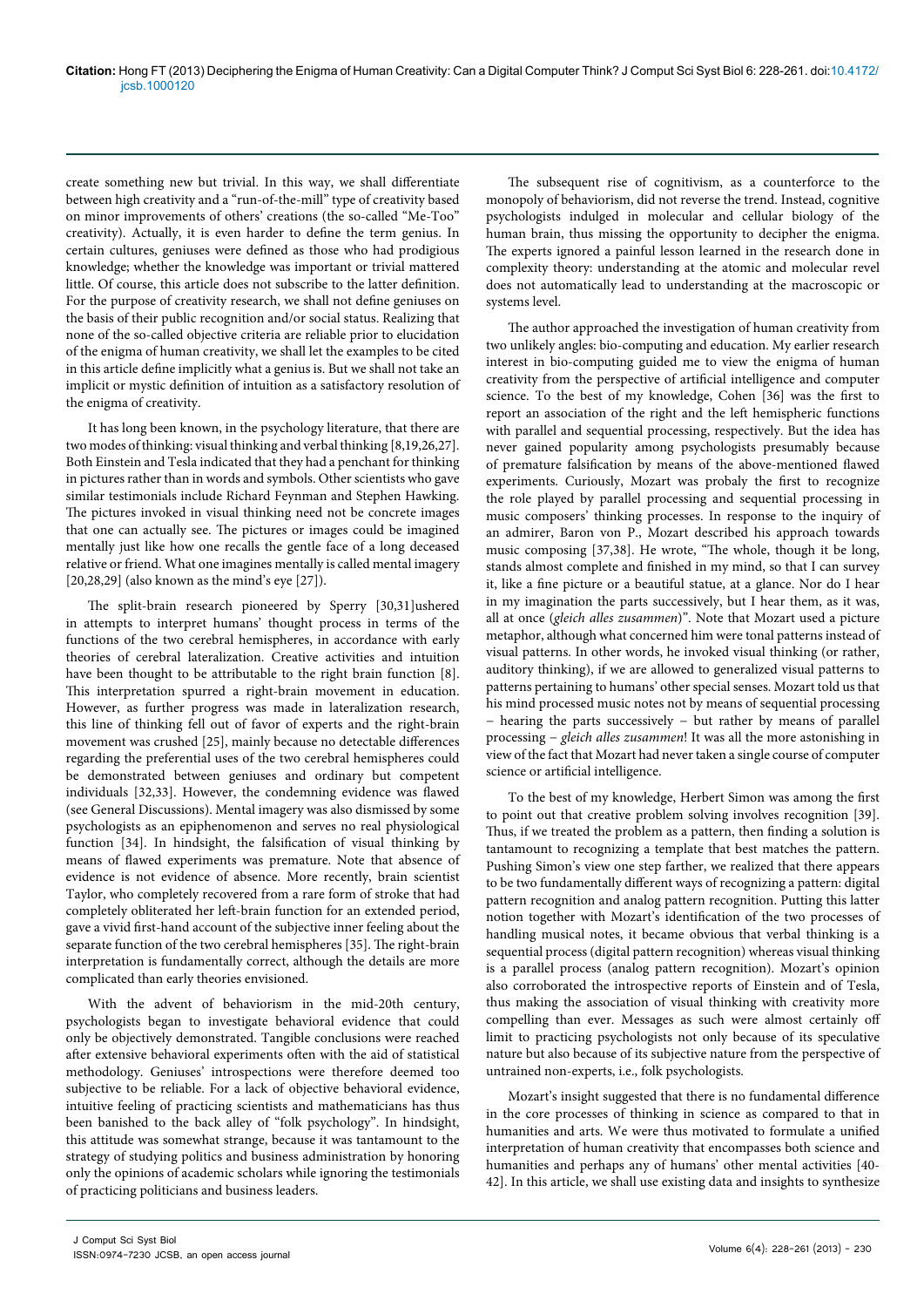create something new but trivial. In this way, we shall differentiate between high creativity and a "run-of-the-mill" type of creativity based on minor improvements of others' creations (the so-called "Me-Too" creativity). Actually, it is even harder to define the term genius. In certain cultures, geniuses were defined as those who had prodigious knowledge; whether the knowledge was important or trivial mattered little. Of course, this article does not subscribe to the latter definition. For the purpose of creativity research, we shall not define geniuses on the basis of their public recognition and/or social status. Realizing that none of the so-called objective criteria are reliable prior to elucidation of the enigma of human creativity, we shall let the examples to be cited in this article define implicitly what a genius is. But we shall not take an implicit or mystic definition of intuition as a satisfactory resolution of the enigma of creativity.

It has long been known, in the psychology literature, that there are two modes of thinking: visual thinking and verbal thinking [8,19,26,27]. Both Einstein and Tesla indicated that they had a penchant for thinking in pictures rather than in words and symbols. Other scientists who gave similar testimonials include Richard Feynman and Stephen Hawking. The pictures invoked in visual thinking need not be concrete images that one can actually see. The pictures or images could be imagined mentally just like how one recalls the gentle face of a long deceased relative or friend. What one imagines mentally is called mental imagery [20,28,29] (also known as the mind's eye [27]).

The split-brain research pioneered by Sperry [30,31]ushered in attempts to interpret humans' thought process in terms of the functions of the two cerebral hemispheres, in accordance with early theories of cerebral lateralization. Creative activities and intuition have been thought to be attributable to the right brain function [8]. This interpretation spurred a right-brain movement in education. However, as further progress was made in lateralization research, this line of thinking fell out of favor of experts and the right-brain movement was crushed [25], mainly because no detectable differences regarding the preferential uses of the two cerebral hemispheres could be demonstrated between geniuses and ordinary but competent individuals [32,33]. However, the condemning evidence was flawed (see General Discussions). Mental imagery was also dismissed by some psychologists as an epiphenomenon and serves no real physiological function [34]. In hindsight, the falsification of visual thinking by means of flawed experiments was premature. Note that absence of evidence is not evidence of absence. More recently, brain scientist Taylor, who completely recovered from a rare form of stroke that had completely obliterated her left-brain function for an extended period, gave a vivid first-hand account of the subjective inner feeling about the separate function of the two cerebral hemispheres [35]. The right-brain interpretation is fundamentally correct, although the details are more complicated than early theories envisioned.

With the advent of behaviorism in the mid-20th century, psychologists began to investigate behavioral evidence that could only be objectively demonstrated. Tangible conclusions were reached after extensive behavioral experiments often with the aid of statistical methodology. Geniuses' introspections were therefore deemed too subjective to be reliable. For a lack of objective behavioral evidence, intuitive feeling of practicing scientists and mathematicians has thus been banished to the back alley of "folk psychology". In hindsight, this attitude was somewhat strange, because it was tantamount to the strategy of studying politics and business administration by honoring only the opinions of academic scholars while ignoring the testimonials of practicing politicians and business leaders.

The subsequent rise of cognitivism, as a counterforce to the monopoly of behaviorism, did not reverse the trend. Instead, cognitive psychologists indulged in molecular and cellular biology of the human brain, thus missing the opportunity to decipher the enigma. The experts ignored a painful lesson learned in the research done in complexity theory: understanding at the atomic and molecular revel does not automatically lead to understanding at the macroscopic or systems level.

The author approached the investigation of human creativity from two unlikely angles: bio-computing and education. My earlier research interest in bio-computing guided me to view the enigma of human creativity from the perspective of artificial intelligence and computer science. To the best of my knowledge, Cohen [36] was the first to report an association of the right and the left hemispheric functions with parallel and sequential processing, respectively. But the idea has never gained popularity among psychologists presumably because of premature falsification by means of the above-mentioned flawed experiments. Curiously, Mozart was probaly the first to recognize the role played by parallel processing and sequential processing in music composers' thinking processes. In response to the inquiry of an admirer, Baron von P., Mozart described his approach towards music composing [37,38]. He wrote, "The whole, though it be long, stands almost complete and finished in my mind, so that I can survey it, like a fine picture or a beautiful statue, at a glance. Nor do I hear in my imagination the parts successively, but I hear them, as it was, all at once (*gleich alles zusammen*)". Note that Mozart used a picture metaphor, although what concerned him were tonal patterns instead of visual patterns. In other words, he invoked visual thinking (or rather, auditory thinking), if we are allowed to generalized visual patterns to patterns pertaining to humans' other special senses. Mozart told us that his mind processed music notes not by means of sequential processing – hearing the parts successively – but rather by means of parallel processing – *gleich alles zusammen*! It was all the more astonishing in view of the fact that Mozart had never taken a single course of computer science or artificial intelligence.

To the best of my knowledge, Herbert Simon was among the first to point out that creative problem solving involves recognition [39]. Thus, if we treated the problem as a pattern, then finding a solution is tantamount to recognizing a template that best matches the pattern. Pushing Simon's view one step farther, we realized that there appears to be two fundamentally different ways of recognizing a pattern: digital pattern recognition and analog pattern recognition. Putting this latter notion together with Mozart's identification of the two processes of handling musical notes, it became obvious that verbal thinking is a sequential process (digital pattern recognition) whereas visual thinking is a parallel process (analog pattern recognition). Mozart's opinion also corroborated the introspective reports of Einstein and of Tesla, thus making the association of visual thinking with creativity more compelling than ever. Messages as such were almost certainly off limit to practicing psychologists not only because of its speculative nature but also because of its subjective nature from the perspective of untrained non-experts, i.e., folk psychologists.

Mozart's insight suggested that there is no fundamental difference in the core processes of thinking in science as compared to that in humanities and arts. We were thus motivated to formulate a unified interpretation of human creativity that encompasses both science and humanities and perhaps any of humans' other mental activities [40-42]. In this article, we shall use existing data and insights to synthesize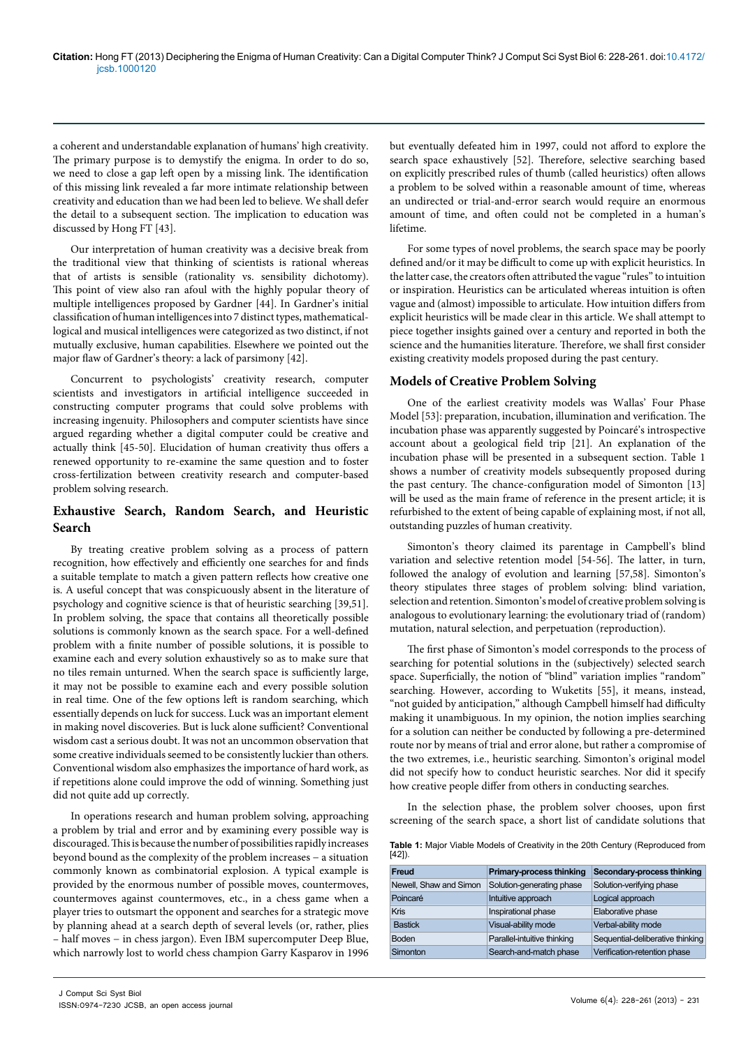a coherent and understandable explanation of humans' high creativity. The primary purpose is to demystify the enigma. In order to do so, we need to close a gap left open by a missing link. The identification of this missing link revealed a far more intimate relationship between creativity and education than we had been led to believe. We shall defer the detail to a subsequent section. The implication to education was discussed by Hong FT [43].

Our interpretation of human creativity was a decisive break from the traditional view that thinking of scientists is rational whereas that of artists is sensible (rationality vs. sensibility dichotomy). This point of view also ran afoul with the highly popular theory of multiple intelligences proposed by Gardner [44]. In Gardner's initial classification of human intelligences into 7 distinct types, mathematical-logical and musical intelligences were categorized as two distinct, if not mutually exclusive, human capabilities. Elsewhere we pointed out the major flaw of Gardner's theory: a lack of parsimony [42].

Concurrent to psychologists' creativity research, computer scientists and investigators in artificial intelligence succeeded in constructing computer programs that could solve problems with increasing ingenuity. Philosophers and computer scientists have since argued regarding whether a digital computer could be creative and actually think [45-50]. Elucidation of human creativity thus offers a renewed opportunity to re-examine the same question and to foster cross-fertilization between creativity research and computer-based problem solving research.

## Exhaustive Search, Random Search, and Heuristic Search

By treating creative problem solving as a process of pattern recognition, how effectively and efficiently one searches for and finds a suitable template to match a given pattern reflects how creative one is. A useful concept that was conspicuously absent in the literature of psychology and cognitive science is that of heuristic searching [39,51]. In problem solving, the space that contains all theoretically possible solutions is commonly known as the search space. For a well-defined problem with a finite number of possible solutions, it is possible to examine each and every solution exhaustively so as to make sure that no tiles remain unturned. When the search space is sufficiently large, it may not be possible to examine each and every possible solution in real time. One of the few options left is random searching, which essentially depends on luck for success. Luck was an important element in making novel discoveries. But is luck alone sufficient? Conventional wisdom cast a serious doubt. It was not an uncommon observation that some creative individuals seemed to be consistently luckier than others. Conventional wisdom also emphasizes the importance of hard work, as if repetitions alone could improve the odd of winning. Something just did not quite add up correctly.

In operations research and human problem solving, approaching a problem by trial and error and by examining every possible way is discouraged. This is because the number of possibilities rapidly increases beyond bound as the complexity of the problem increases – a situation commonly known as combinatorial explosion. A typical example is provided by the enormous number of possible moves, countermoves, countermoves against countermoves, etc., in a chess game when a player tries to outsmart the opponent and searches for a strategic move by planning ahead at a search depth of several levels (or, rather, plies – half moves – in chess jargon). Even IBM supercomputer Deep Blue, which narrowly lost to world chess champion Garry Kasparov in 1996 but eventually defeated him in 1997, could not afford to explore the search space exhaustively [52]. Therefore, selective searching based on explicitly prescribed rules of thumb (called heuristics) often allows a problem to be solved within a reasonable amount of time, whereas an undirected or trial-and-error search would require an enormous amount of time, and often could not be completed in a human's lifetime.

For some types of novel problems, the search space may be poorly defined and/or it may be difficult to come up with explicit heuristics. In the latter case, the creators often attributed the vague "rules" to intuition or inspiration. Heuristics can be articulated whereas intuition is often vague and (almost) impossible to articulate. How intuition differs from explicit heuristics will be made clear in this article. We shall attempt to piece together insights gained over a century and reported in both the science and the humanities literature. Therefore, we shall first consider existing creativity models proposed during the past century.

## Models of Creative Problem Solving

One of the earliest creativity models was Wallas' Four Phase Model [53]: preparation, incubation, illumination and verification. The incubation phase was apparently suggested by Poincaré's introspective account about a geological field trip [21]. An explanation of the incubation phase will be presented in a subsequent section. Table 1 shows a number of creativity models subsequently proposed during the past century. The chance-configuration model of Simonton [13] will be used as the main frame of reference in the present article; it is refurbished to the extent of being capable of explaining most, if not all, outstanding puzzles of human creativity.

Simonton's theory claimed its parentage in Campbell's blind variation and selective retention model [54-56]. The latter, in turn, followed the analogy of evolution and learning [57,58]. Simonton's theory stipulates three stages of problem solving: blind variation, selection and retention. Simonton's model of creative problem solving is analogous to evolutionary learning: the evolutionary triad of (random) mutation, natural selection, and perpetuation (reproduction).

The first phase of Simonton's model corresponds to the process of searching for potential solutions in the (subjectively) selected search space. Superficially, the notion of "blind" variation implies "random" searching. However, according to Wuketits [55], it means, instead, "not guided by anticipation," although Campbell himself had difficulty making it unambiguous. In my opinion, the notion implies searching for a solution can neither be conducted by following a pre-determined route nor by means of trial and error alone, but rather a compromise of the two extremes, i.e., heuristic searching. Simonton's original model did not specify how to conduct heuristic searches. Nor did it specify how creative people differ from others in conducting searches.

In the selection phase, the problem solver chooses, upon first screening of the search space, a short list of candidate solutions that

**Table 1:** Major Viable Models of Creativity in the 20th Century (Reproduced from [42]).

| Freud | Primary-process thinking | Secondary-process thinking |
|---|---|---|
| Newell, Shaw and Simon | Solution-generating phase | Solution-verifying phase |
| Poincaré | Intuitive approach | Logical approach |
| Kris | Inspirational phase | Elaborative phase |
| Bastick | Visual-ability mode | Verbal-ability mode |
| Boden | Parallel-intuitive thinking | Sequential-deliberative thinking |
| Simonton | Search-and-match phase | Verification-retention phase |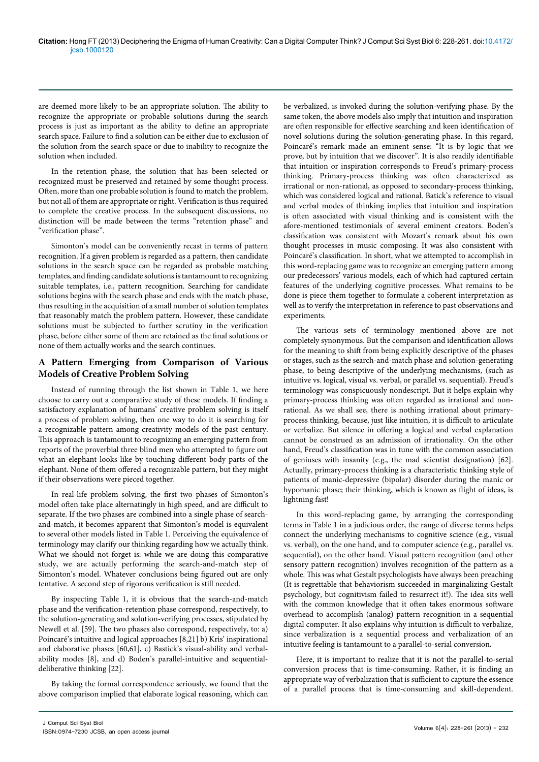are deemed more likely to be an appropriate solution. The ability to recognize the appropriate or probable solutions during the search process is just as important as the ability to define an appropriate search space. Failure to find a solution can be either due to exclusion of the solution from the search space or due to inability to recognize the solution when included.

In the retention phase, the solution that has been selected or recognized must be preserved and retained by some thought process. Often, more than one probable solution is found to match the problem, but not all of them are appropriate or right. Verification is thus required to complete the creative process. In the subsequent discussions, no distinction will be made between the terms "retention phase" and "verification phase".

Simonton's model can be conveniently recast in terms of pattern recognition. If a given problem is regarded as a pattern, then candidate solutions in the search space can be regarded as probable matching templates, and finding candidate solutions is tantamount to recognizing suitable templates, i.e., pattern recognition. Searching for candidate solutions begins with the search phase and ends with the match phase, thus resulting in the acquisition of a small number of solution templates that reasonably match the problem pattern. However, these candidate solutions must be subjected to further scrutiny in the verification phase, before either some of them are retained as the final solutions or none of them actually works and the search continues.

## A Pattern Emerging from Comparison of Various Models of Creative Problem Solving

Instead of running through the list shown in Table 1, we here choose to carry out a comparative study of these models. If finding a satisfactory explanation of humans' creative problem solving is itself a process of problem solving, then one way to do it is searching for a recognizable pattern among creativity models of the past century. This approach is tantamount to recognizing an emerging pattern from reports of the proverbial three blind men who attempted to figure out what an elephant looks like by touching different body parts of the elephant. None of them offered a recognizable pattern, but they might if their observations were pieced together.

In real-life problem solving, the first two phases of Simonton's model often take place alternatingly in high speed, and are difficult to separate. If the two phases are combined into a single phase of search-and-match, it becomes apparent that Simonton's model is equivalent to several other models listed in Table 1. Perceiving the equivalence of terminology may clarify our thinking regarding how we actually think. What we should not forget is: while we are doing this comparative study, we are actually performing the search-and-match step of Simonton's model. Whatever conclusions being figured out are only tentative. A second step of rigorous verification is still needed.

By inspecting Table 1, it is obvious that the search-and-match phase and the verification-retention phase correspond, respectively, to the solution-generating and solution-verifying processes, stipulated by Newell et al. [59]. The two phases also correspond, respectively, to: a) Poincaré's intuitive and logical approaches [8,21] b) Kris' inspirational and elaborative phases [60,61], c) Bastick's visual-ability and verbal-ability modes [8], and d) Boden's parallel-intuitive and sequential-deliberative thinking [22].

By taking the formal correspondence seriously, we found that the above comparison implied that elaborate logical reasoning, which can be verbalized, is invoked during the solution-verifying phase. By the same token, the above models also imply that intuition and inspiration are often responsible for effective searching and keen identification of novel solutions during the solution-generating phase. In this regard, Poincaré's remark made an eminent sense: "It is by logic that we prove, but by intuition that we discover". It is also readily identifiable that intuition or inspiration corresponds to Freud's primary-process thinking. Primary-process thinking was often characterized as irrational or non-rational, as opposed to secondary-process thinking, which was considered logical and rational. Batick's reference to visual and verbal modes of thinking implies that intuition and inspiration is often associated with visual thinking and is consistent with the afore-mentioned testimonials of several eminent creators. Boden's classification was consistent with Mozart's remark about his own thought processes in music composing. It was also consistent with Poincaré's classification. In short, what we attempted to accomplish in this word-replacing game was to recognize an emerging pattern among our predecessors' various models, each of which had captured certain features of the underlying cognitive processes. What remains to be done is piece them together to formulate a coherent interpretation as well as to verify the interpretation in reference to past observations and experiments.

The various sets of terminology mentioned above are not completely synonymous. But the comparison and identification allows for the meaning to shift from being explicitly descriptive of the phases or stages, such as the search-and-match phase and solution-generating phase, to being descriptive of the underlying mechanisms, (such as intuitive vs. logical, visual vs. verbal, or parallel vs. sequential). Freud's terminology was conspicuously nondescript. But it helps explain why primary-process thinking was often regarded as irrational and non-rational. As we shall see, there is nothing irrational about primary-process thinking, because, just like intuition, it is difficult to articulate or verbalize. But silence in offering a logical and verbal explanation cannot be construed as an admission of irrationality. On the other hand, Freud's classification was in tune with the common association of geniuses with insanity (e.g., the mad scientist designation) [62]. Actually, primary-process thinking is a characteristic thinking style of patients of manic-depressive (bipolar) disorder during the manic or hypomanic phase; their thinking, which is known as flight of ideas, is lightning fast!

In this word-replacing game, by arranging the corresponding terms in Table 1 in a judicious order, the range of diverse terms helps connect the underlying mechanisms to cognitive science (e.g., visual vs. verbal), on the one hand, and to computer science (e.g., parallel vs. sequential), on the other hand. Visual pattern recognition (and other sensory pattern recognition) involves recognition of the pattern as a whole. This was what Gestalt psychologists have always been preaching (It is regrettable that behaviorism succeeded in marginalizing Gestalt psychology, but cognitivism failed to resurrect it!). The idea sits well with the common knowledge that it often takes enormous software overhead to accomplish (analog) pattern recognition in a sequential digital computer. It also explains why intuition is difficult to verbalize, since verbalization is a sequential process and verbalization of an intuitive feeling is tantamount to a parallel-to-serial conversion.

Here, it is important to realize that it is not the parallel-to-serial conversion process that is time-consuming. Rather, it is finding an appropriate way of verbalization that is sufficient to capture the essence of a parallel process that is time-consuming and skill-dependent.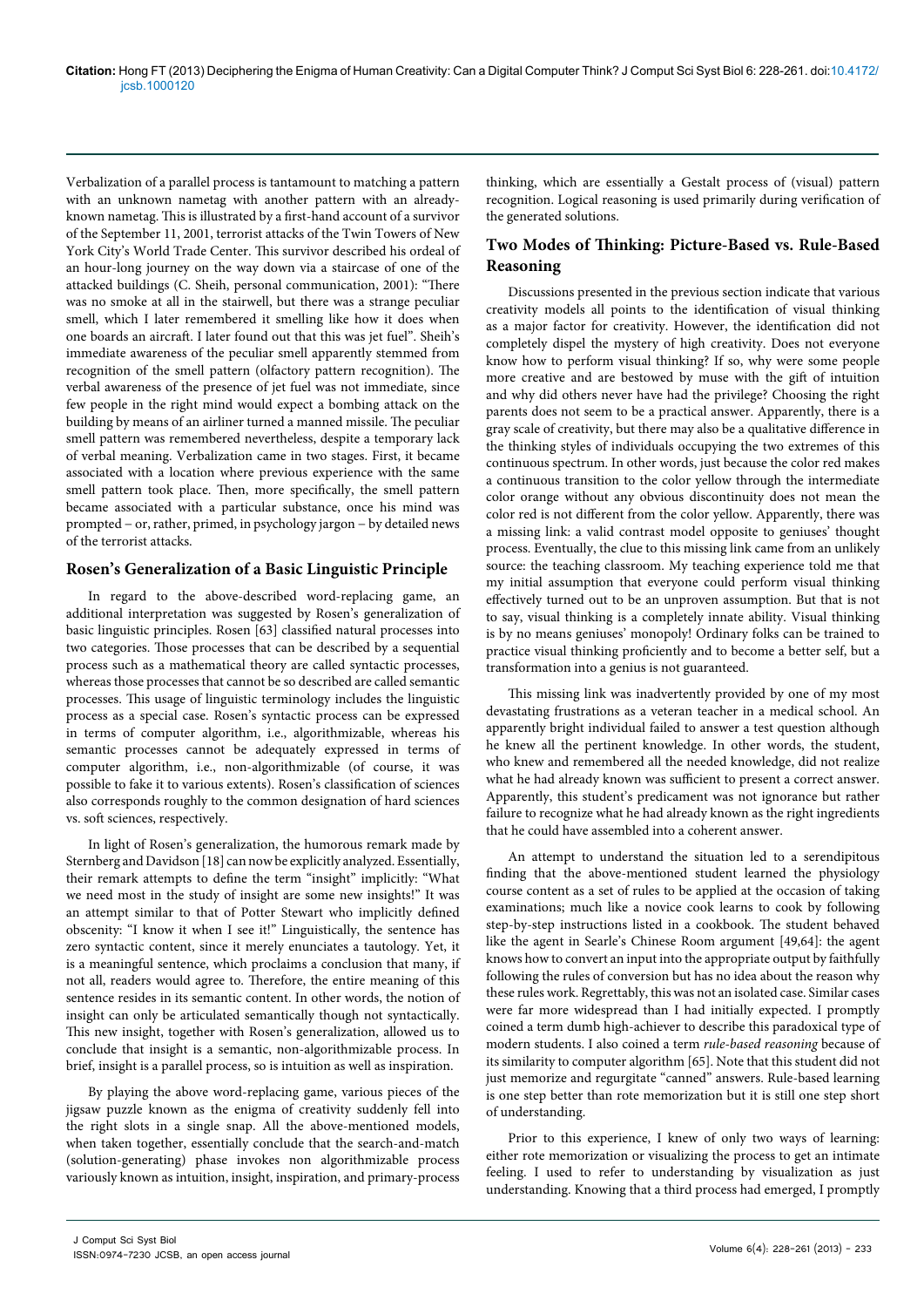Verbalization of a parallel process is tantamount to matching a pattern with an unknown nametag with another pattern with an already-known nametag. This is illustrated by a first-hand account of a survivor of the September 11, 2001, terrorist attacks of the Twin Towers of New York City's World Trade Center. This survivor described his ordeal of an hour-long journey on the way down via a staircase of one of the attacked buildings (C. Sheih, personal communication, 2001): "There was no smoke at all in the stairwell, but there was a strange peculiar smell, which I later remembered it smelling like how it does when one boards an aircraft. I later found out that this was jet fuel". Sheih's immediate awareness of the peculiar smell apparently stemmed from recognition of the smell pattern (olfactory pattern recognition). The verbal awareness of the presence of jet fuel was not immediate, since few people in the right mind would expect a bombing attack on the building by means of an airliner turned a manned missile. The peculiar smell pattern was remembered nevertheless, despite a temporary lack of verbal meaning. Verbalization came in two stages. First, it became associated with a location where previous experience with the same smell pattern took place. Then, more specifically, the smell pattern became associated with a particular substance, once his mind was prompted – or, rather, primed, in psychology jargon – by detailed news of the terrorist attacks.

## Rosen's Generalization of a Basic Linguistic Principle

In regard to the above-described word-replacing game, an additional interpretation was suggested by Rosen's generalization of basic linguistic principles. Rosen [63] classified natural processes into two categories. Those processes that can be described by a sequential process such as a mathematical theory are called syntactic processes, whereas those processes that cannot be so described are called semantic processes. This usage of linguistic terminology includes the linguistic process as a special case. Rosen's syntactic process can be expressed in terms of computer algorithm, i.e., algorithmizable, whereas his semantic processes cannot be adequately expressed in terms of computer algorithm, i.e., non-algorithmizable (of course, it was possible to fake it to various extents). Rosen's classification of sciences also corresponds roughly to the common designation of hard sciences vs. soft sciences, respectively.

In light of Rosen's generalization, the humorous remark made by Sternberg and Davidson [18] can now be explicitly analyzed. Essentially, their remark attempts to define the term "insight" implicitly: "What we need most in the study of insight are some new insights!" It was an attempt similar to that of Potter Stewart who implicitly defined obscenity: "I know it when I see it!" Linguistically, the sentence has zero syntactic content, since it merely enunciates a tautology. Yet, it is a meaningful sentence, which proclaims a conclusion that many, if not all, readers would agree to. Therefore, the entire meaning of this sentence resides in its semantic content. In other words, the notion of insight can only be articulated semantically though not syntactically. This new insight, together with Rosen's generalization, allowed us to conclude that insight is a semantic, non-algorithmizable process. In brief, insight is a parallel process, so is intuition as well as inspiration.

By playing the above word-replacing game, various pieces of the jigsaw puzzle known as the enigma of creativity suddenly fell into the right slots in a single snap. All the above-mentioned models, when taken together, essentially conclude that the search-and-match (solution-generating) phase invokes non algorithmizable process variously known as intuition, insight, inspiration, and primary-process thinking, which are essentially a Gestalt process of (visual) pattern recognition. Logical reasoning is used primarily during verification of the generated solutions.

## Two Modes of Thinking: Picture-Based vs. Rule-Based Reasoning

Discussions presented in the previous section indicate that various creativity models all points to the identification of visual thinking as a major factor for creativity. However, the identification did not completely dispel the mystery of high creativity. Does not everyone know how to perform visual thinking? If so, why were some people more creative and are bestowed by muse with the gift of intuition and why did others never have had the privilege? Choosing the right parents does not seem to be a practical answer. Apparently, there is a gray scale of creativity, but there may also be a qualitative difference in the thinking styles of individuals occupying the two extremes of this continuous spectrum. In other words, just because the color red makes a continuous transition to the color yellow through the intermediate color orange without any obvious discontinuity does not mean the color red is not different from the color yellow. Apparently, there was a missing link: a valid contrast model opposite to geniuses' thought process. Eventually, the clue to this missing link came from an unlikely source: the teaching classroom. My teaching experience told me that my initial assumption that everyone could perform visual thinking effectively turned out to be an unproven assumption. But that is not to say, visual thinking is a completely innate ability. Visual thinking is by no means geniuses' monopoly! Ordinary folks can be trained to practice visual thinking proficiently and to become a better self, but a transformation into a genius is not guaranteed.

This missing link was inadvertently provided by one of my most devastating frustrations as a veteran teacher in a medical school. An apparently bright individual failed to answer a test question although he knew all the pertinent knowledge. In other words, the student, who knew and remembered all the needed knowledge, did not realize what he had already known was sufficient to present a correct answer. Apparently, this student's predicament was not ignorance but rather failure to recognize what he had already known as the right ingredients that he could have assembled into a coherent answer.

An attempt to understand the situation led to a serendipitous finding that the above-mentioned student learned the physiology course content as a set of rules to be applied at the occasion of taking examinations; much like a novice cook learns to cook by following step-by-step instructions listed in a cookbook. The student behaved like the agent in Searle's Chinese Room argument [49,64]: the agent knows how to convert an input into the appropriate output by faithfully following the rules of conversion but has no idea about the reason why these rules work. Regrettably, this was not an isolated case. Similar cases were far more widespread than I had initially expected. I promptly coined a term dumb high-achiever to describe this paradoxical type of modern students. I also coined a term *rule-based reasoning* because of its similarity to computer algorithm [65]. Note that this student did not just memorize and regurgitate "canned" answers. Rule-based learning is one step better than rote memorization but it is still one step short of understanding.

Prior to this experience, I knew of only two ways of learning: either rote memorization or visualizing the process to get an intimate feeling. I used to refer to understanding by visualization as just understanding. Knowing that a third process had emerged, I promptly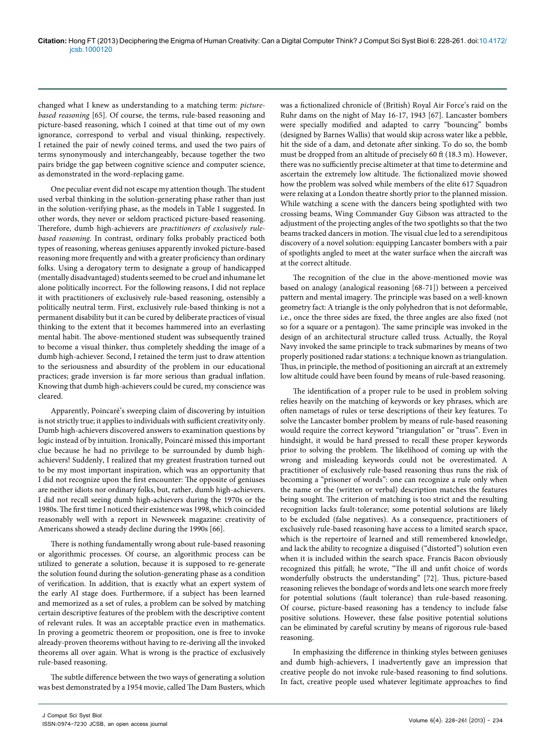changed what I knew as understanding to a matching term: *picture-based reasoning* [65]. Of course, the terms, rule-based reasoning and picture-based reasoning, which I coined at that time out of my own ignorance, correspond to verbal and visual thinking, respectively. I retained the pair of newly coined terms, and used the two pairs of terms synonymously and interchangeably, because together the two pairs bridge the gap between cognitive science and computer science, as demonstrated in the word-replacing game.

One peculiar event did not escape my attention though. The student used verbal thinking in the solution-generating phase rather than just in the solution-verifying phase, as the models in Table 1 suggested. In other words, they never or seldom practiced picture-based reasoning. Therefore, dumb high-achievers are *practitioners of exclusively rule-based reasoning*. In contrast, ordinary folks probably practiced both types of reasoning, whereas geniuses apparently invoked picture-based reasoning more frequently and with a greater proficiency than ordinary folks. Using a derogatory term to designate a group of handicapped (mentally disadvantaged) students seemed to be cruel and inhumane let alone politically incorrect. For the following reasons, I did not replace it with practitioners of exclusively rule-based reasoning, ostensibly a politically neutral term. First, exclusively rule-based thinking is not a permanent disability but it can be cured by deliberate practices of visual thinking to the extent that it becomes hammered into an everlasting mental habit. The above-mentioned student was subsequently trained to become a visual thinker, thus completely shedding the image of a dumb high-achiever. Second, I retained the term just to draw attention to the seriousness and absurdity of the problem in our educational practices; grade inversion is far more serious than gradual inflation. Knowing that dumb high-achievers could be cured, my conscience was cleared.

Apparently, Poincaré's sweeping claim of discovering by intuition is not strictly true; it applies to individuals with sufficient creativity only. Dumb high-achievers discovered answers to examination questions by logic instead of by intuition. Ironically, Poincaré missed this important clue because he had no privilege to be surrounded by dumb high-achievers! Suddenly, I realized that my greatest frustration turned out to be my most important inspiration, which was an opportunity that I did not recognize upon the first encounter: The opposite of geniuses are neither idiots nor ordinary folks, but, rather, dumb high-achievers. I did not recall seeing dumb high-achievers during the 1970s or the 1980s. The first time I noticed their existence was 1998, which coincided reasonably well with a report in Newsweek magazine: creativity of Americans showed a steady decline during the 1990s [66].

There is nothing fundamentally wrong about rule-based reasoning or algorithmic processes. Of course, an algorithmic process can be utilized to generate a solution, because it is supposed to re-generate the solution found during the solution-generating phase as a condition of verification. In addition, that is exactly what an expert system of the early AI stage does. Furthermore, if a subject has been learned and memorized as a set of rules, a problem can be solved by matching certain descriptive features of the problem with the descriptive content of relevant rules. It was an acceptable practice even in mathematics. In proving a geometric theorem or proposition, one is free to invoke already-proven theorems without having to re-deriving all the invoked theorems all over again. What is wrong is the practice of exclusively rule-based reasoning.

The subtle difference between the two ways of generating a solution was best demonstrated by a 1954 movie, called The Dam Busters, which was a fictionalized chronicle of (British) Royal Air Force's raid on the Ruhr dams on the night of May 16-17, 1943 [67]. Lancaster bombers were specially modified and adapted to carry "bouncing" bombs (designed by Barnes Wallis) that would skip across water like a pebble, hit the side of a dam, and detonate after sinking. To do so, the bomb must be dropped from an altitude of precisely 60 ft (18.3 m). However, there was no sufficiently precise altimeter at that time to determine and ascertain the extremely low altitude. The fictionalized movie showed how the problem was solved while members of the elite 617 Squadron were relaxing at a London theatre shortly prior to the planned mission. While watching a scene with the dancers being spotlighted with two crossing beams, Wing Commander Guy Gibson was attracted to the adjustment of the projecting angles of the two spotlights so that the two beams tracked dancers in motion. The visual clue led to a serendipitous discovery of a novel solution: equipping Lancaster bombers with a pair of spotlights angled to meet at the water surface when the aircraft was at the correct altitude.

The recognition of the clue in the above-mentioned movie was based on analogy (analogical reasoning [68-71]) between a perceived pattern and mental imagery. The principle was based on a well-known geometry fact: A triangle is the only polyhedron that is not deformable, i.e., once the three sides are fixed, the three angles are also fixed (not so for a square or a pentagon). The same principle was invoked in the design of an architectural structure called truss. Actually, the Royal Navy invoked the same principle to track submarines by means of two properly positioned radar stations: a technique known as triangulation. Thus, in principle, the method of positioning an aircraft at an extremely low altitude could have been found by means of rule-based reasoning.

The identification of a proper rule to be used in problem solving relies heavily on the matching of keywords or key phrases, which are often nametags of rules or terse descriptions of their key features. To solve the Lancaster bomber problem by means of rule-based reasoning would require the correct keyword "triangulation" or "truss". Even in hindsight, it would be hard pressed to recall these proper keywords prior to solving the problem. The likelihood of coming up with the wrong and misleading keywords could not be overestimated. A practitioner of exclusively rule-based reasoning thus runs the risk of becoming a "prisoner of words": one can recognize a rule only when the name or the (written or verbal) description matches the features being sought. The criterion of matching is too strict and the resulting recognition lacks fault-tolerance; some potential solutions are likely to be excluded (false negatives). As a consequence, practitioners of exclusively rule-based reasoning have access to a limited search space, which is the repertoire of learned and still remembered knowledge, and lack the ability to recognize a disguised ("distorted") solution even when it is included within the search space. Francis Bacon obviously recognized this pitfall; he wrote, "The ill and unfit choice of words wonderfully obstructs the understanding" [72]. Thus, picture-based reasoning relieves the bondage of words and lets one search more freely for potential solutions (fault tolerance) than rule-based reasoning. Of course, picture-based reasoning has a tendency to include false positive solutions. However, these false positive potential solutions can be eliminated by careful scrutiny by means of rigorous rule-based reasoning.

In emphasizing the difference in thinking styles between geniuses and dumb high-achievers, I inadvertently gave an impression that creative people do not invoke rule-based reasoning to find solutions. In fact, creative people used whatever legitimate approaches to find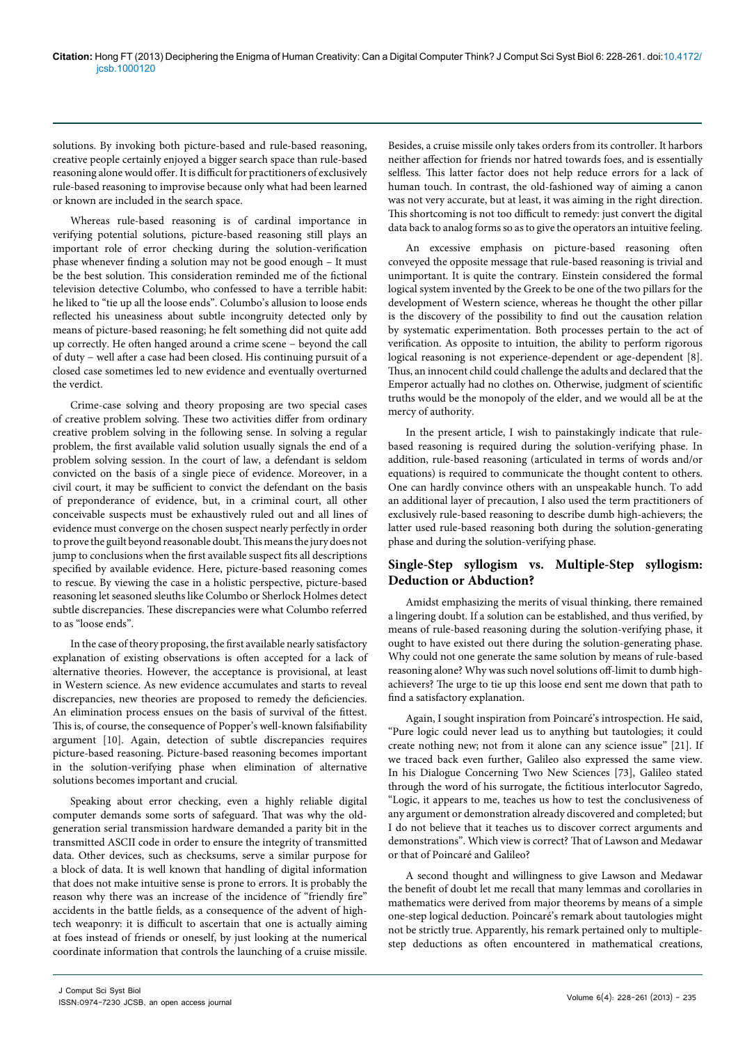solutions. By invoking both picture-based and rule-based reasoning, creative people certainly enjoyed a bigger search space than rule-based reasoning alone would offer. It is difficult for practitioners of exclusively rule-based reasoning to improvise because only what had been learned or known are included in the search space.

Whereas rule-based reasoning is of cardinal importance in verifying potential solutions, picture-based reasoning still plays an important role of error checking during the solution-verification phase whenever finding a solution may not be good enough – It must be the best solution. This consideration reminded me of the fictional television detective Columbo, who confessed to have a terrible habit: he liked to "tie up all the loose ends". Columbo's allusion to loose ends reflected his uneasiness about subtle incongruity detected only by means of picture-based reasoning; he felt something did not quite add up correctly. He often hanged around a crime scene – beyond the call of duty – well after a case had been closed. His continuing pursuit of a closed case sometimes led to new evidence and eventually overturned the verdict.

Crime-case solving and theory proposing are two special cases of creative problem solving. These two activities differ from ordinary creative problem solving in the following sense. In solving a regular problem, the first available valid solution usually signals the end of a problem solving session. In the court of law, a defendant is seldom convicted on the basis of a single piece of evidence. Moreover, in a civil court, it may be sufficient to convict the defendant on the basis of preponderance of evidence, but, in a criminal court, all other conceivable suspects must be exhaustively ruled out and all lines of evidence must converge on the chosen suspect nearly perfectly in order to prove the guilt beyond reasonable doubt. This means the jury does not jump to conclusions when the first available suspect fits all descriptions specified by available evidence. Here, picture-based reasoning comes to rescue. By viewing the case in a holistic perspective, picture-based reasoning let seasoned sleuths like Columbo or Sherlock Holmes detect subtle discrepancies. These discrepancies were what Columbo referred to as "loose ends".

In the case of theory proposing, the first available nearly satisfactory explanation of existing observations is often accepted for a lack of alternative theories. However, the acceptance is provisional, at least in Western science. As new evidence accumulates and starts to reveal discrepancies, new theories are proposed to remedy the deficiencies. An elimination process ensues on the basis of survival of the fittest. This is, of course, the consequence of Popper's well-known falsifiability argument [10]. Again, detection of subtle discrepancies requires picture-based reasoning. Picture-based reasoning becomes important in the solution-verifying phase when elimination of alternative solutions becomes important and crucial.

Speaking about error checking, even a highly reliable digital computer demands some sorts of safeguard. That was why the old-generation serial transmission hardware demanded a parity bit in the transmitted ASCII code in order to ensure the integrity of transmitted data. Other devices, such as checksums, serve a similar purpose for a block of data. It is well known that handling of digital information that does not make intuitive sense is prone to errors. It is probably the reason why there was an increase of the incidence of "friendly fire" accidents in the battle fields, as a consequence of the advent of high-tech weaponry: it is difficult to ascertain that one is actually aiming at foes instead of friends or oneself, by just looking at the numerical coordinate information that controls the launching of a cruise missile. Besides, a cruise missile only takes orders from its controller. It harbors neither affection for friends nor hatred towards foes, and is essentially selfless. This latter factor does not help reduce errors for a lack of human touch. In contrast, the old-fashioned way of aiming a canon was not very accurate, but at least, it was aiming in the right direction. This shortcoming is not too difficult to remedy: just convert the digital data back to analog forms so as to give the operators an intuitive feeling.

An excessive emphasis on picture-based reasoning often conveyed the opposite message that rule-based reasoning is trivial and unimportant. It is quite the contrary. Einstein considered the formal logical system invented by the Greek to be one of the two pillars for the development of Western science, whereas he thought the other pillar is the discovery of the possibility to find out the causation relation by systematic experimentation. Both processes pertain to the act of verification. As opposite to intuition, the ability to perform rigorous logical reasoning is not experience-dependent or age-dependent [8]. Thus, an innocent child could challenge the adults and declared that the Emperor actually had no clothes on. Otherwise, judgment of scientific truths would be the monopoly of the elder, and we would all be at the mercy of authority.

In the present article, I wish to painstakingly indicate that rule-based reasoning is required during the solution-verifying phase. In addition, rule-based reasoning (articulated in terms of words and/or equations) is required to communicate the thought content to others. One can hardly convince others with an unspeakable hunch. To add an additional layer of precaution, I also used the term practitioners of exclusively rule-based reasoning to describe dumb high-achievers; the latter used rule-based reasoning both during the solution-generating phase and during the solution-verifying phase.

## Single-Step syllogism vs. Multiple-Step syllogism: Deduction or Abduction?

Amidst emphasizing the merits of visual thinking, there remained a lingering doubt. If a solution can be established, and thus verified, by means of rule-based reasoning during the solution-verifying phase, it ought to have existed out there during the solution-generating phase. Why could not one generate the same solution by means of rule-based reasoning alone? Why was such novel solutions off-limit to dumb high-achievers? The urge to tie up this loose end sent me down that path to find a satisfactory explanation.

Again, I sought inspiration from Poincaré's introspection. He said, "Pure logic could never lead us to anything but tautologies; it could create nothing new; not from it alone can any science issue" [21]. If we traced back even further, Galileo also expressed the same view. In his Dialogue Concerning Two New Sciences [73], Galileo stated through the word of his surrogate, the fictitious interlocutor Sagredo, "Logic, it appears to me, teaches us how to test the conclusiveness of any argument or demonstration already discovered and completed; but I do not believe that it teaches us to discover correct arguments and demonstrations". Which view is correct? That of Lawson and Medawar or that of Poincaré and Galileo?

A second thought and willingness to give Lawson and Medawar the benefit of doubt let me recall that many lemmas and corollaries in mathematics were derived from major theorems by means of a simple one-step logical deduction. Poincaré's remark about tautologies might not be strictly true. Apparently, his remark pertained only to multiple-step deductions as often encountered in mathematical creations,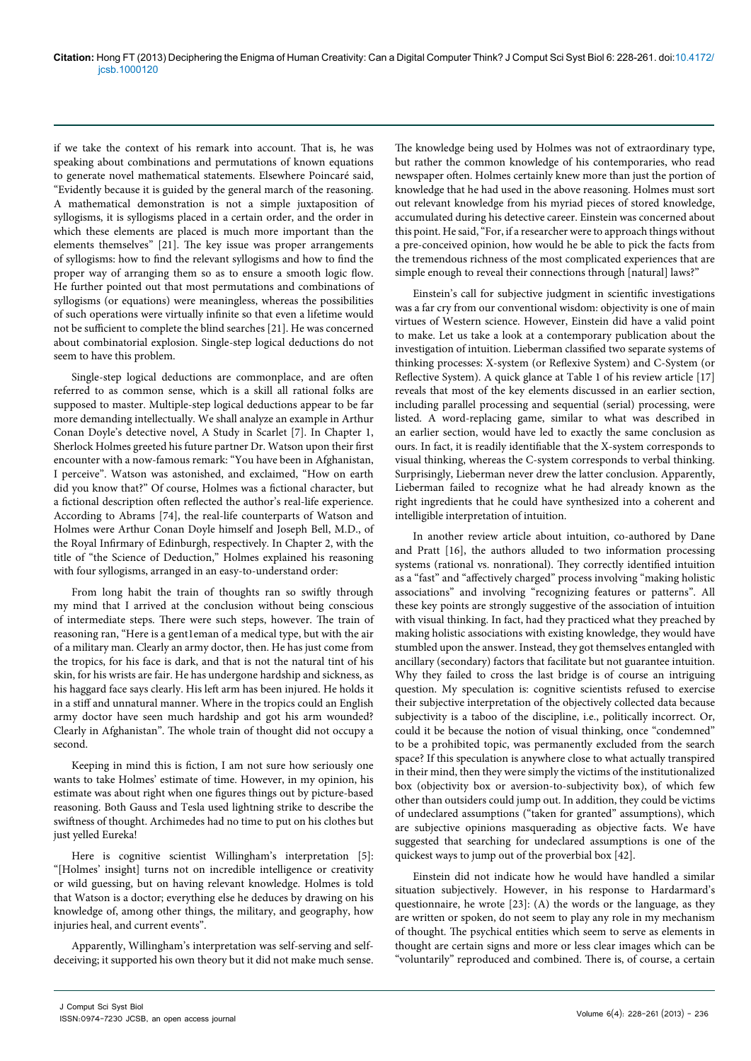if we take the context of his remark into account. That is, he was speaking about combinations and permutations of known equations to generate novel mathematical statements. Elsewhere Poincaré said, "Evidently because it is guided by the general march of the reasoning. A mathematical demonstration is not a simple juxtaposition of syllogisms, it is syllogisms placed in a certain order, and the order in which these elements are placed is much more important than the elements themselves" [21]. The key issue was proper arrangements of syllogisms: how to find the relevant syllogisms and how to find the proper way of arranging them so as to ensure a smooth logic flow. He further pointed out that most permutations and combinations of syllogisms (or equations) were meaningless, whereas the possibilities of such operations were virtually infinite so that even a lifetime would not be sufficient to complete the blind searches [21]. He was concerned about combinatorial explosion. Single-step logical deductions do not seem to have this problem.

Single-step logical deductions are commonplace, and are often referred to as common sense, which is a skill all rational folks are supposed to master. Multiple-step logical deductions appear to be far more demanding intellectually. We shall analyze an example in Arthur Conan Doyle's detective novel, A Study in Scarlet [7]. In Chapter 1, Sherlock Holmes greeted his future partner Dr. Watson upon their first encounter with a now-famous remark: "You have been in Afghanistan, I perceive". Watson was astonished, and exclaimed, "How on earth did you know that?" Of course, Holmes was a fictional character, but a fictional description often reflected the author's real-life experience. According to Abrams [74], the real-life counterparts of Watson and Holmes were Arthur Conan Doyle himself and Joseph Bell, M.D., of the Royal Infirmary of Edinburgh, respectively. In Chapter 2, with the title of "the Science of Deduction," Holmes explained his reasoning with four syllogisms, arranged in an easy-to-understand order:

From long habit the train of thoughts ran so swiftly through my mind that I arrived at the conclusion without being conscious of intermediate steps. There were such steps, however. The train of reasoning ran, "Here is a gent1eman of a medical type, but with the air of a military man. Clearly an army doctor, then. He has just come from the tropics, for his face is dark, and that is not the natural tint of his skin, for his wrists are fair. He has undergone hardship and sickness, as his haggard face says clearly. His left arm has been injured. He holds it in a stiff and unnatural manner. Where in the tropics could an English army doctor have seen much hardship and got his arm wounded? Clearly in Afghanistan". The whole train of thought did not occupy a second.

Keeping in mind this is fiction, I am not sure how seriously one wants to take Holmes' estimate of time. However, in my opinion, his estimate was about right when one figures things out by picture-based reasoning. Both Gauss and Tesla used lightning strike to describe the swiftness of thought. Archimedes had no time to put on his clothes but just yelled Eureka!

Here is cognitive scientist Willingham's interpretation [5]: "[Holmes' insight] turns not on incredible intelligence or creativity or wild guessing, but on having relevant knowledge. Holmes is told that Watson is a doctor; everything else he deduces by drawing on his knowledge of, among other things, the military, and geography, how injuries heal, and current events".

Apparently, Willingham's interpretation was self-serving and self-deceiving; it supported his own theory but it did not make much sense. The knowledge being used by Holmes was not of extraordinary type, but rather the common knowledge of his contemporaries, who read newspaper often. Holmes certainly knew more than just the portion of knowledge that he had used in the above reasoning. Holmes must sort out relevant knowledge from his myriad pieces of stored knowledge, accumulated during his detective career. Einstein was concerned about this point. He said, "For, if a researcher were to approach things without a pre-conceived opinion, how would he be able to pick the facts from the tremendous richness of the most complicated experiences that are simple enough to reveal their connections through [natural] laws?"

Einstein's call for subjective judgment in scientific investigations was a far cry from our conventional wisdom: objectivity is one of main virtues of Western science. However, Einstein did have a valid point to make. Let us take a look at a contemporary publication about the investigation of intuition. Lieberman classified two separate systems of thinking processes: X-system (or Reflexive System) and C-System (or Reflective System). A quick glance at Table 1 of his review article [17] reveals that most of the key elements discussed in an earlier section, including parallel processing and sequential (serial) processing, were listed. A word-replacing game, similar to what was described in an earlier section, would have led to exactly the same conclusion as ours. In fact, it is readily identifiable that the X-system corresponds to visual thinking, whereas the C-system corresponds to verbal thinking. Surprisingly, Lieberman never drew the latter conclusion. Apparently, Lieberman failed to recognize what he had already known as the right ingredients that he could have synthesized into a coherent and intelligible interpretation of intuition.

In another review article about intuition, co-authored by Dane and Pratt [16], the authors alluded to two information processing systems (rational vs. nonrational). They correctly identified intuition as a "fast" and "affectively charged" process involving "making holistic associations" and involving "recognizing features or patterns". All these key points are strongly suggestive of the association of intuition with visual thinking. In fact, had they practiced what they preached by making holistic associations with existing knowledge, they would have stumbled upon the answer. Instead, they got themselves entangled with ancillary (secondary) factors that facilitate but not guarantee intuition. Why they failed to cross the last bridge is of course an intriguing question. My speculation is: cognitive scientists refused to exercise their subjective interpretation of the objectively collected data because subjectivity is a taboo of the discipline, i.e., politically incorrect. Or, could it be because the notion of visual thinking, once "condemned" to be a prohibited topic, was permanently excluded from the search space? If this speculation is anywhere close to what actually transpired in their mind, then they were simply the victims of the institutionalized box (objectivity box or aversion-to-subjectivity box), of which few other than outsiders could jump out. In addition, they could be victims of undeclared assumptions ("taken for granted" assumptions), which are subjective opinions masquerading as objective facts. We have suggested that searching for undeclared assumptions is one of the quickest ways to jump out of the proverbial box [42].

Einstein did not indicate how he would have handled a similar situation subjectively. However, in his response to Hardarmard's questionnaire, he wrote [23]: (A) the words or the language, as they are written or spoken, do not seem to play any role in my mechanism of thought. The psychical entities which seem to serve as elements in thought are certain signs and more or less clear images which can be "voluntarily" reproduced and combined. There is, of course, a certain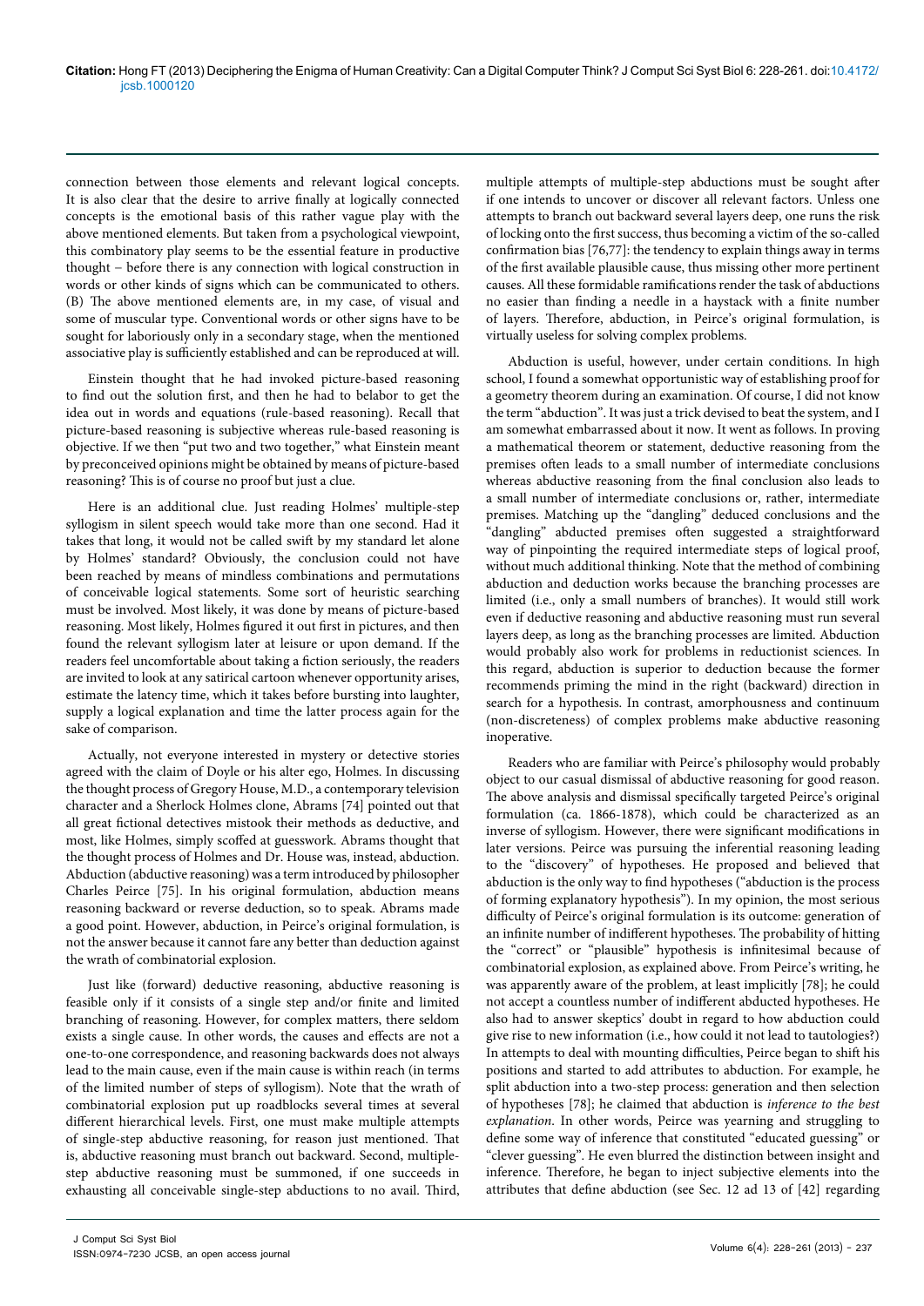connection between those elements and relevant logical concepts. It is also clear that the desire to arrive finally at logically connected concepts is the emotional basis of this rather vague play with the above mentioned elements. But taken from a psychological viewpoint, this combinatory play seems to be the essential feature in productive thought – before there is any connection with logical construction in words or other kinds of signs which can be communicated to others. (B) The above mentioned elements are, in my case, of visual and some of muscular type. Conventional words or other signs have to be sought for laboriously only in a secondary stage, when the mentioned associative play is sufficiently established and can be reproduced at will.

Einstein thought that he had invoked picture-based reasoning to find out the solution first, and then he had to belabor to get the idea out in words and equations (rule-based reasoning). Recall that picture-based reasoning is subjective whereas rule-based reasoning is objective. If we then "put two and two together," what Einstein meant by preconceived opinions might be obtained by means of picture-based reasoning? This is of course no proof but just a clue.

Here is an additional clue. Just reading Holmes' multiple-step syllogism in silent speech would take more than one second. Had it takes that long, it would not be called swift by my standard let alone by Holmes' standard? Obviously, the conclusion could not have been reached by means of mindless combinations and permutations of conceivable logical statements. Some sort of heuristic searching must be involved. Most likely, it was done by means of picture-based reasoning. Most likely, Holmes figured it out first in pictures, and then found the relevant syllogism later at leisure or upon demand. If the readers feel uncomfortable about taking a fiction seriously, the readers are invited to look at any satirical cartoon whenever opportunity arises, estimate the latency time, which it takes before bursting into laughter, supply a logical explanation and time the latter process again for the sake of comparison.

Actually, not everyone interested in mystery or detective stories agreed with the claim of Doyle or his alter ego, Holmes. In discussing the thought process of Gregory House, M.D., a contemporary television character and a Sherlock Holmes clone, Abrams [74] pointed out that all great fictional detectives mistook their methods as deductive, and most, like Holmes, simply scoffed at guesswork. Abrams thought that the thought process of Holmes and Dr. House was, instead, abduction. Abduction (abductive reasoning) was a term introduced by philosopher Charles Peirce [75]. In his original formulation, abduction means reasoning backward or reverse deduction, so to speak. Abrams made a good point. However, abduction, in Peirce's original formulation, is not the answer because it cannot fare any better than deduction against the wrath of combinatorial explosion.

Just like (forward) deductive reasoning, abductive reasoning is feasible only if it consists of a single step and/or finite and limited branching of reasoning. However, for complex matters, there seldom exists a single cause. In other words, the causes and effects are not a one-to-one correspondence, and reasoning backwards does not always lead to the main cause, even if the main cause is within reach (in terms of the limited number of steps of syllogism). Note that the wrath of combinatorial explosion put up roadblocks several times at several different hierarchical levels. First, one must make multiple attempts of single-step abductive reasoning, for reason just mentioned. That is, abductive reasoning must branch out backward. Second, multiple-step abductive reasoning must be summoned, if one succeeds in exhausting all conceivable single-step abductions to no avail. Third, multiple attempts of multiple-step abductions must be sought after if one intends to uncover or discover all relevant factors. Unless one attempts to branch out backward several layers deep, one runs the risk of locking onto the first success, thus becoming a victim of the so-called confirmation bias [76,77]: the tendency to explain things away in terms of the first available plausible cause, thus missing other more pertinent causes. All these formidable ramifications render the task of abductions no easier than finding a needle in a haystack with a finite number of layers. Therefore, abduction, in Peirce's original formulation, is virtually useless for solving complex problems.

Abduction is useful, however, under certain conditions. In high school, I found a somewhat opportunistic way of establishing proof for a geometry theorem during an examination. Of course, I did not know the term "abduction". It was just a trick devised to beat the system, and I am somewhat embarrassed about it now. It went as follows. In proving a mathematical theorem or statement, deductive reasoning from the premises often leads to a small number of intermediate conclusions whereas abductive reasoning from the final conclusion also leads to a small number of intermediate conclusions or, rather, intermediate premises. Matching up the "dangling" deduced conclusions and the "dangling" abducted premises often suggested a straightforward way of pinpointing the required intermediate steps of logical proof, without much additional thinking. Note that the method of combining abduction and deduction works because the branching processes are limited (i.e., only a small numbers of branches). It would still work even if deductive reasoning and abductive reasoning must run several layers deep, as long as the branching processes are limited. Abduction would probably also work for problems in reductionist sciences. In this regard, abduction is superior to deduction because the former recommends priming the mind in the right (backward) direction in search for a hypothesis. In contrast, amorphousness and continuum (non-discreteness) of complex problems make abductive reasoning inoperative.

Readers who are familiar with Peirce's philosophy would probably object to our casual dismissal of abductive reasoning for good reason. The above analysis and dismissal specifically targeted Peirce's original formulation (ca. 1866-1878), which could be characterized as an inverse of syllogism. However, there were significant modifications in later versions. Peirce was pursuing the inferential reasoning leading to the "discovery" of hypotheses. He proposed and believed that abduction is the only way to find hypotheses ("abduction is the process of forming explanatory hypothesis"). In my opinion, the most serious difficulty of Peirce's original formulation is its outcome: generation of an infinite number of indifferent hypotheses. The probability of hitting the "correct" or "plausible" hypothesis is infinitesimal because of combinatorial explosion, as explained above. From Peirce's writing, he was apparently aware of the problem, at least implicitly [78]; he could not accept a countless number of indifferent abducted hypotheses. He also had to answer skeptics' doubt in regard to how abduction could give rise to new information (i.e., how could it not lead to tautologies?) In attempts to deal with mounting difficulties, Peirce began to shift his positions and started to add attributes to abduction. For example, he split abduction into a two-step process: generation and then selection of hypotheses [78]; he claimed that abduction is *inference to the best explanation*. In other words, Peirce was yearning and struggling to define some way of inference that constituted "educated guessing" or "clever guessing". He even blurred the distinction between insight and inference. Therefore, he began to inject subjective elements into the attributes that define abduction (see Sec. 12 ad 13 of [42] regarding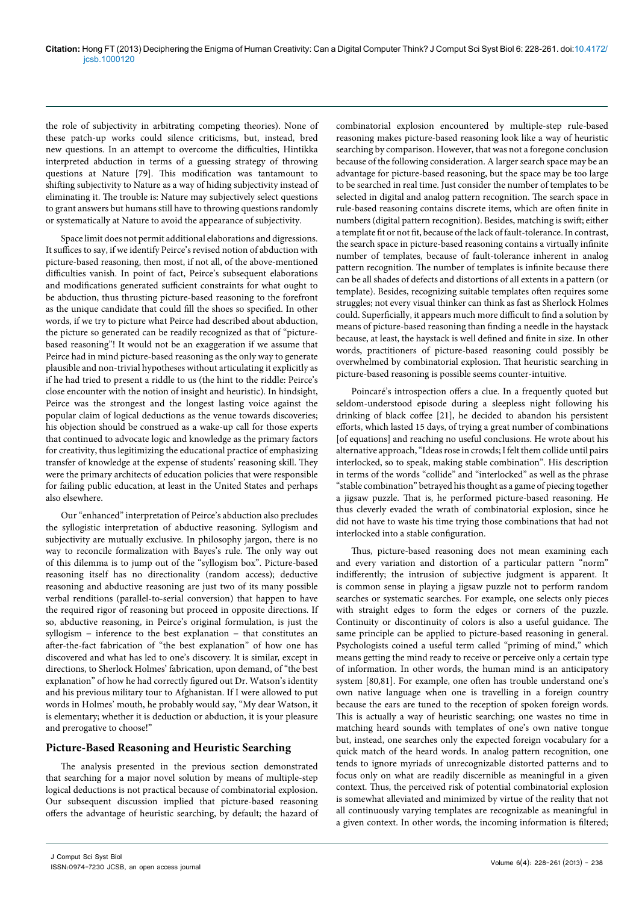the role of subjectivity in arbitrating competing theories). None of these patch-up works could silence criticisms, but, instead, bred new questions. In an attempt to overcome the difficulties, Hintikka interpreted abduction in terms of a guessing strategy of throwing questions at Nature [79]. This modification was tantamount to shifting subjectivity to Nature as a way of hiding subjectivity instead of eliminating it. The trouble is: Nature may subjectively select questions to grant answers but humans still have to throwing questions randomly or systematically at Nature to avoid the appearance of subjectivity.

Space limit does not permit additional elaborations and digressions. It suffices to say, if we identify Peirce's revised notion of abduction with picture-based reasoning, then most, if not all, of the above-mentioned difficulties vanish. In point of fact, Peirce's subsequent elaborations and modifications generated sufficient constraints for what ought to be abduction, thus thrusting picture-based reasoning to the forefront as the unique candidate that could fill the shoes so specified. In other words, if we try to picture what Peirce had described about abduction, the picture so generated can be readily recognized as that of "picture-based reasoning"! It would not be an exaggeration if we assume that Peirce had in mind picture-based reasoning as the only way to generate plausible and non-trivial hypotheses without articulating it explicitly as if he had tried to present a riddle to us (the hint to the riddle: Peirce's close encounter with the notion of insight and heuristic). In hindsight, Peirce was the strongest and the longest lasting voice against the popular claim of logical deductions as the venue towards discoveries; his objection should be construed as a wake-up call for those experts that continued to advocate logic and knowledge as the primary factors for creativity, thus legitimizing the educational practice of emphasizing transfer of knowledge at the expense of students' reasoning skill. They were the primary architects of education policies that were responsible for failing public education, at least in the United States and perhaps also elsewhere.

Our "enhanced" interpretation of Peirce's abduction also precludes the syllogistic interpretation of abductive reasoning. Syllogism and subjectivity are mutually exclusive. In philosophy jargon, there is no way to reconcile formalization with Bayes's rule. The only way out of this dilemma is to jump out of the "syllogism box". Picture-based reasoning itself has no directionality (random access); deductive reasoning and abductive reasoning are just two of its many possible verbal renditions (parallel-to-serial conversion) that happen to have the required rigor of reasoning but proceed in opposite directions. If so, abductive reasoning, in Peirce's original formulation, is just the syllogism – inference to the best explanation – that constitutes an after-the-fact fabrication of "the best explanation" of how one has discovered and what has led to one's discovery. It is similar, except in directions, to Sherlock Holmes' fabrication, upon demand, of "the best explanation" of how he had correctly figured out Dr. Watson's identity and his previous military tour to Afghanistan. If I were allowed to put words in Holmes' mouth, he probably would say, "My dear Watson, it is elementary; whether it is deduction or abduction, it is your pleasure and prerogative to choose!"

## Picture-Based Reasoning and Heuristic Searching

The analysis presented in the previous section demonstrated that searching for a major novel solution by means of multiple-step logical deductions is not practical because of combinatorial explosion. Our subsequent discussion implied that picture-based reasoning offers the advantage of heuristic searching, by default; the hazard of combinatorial explosion encountered by multiple-step rule-based reasoning makes picture-based reasoning look like a way of heuristic searching by comparison. However, that was not a foregone conclusion because of the following consideration. A larger search space may be an advantage for picture-based reasoning, but the space may be too large to be searched in real time. Just consider the number of templates to be selected in digital and analog pattern recognition. The search space in rule-based reasoning contains discrete items, which are often finite in numbers (digital pattern recognition). Besides, matching is swift; either a template fit or not fit, because of the lack of fault-tolerance. In contrast, the search space in picture-based reasoning contains a virtually infinite number of templates, because of fault-tolerance inherent in analog pattern recognition. The number of templates is infinite because there can be all shades of defects and distortions of all extents in a pattern (or template). Besides, recognizing suitable templates often requires some struggles; not every visual thinker can think as fast as Sherlock Holmes could. Superficially, it appears much more difficult to find a solution by means of picture-based reasoning than finding a needle in the haystack because, at least, the haystack is well defined and finite in size. In other words, practitioners of picture-based reasoning could possibly be overwhelmed by combinatorial explosion. That heuristic searching in picture-based reasoning is possible seems counter-intuitive.

Poincaré's introspection offers a clue. In a frequently quoted but seldom-understood episode during a sleepless night following his drinking of black coffee [21], he decided to abandon his persistent efforts, which lasted 15 days, of trying a great number of combinations [of equations] and reaching no useful conclusions. He wrote about his alternative approach, "Ideas rose in crowds; I felt them collide until pairs interlocked, so to speak, making stable combination". His description in terms of the words "collide" and "interlocked" as well as the phrase "stable combination" betrayed his thought as a game of piecing together a jigsaw puzzle. That is, he performed picture-based reasoning. He thus cleverly evaded the wrath of combinatorial explosion, since he did not have to waste his time trying those combinations that had not interlocked into a stable configuration.

Thus, picture-based reasoning does not mean examining each and every variation and distortion of a particular pattern "norm" indifferently; the intrusion of subjective judgment is apparent. It is common sense in playing a jigsaw puzzle not to perform random searches or systematic searches. For example, one selects only pieces with straight edges to form the edges or corners of the puzzle. Continuity or discontinuity of colors is also a useful guidance. The same principle can be applied to picture-based reasoning in general. Psychologists coined a useful term called "priming of mind," which means getting the mind ready to receive or perceive only a certain type of information. In other words, the human mind is an anticipatory system [80,81]. For example, one often has trouble understand one's own native language when one is travelling in a foreign country because the ears are tuned to the reception of spoken foreign words. This is actually a way of heuristic searching; one wastes no time in matching heard sounds with templates of one's own native tongue but, instead, one searches only the expected foreign vocabulary for a quick match of the heard words. In analog pattern recognition, one tends to ignore myriads of unrecognizable distorted patterns and to focus only on what are readily discernible as meaningful in a given context. Thus, the perceived risk of potential combinatorial explosion is somewhat alleviated and minimized by virtue of the reality that not all continuously varying templates are recognizable as meaningful in a given context. In other words, the incoming information is filtered;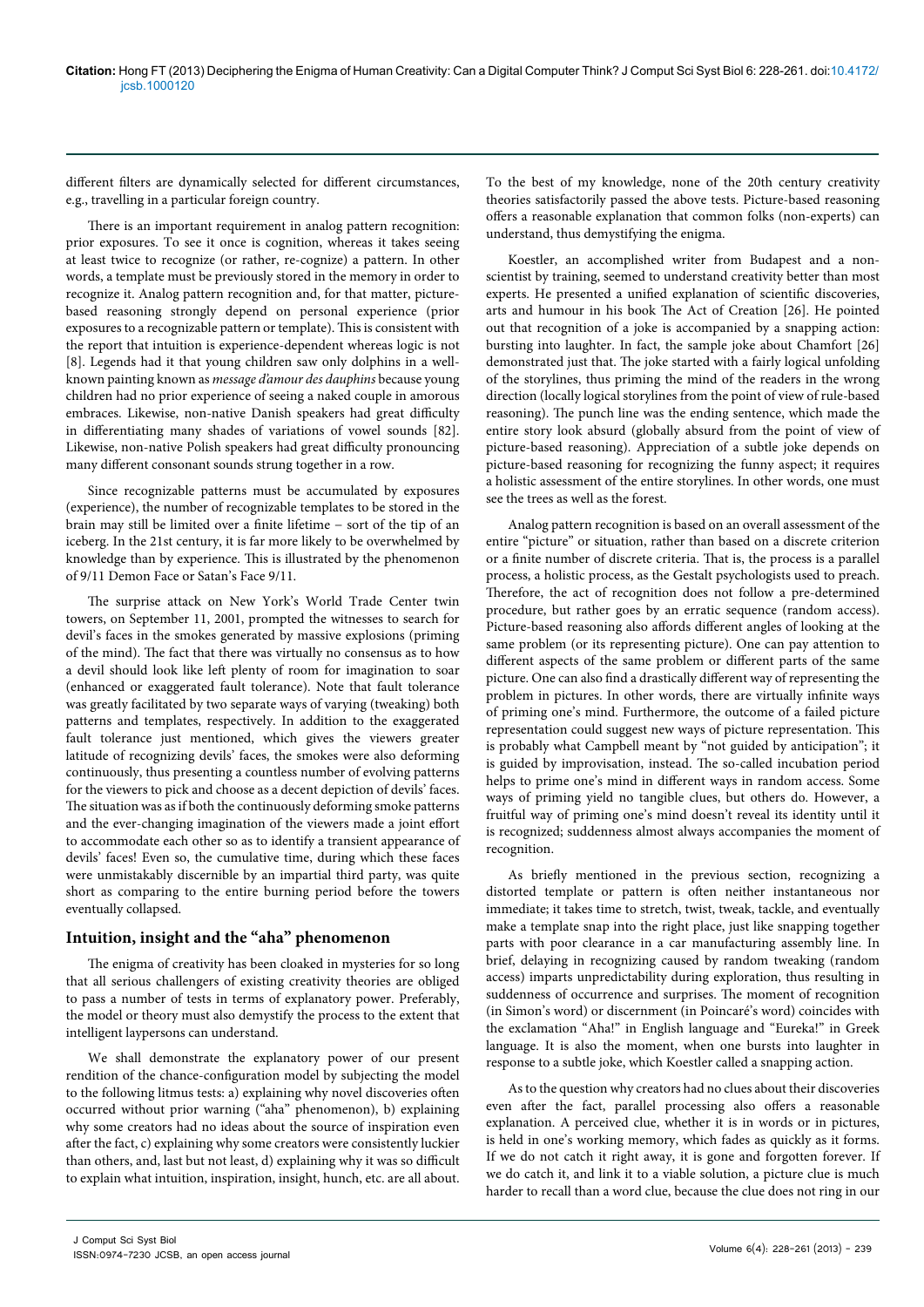different filters are dynamically selected for different circumstances, e.g., travelling in a particular foreign country.

There is an important requirement in analog pattern recognition: prior exposures. To see it once is cognition, whereas it takes seeing at least twice to recognize (or rather, re-cognize) a pattern. In other words, a template must be previously stored in the memory in order to recognize it. Analog pattern recognition and, for that matter, picture-based reasoning strongly depend on personal experience (prior exposures to a recognizable pattern or template). This is consistent with the report that intuition is experience-dependent whereas logic is not [8]. Legends had it that young children saw only dolphins in a well-known painting known as *message d'amour des dauphins* because young children had no prior experience of seeing a naked couple in amorous embraces. Likewise, non-native Danish speakers had great difficulty in differentiating many shades of variations of vowel sounds [82]. Likewise, non-native Polish speakers had great difficulty pronouncing many different consonant sounds strung together in a row.

Since recognizable patterns must be accumulated by exposures (experience), the number of recognizable templates to be stored in the brain may still be limited over a finite lifetime – sort of the tip of an iceberg. In the 21st century, it is far more likely to be overwhelmed by knowledge than by experience. This is illustrated by the phenomenon of 9/11 Demon Face or Satan's Face 9/11.

The surprise attack on New York's World Trade Center twin towers, on September 11, 2001, prompted the witnesses to search for devil's faces in the smokes generated by massive explosions (priming of the mind). The fact that there was virtually no consensus as to how a devil should look like left plenty of room for imagination to soar (enhanced or exaggerated fault tolerance). Note that fault tolerance was greatly facilitated by two separate ways of varying (tweaking) both patterns and templates, respectively. In addition to the exaggerated fault tolerance just mentioned, which gives the viewers greater latitude of recognizing devils' faces, the smokes were also deforming continuously, thus presenting a countless number of evolving patterns for the viewers to pick and choose as a decent depiction of devils' faces. The situation was as if both the continuously deforming smoke patterns and the ever-changing imagination of the viewers made a joint effort to accommodate each other so as to identify a transient appearance of devils' faces! Even so, the cumulative time, during which these faces were unmistakably discernible by an impartial third party, was quite short as comparing to the entire burning period before the towers eventually collapsed.

## Intuition, insight and the "aha" phenomenon

The enigma of creativity has been cloaked in mysteries for so long that all serious challengers of existing creativity theories are obliged to pass a number of tests in terms of explanatory power. Preferably, the model or theory must also demystify the process to the extent that intelligent laypersons can understand.

We shall demonstrate the explanatory power of our present rendition of the chance-configuration model by subjecting the model to the following litmus tests: a) explaining why novel discoveries often occurred without prior warning ("aha" phenomenon), b) explaining why some creators had no ideas about the source of inspiration even after the fact, c) explaining why some creators were consistently luckier than others, and, last but not least, d) explaining why it was so difficult to explain what intuition, inspiration, insight, hunch, etc. are all about. To the best of my knowledge, none of the 20th century creativity theories satisfactorily passed the above tests. Picture-based reasoning offers a reasonable explanation that common folks (non-experts) can understand, thus demystifying the enigma.

Koestler, an accomplished writer from Budapest and a non-scientist by training, seemed to understand creativity better than most experts. He presented a unified explanation of scientific discoveries, arts and humour in his book The Act of Creation [26]. He pointed out that recognition of a joke is accompanied by a snapping action: bursting into laughter. In fact, the sample joke about Chamfort [26] demonstrated just that. The joke started with a fairly logical unfolding of the storylines, thus priming the mind of the readers in the wrong direction (locally logical storylines from the point of view of rule-based reasoning). The punch line was the ending sentence, which made the entire story look absurd (globally absurd from the point of view of picture-based reasoning). Appreciation of a subtle joke depends on picture-based reasoning for recognizing the funny aspect; it requires a holistic assessment of the entire storylines. In other words, one must see the trees as well as the forest.

Analog pattern recognition is based on an overall assessment of the entire "picture" or situation, rather than based on a discrete criterion or a finite number of discrete criteria. That is, the process is a parallel process, a holistic process, as the Gestalt psychologists used to preach. Therefore, the act of recognition does not follow a pre-determined procedure, but rather goes by an erratic sequence (random access). Picture-based reasoning also affords different angles of looking at the same problem (or its representing picture). One can pay attention to different aspects of the same problem or different parts of the same picture. One can also find a drastically different way of representing the problem in pictures. In other words, there are virtually infinite ways of priming one's mind. Furthermore, the outcome of a failed picture representation could suggest new ways of picture representation. This is probably what Campbell meant by "not guided by anticipation"; it is guided by improvisation, instead. The so-called incubation period helps to prime one's mind in different ways in random access. Some ways of priming yield no tangible clues, but others do. However, a fruitful way of priming one's mind doesn't reveal its identity until it is recognized; suddenness almost always accompanies the moment of recognition.

As briefly mentioned in the previous section, recognizing a distorted template or pattern is often neither instantaneous nor immediate; it takes time to stretch, twist, tweak, tackle, and eventually make a template snap into the right place, just like snapping together parts with poor clearance in a car manufacturing assembly line. In brief, delaying in recognizing caused by random tweaking (random access) imparts unpredictability during exploration, thus resulting in suddenness of occurrence and surprises. The moment of recognition (in Simon's word) or discernment (in Poincaré's word) coincides with the exclamation "Aha!" in English language and "Eureka!" in Greek language. It is also the moment, when one bursts into laughter in response to a subtle joke, which Koestler called a snapping action.

As to the question why creators had no clues about their discoveries even after the fact, parallel processing also offers a reasonable explanation. A perceived clue, whether it is in words or in pictures, is held in one's working memory, which fades as quickly as it forms. If we do not catch it right away, it is gone and forgotten forever. If we do catch it, and link it to a viable solution, a picture clue is much harder to recall than a word clue, because the clue does not ring in our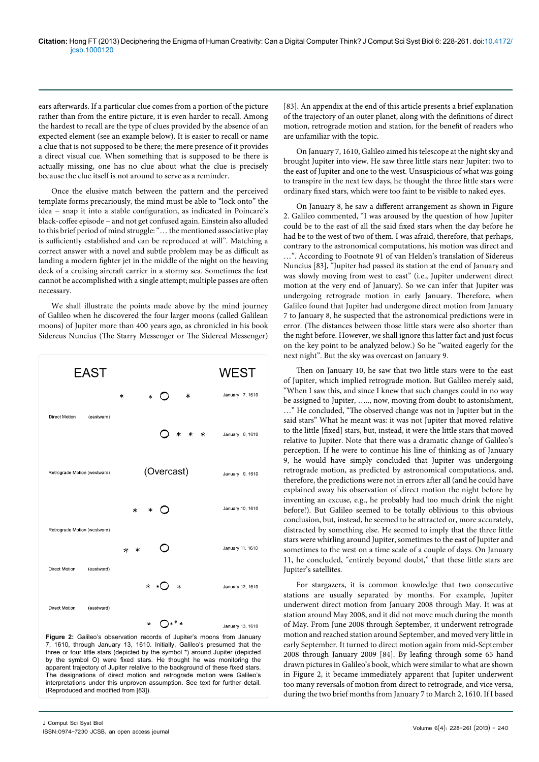ears afterwards. If a particular clue comes from a portion of the picture rather than from the entire picture, it is even harder to recall. Among the hardest to recall are the type of clues provided by the absence of an expected element (see an example below). It is easier to recall or name a clue that is not supposed to be there; the mere presence of it provides a direct visual cue. When something that is supposed to be there is actually missing, one has no clue about what the clue is precisely because the clue itself is not around to serve as a reminder.

Once the elusive match between the pattern and the perceived template forms precariously, the mind must be able to "lock onto" the idea – snap it into a stable configuration, as indicated in Poincaré's black-coffee episode – and not get confused again. Einstein also alluded to this brief period of mind struggle: "… the mentioned associative play is sufficiently established and can be reproduced at will". Matching a correct answer with a novel and subtle problem may be as difficult as landing a modern fighter jet in the middle of the night on the heaving deck of a cruising aircraft carrier in a stormy sea. Sometimes the feat cannot be accomplished with a single attempt; multiple passes are often necessary.

We shall illustrate the points made above by the mind journey of Galileo when he discovered the four larger moons (called Galilean moons) of Jupiter more than 400 years ago, as chronicled in his book Sidereus Nuncius (The Starry Messenger or The Sidereal Messenger)

| EAST | | WEST |
|---|---|---|
| | * * O * | January 7, 1610 |
| Direct Motion (eastward) | | |
| | O * * * | January 8, 1610 |
| Retrograde Motion (westward) | (Overcast) | January 9, 1610 |
| | * * O | January 10, 1610 |
| Retrograde Motion (westward) | | |
| | * * O | January 11, 1610 |
| Direct Motion (eastward) | | |
| | * *O * | January 12, 1610 |
| Direct Motion (eastward) | | |
| | * O* * * | January 13, 1610 |

**Figure 2:** Galileo's observation records of Jupiter's moons from January 7, 1610, through January 13, 1610. Initially, Galileo's presumed that the three or four little stars (depicted by the symbol *) around Jupiter (depicted by the symbol O) were fixed stars. He thought he was monitoring the apparent trajectory of Jupiter relative to the background of these fixed stars. The designations of direct motion and retrograde motion were Galileo's interpretations under this unproven assumption. See text for further detail. (Reproduced and modified from [83]).

[83]. An appendix at the end of this article presents a brief explanation of the trajectory of an outer planet, along with the definitions of direct motion, retrograde motion and station, for the benefit of readers who are unfamiliar with the topic.

On January 7, 1610, Galileo aimed his telescope at the night sky and brought Jupiter into view. He saw three little stars near Jupiter: two to the east of Jupiter and one to the west. Unsuspicious of what was going to transpire in the next few days, he thought the three little stars were ordinary fixed stars, which were too faint to be visible to naked eyes.

On January 8, he saw a different arrangement as shown in Figure 2. Galileo commented, "I was aroused by the question of how Jupiter could be to the east of all the said fixed stars when the day before he had be to the west of two of them. I was afraid, therefore, that perhaps, contrary to the astronomical computations, his motion was direct and …". According to Footnote 91 of van Helden's translation of Sidereus Nuncius [83], "Jupiter had passed its station at the end of January and was slowly moving from west to east" (i.e., Jupiter underwent direct motion at the very end of January). So we can infer that Jupiter was undergoing retrograde motion in early January. Therefore, when Galileo found that Jupiter had undergone direct motion from January 7 to January 8, he suspected that the astronomical predictions were in error. (The distances between those little stars were also shorter than the night before. However, we shall ignore this latter fact and just focus on the key point to be analyzed below.) So he "waited eagerly for the next night". But the sky was overcast on January 9.

Then on January 10, he saw that two little stars were to the east of Jupiter, which implied retrograde motion. But Galileo merely said, "When I saw this, and since I knew that such changes could in no way be assigned to Jupiter, ….., now, moving from doubt to astonishment, …" He concluded, "The observed change was not in Jupiter but in the said stars" What he meant was: it was not Jupiter that moved relative to the little [fixed] stars, but, instead, it were the little stars that moved relative to Jupiter. Note that there was a dramatic change of Galileo's perception. If he were to continue his line of thinking as of January 9, he would have simply concluded that Jupiter was undergoing retrograde motion, as predicted by astronomical computations, and, therefore, the predictions were not in errors after all (and he could have explained away his observation of direct motion the night before by inventing an excuse, e.g., he probably had too much drink the night before!). But Galileo seemed to be totally oblivious to this obvious conclusion, but, instead, he seemed to be attracted or, more accurately, distracted by something else. He seemed to imply that the three little stars were whirling around Jupiter, sometimes to the east of Jupiter and sometimes to the west on a time scale of a couple of days. On January 11, he concluded, "entirely beyond doubt," that these little stars are Jupiter's satellites.

For stargazers, it is common knowledge that two consecutive stations are usually separated by months. For example, Jupiter underwent direct motion from January 2008 through May. It was at station around May 2008, and it did not move much during the month of May. From June 2008 through September, it underwent retrograde motion and reached station around September, and moved very little in early September. It turned to direct motion again from mid-September 2008 through January 2009 [84]. By leafing through some 65 hand drawn pictures in Galileo's book, which were similar to what are shown in Figure 2, it became immediately apparent that Jupiter underwent too many reversals of motion from direct to retrograde, and vice versa, during the two brief months from January 7 to March 2, 1610. If I based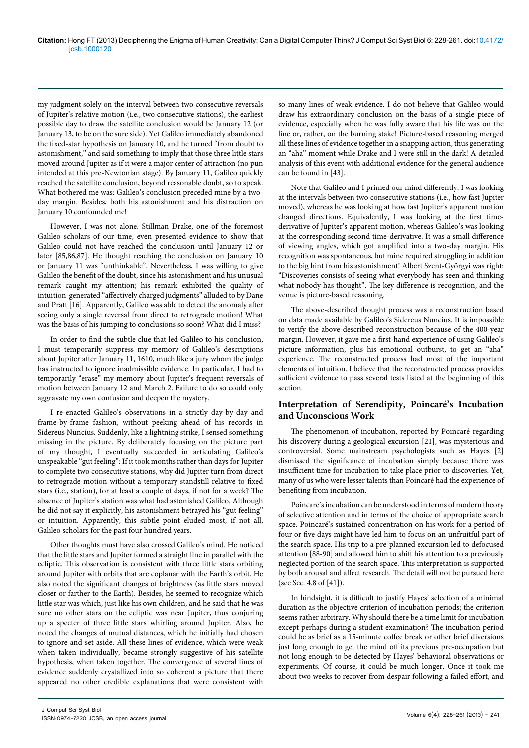my judgment solely on the interval between two consecutive reversals of Jupiter's relative motion (i.e., two consecutive stations), the earliest possible day to draw the satellite conclusion would be January 12 (or January 13, to be on the sure side). Yet Galileo immediately abandoned the fixed-star hypothesis on January 10, and he turned "from doubt to astonishment," and said something to imply that those three little stars moved around Jupiter as if it were a major center of attraction (no pun intended at this pre-Newtonian stage). By January 11, Galileo quickly reached the satellite conclusion, beyond reasonable doubt, so to speak. What bothered me was: Galileo's conclusion preceded mine by a two-day margin. Besides, both his astonishment and his distraction on January 10 confounded me!

However, I was not alone. Stillman Drake, one of the foremost Galileo scholars of our time, even presented evidence to show that Galileo could not have reached the conclusion until January 12 or later [85,86,87]. He thought reaching the conclusion on January 10 or January 11 was "unthinkable". Nevertheless, I was willing to give Galileo the benefit of the doubt, since his astonishment and his unusual remark caught my attention; his remark exhibited the quality of intuition-generated "affectively charged judgments" alluded to by Dane and Pratt [16]. Apparently, Galileo was able to detect the anomaly after seeing only a single reversal from direct to retrograde motion! What was the basis of his jumping to conclusions so soon? What did I miss?

In order to find the subtle clue that led Galileo to his conclusion, I must temporarily suppress my memory of Galileo's descriptions about Jupiter after January 11, 1610, much like a jury whom the judge has instructed to ignore inadmissible evidence. In particular, I had to temporarily "erase" my memory about Jupiter's frequent reversals of motion between January 12 and March 2. Failure to do so could only aggravate my own confusion and deepen the mystery.

I re-enacted Galileo's observations in a strictly day-by-day and frame-by-frame fashion, without peeking ahead of his records in Sidereus Nuncius. Suddenly, like a lightning strike, I sensed something missing in the picture. By deliberately focusing on the picture part of my thought, I eventually succeeded in articulating Galileo's unspeakable "gut feeling": If it took months rather than days for Jupiter to complete two consecutive stations, why did Jupiter turn from direct to retrograde motion without a temporary standstill relative to fixed stars (i.e., station), for at least a couple of days, if not for a week? The absence of Jupiter's station was what had astonished Galileo. Although he did not say it explicitly, his astonishment betrayed his "gut feeling" or intuition. Apparently, this subtle point eluded most, if not all, Galileo scholars for the past four hundred years.

Other thoughts must have also crossed Galileo's mind. He noticed that the little stars and Jupiter formed a straight line in parallel with the ecliptic. This observation is consistent with three little stars orbiting around Jupiter with orbits that are coplanar with the Earth's orbit. He also noted the significant changes of brightness (as little stars moved closer or farther to the Earth). Besides, he seemed to recognize which little star was which, just like his own children, and he said that he was sure no other stars on the ecliptic was near Jupiter, thus conjuring up a specter of three little stars whirling around Jupiter. Also, he noted the changes of mutual distances, which he initially had chosen to ignore and set aside. All these lines of evidence, which were weak when taken individually, became strongly suggestive of his satellite hypothesis, when taken together. The convergence of several lines of evidence suddenly crystallized into so coherent a picture that there appeared no other credible explanations that were consistent with so many lines of weak evidence. I do not believe that Galileo would draw his extraordinary conclusion on the basis of a single piece of evidence, especially when he was fully aware that his life was on the line or, rather, on the burning stake! Picture-based reasoning merged all these lines of evidence together in a snapping action, thus generating an "aha" moment while Drake and I were still in the dark! A detailed analysis of this event with additional evidence for the general audience can be found in [43].

Note that Galileo and I primed our mind differently. I was looking at the intervals between two consecutive stations (i.e., how fast Jupiter moved), whereas he was looking at how fast Jupiter's apparent motion changed directions. Equivalently, I was looking at the first time-derivative of Jupiter's apparent motion, whereas Galileo's was looking at the corresponding second time-derivative. It was a small difference of viewing angles, which got amplified into a two-day margin. His recognition was spontaneous, but mine required struggling in addition to the big hint from his astonishment! Albert Szent-Györgyi was right: "Discoveries consists of seeing what everybody has seen and thinking what nobody has thought". The key difference is recognition, and the venue is picture-based reasoning.

The above-described thought process was a reconstruction based on data made available by Galileo's Sidereus Nuncius. It is impossible to verify the above-described reconstruction because of the 400-year margin. However, it gave me a first-hand experience of using Galileo's picture information, plus his emotional outburst, to get an "aha" experience. The reconstructed process had most of the important elements of intuition. I believe that the reconstructed process provides sufficient evidence to pass several tests listed at the beginning of this section.

## Interpretation of Serendipity, Poincaré's Incubation and Unconscious Work

The phenomenon of incubation, reported by Poincaré regarding his discovery during a geological excursion [21], was mysterious and controversial. Some mainstream psychologists such as Hayes [2] dismissed the significance of incubation simply because there was insufficient time for incubation to take place prior to discoveries. Yet, many of us who were lesser talents than Poincaré had the experience of benefiting from incubation.

Poincaré's incubation can be understood in terms of modern theory of selective attention and in terms of the choice of appropriate search space. Poincaré's sustained concentration on his work for a period of four or five days might have led him to focus on an unfruitful part of the search space. His trip to a pre-planned excursion led to defocused attention [88-90] and allowed him to shift his attention to a previously neglected portion of the search space. This interpretation is supported by both arousal and affect research. The detail will not be pursued here (see Sec. 4.8 of [41]).

In hindsight, it is difficult to justify Hayes' selection of a minimal duration as the objective criterion of incubation periods; the criterion seems rather arbitrary. Why should there be a time limit for incubation except perhaps during a student examination? The incubation period could be as brief as a 15-minute coffee break or other brief diversions just long enough to get the mind off its previous pre-occupation but not long enough to be detected by Hayes' behavioral observations or experiments. Of course, it could be much longer. Once it took me about two weeks to recover from despair following a failed effort, and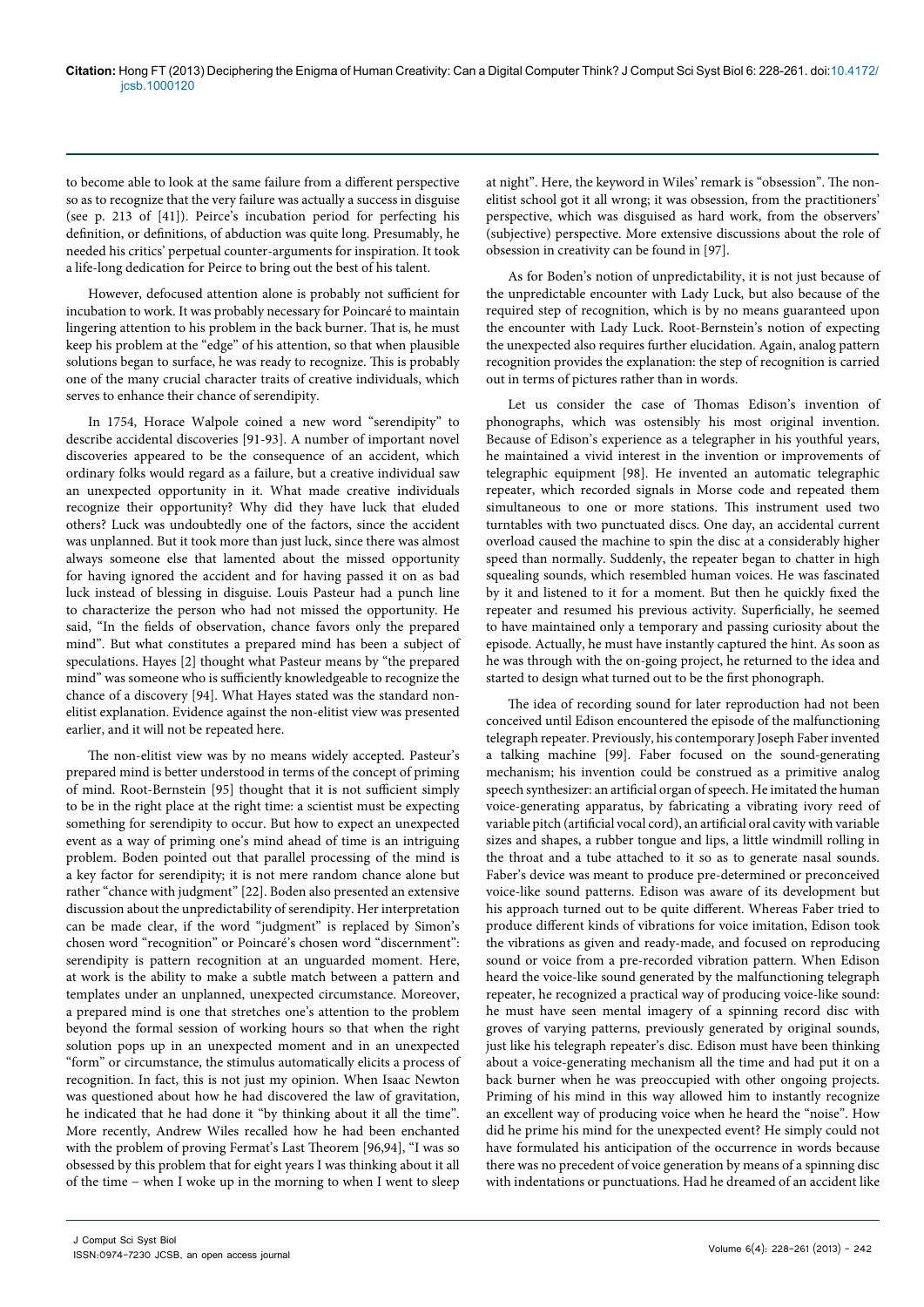to become able to look at the same failure from a different perspective so as to recognize that the very failure was actually a success in disguise (see p. 213 of [41]). Peirce's incubation period for perfecting his definition, or definitions, of abduction was quite long. Presumably, he needed his critics' perpetual counter-arguments for inspiration. It took a life-long dedication for Peirce to bring out the best of his talent.

However, defocused attention alone is probably not sufficient for incubation to work. It was probably necessary for Poincaré to maintain lingering attention to his problem in the back burner. That is, he must keep his problem at the "edge" of his attention, so that when plausible solutions began to surface, he was ready to recognize. This is probably one of the many crucial character traits of creative individuals, which serves to enhance their chance of serendipity.

In 1754, Horace Walpole coined a new word "serendipity" to describe accidental discoveries [91-93]. A number of important novel discoveries appeared to be the consequence of an accident, which ordinary folks would regard as a failure, but a creative individual saw an unexpected opportunity in it. What made creative individuals recognize their opportunity? Why did they have luck that eluded others? Luck was undoubtedly one of the factors, since the accident was unplanned. But it took more than just luck, since there was almost always someone else that lamented about the missed opportunity for having ignored the accident and for having passed it on as bad luck instead of blessing in disguise. Louis Pasteur had a punch line to characterize the person who had not missed the opportunity. He said, "In the fields of observation, chance favors only the prepared mind". But what constitutes a prepared mind has been a subject of speculations. Hayes [2] thought what Pasteur means by "the prepared mind" was someone who is sufficiently knowledgeable to recognize the chance of a discovery [94]. What Hayes stated was the standard non-elitist explanation. Evidence against the non-elitist view was presented earlier, and it will not be repeated here.

The non-elitist view was by no means widely accepted. Pasteur's prepared mind is better understood in terms of the concept of priming of mind. Root-Bernstein [95] thought that it is not sufficient simply to be in the right place at the right time: a scientist must be expecting something for serendipity to occur. But how to expect an unexpected event as a way of priming one's mind ahead of time is an intriguing problem. Boden pointed out that parallel processing of the mind is a key factor for serendipity; it is not mere random chance alone but rather "chance with judgment" [22]. Boden also presented an extensive discussion about the unpredictability of serendipity. Her interpretation can be made clear, if the word "judgment" is replaced by Simon's chosen word "recognition" or Poincaré's chosen word "discernment": serendipity is pattern recognition at an unguarded moment. Here, at work is the ability to make a subtle match between a pattern and templates under an unplanned, unexpected circumstance. Moreover, a prepared mind is one that stretches one's attention to the problem beyond the formal session of working hours so that when the right solution pops up in an unexpected moment and in an unexpected "form" or circumstance, the stimulus automatically elicits a process of recognition. In fact, this is not just my opinion. When Isaac Newton was questioned about how he had discovered the law of gravitation, he indicated that he had done it "by thinking about it all the time". More recently, Andrew Wiles recalled how he had been enchanted with the problem of proving Fermat's Last Theorem [96,94], "I was so obsessed by this problem that for eight years I was thinking about it all of the time – when I woke up in the morning to when I went to sleep at night". Here, the keyword in Wiles' remark is "obsession". The non-elitist school got it all wrong; it was obsession, from the practitioners' perspective, which was disguised as hard work, from the observers' (subjective) perspective. More extensive discussions about the role of obsession in creativity can be found in [97].

As for Boden's notion of unpredictability, it is not just because of the unpredictable encounter with Lady Luck, but also because of the required step of recognition, which is by no means guaranteed upon the encounter with Lady Luck. Root-Bernstein's notion of expecting the unexpected also requires further elucidation. Again, analog pattern recognition provides the explanation: the step of recognition is carried out in terms of pictures rather than in words.

Let us consider the case of Thomas Edison's invention of phonographs, which was ostensibly his most original invention. Because of Edison's experience as a telegrapher in his youthful years, he maintained a vivid interest in the invention or improvements of telegraphic equipment [98]. He invented an automatic telegraphic repeater, which recorded signals in Morse code and repeated them simultaneous to one or more stations. This instrument used two turntables with two punctuated discs. One day, an accidental current overload caused the machine to spin the disc at a considerably higher speed than normally. Suddenly, the repeater began to chatter in high squealing sounds, which resembled human voices. He was fascinated by it and listened to it for a moment. But then he quickly fixed the repeater and resumed his previous activity. Superficially, he seemed to have maintained only a temporary and passing curiosity about the episode. Actually, he must have instantly captured the hint. As soon as he was through with the on-going project, he returned to the idea and started to design what turned out to be the first phonograph.

The idea of recording sound for later reproduction had not been conceived until Edison encountered the episode of the malfunctioning telegraph repeater. Previously, his contemporary Joseph Faber invented a talking machine [99]. Faber focused on the sound-generating mechanism; his invention could be construed as a primitive analog speech synthesizer: an artificial organ of speech. He imitated the human voice-generating apparatus, by fabricating a vibrating ivory reed of variable pitch (artificial vocal cord), an artificial oral cavity with variable sizes and shapes, a rubber tongue and lips, a little windmill rolling in the throat and a tube attached to it so as to generate nasal sounds. Faber's device was meant to produce pre-determined or preconceived voice-like sound patterns. Edison was aware of its development but his approach turned out to be quite different. Whereas Faber tried to produce different kinds of vibrations for voice imitation, Edison took the vibrations as given and ready-made, and focused on reproducing sound or voice from a pre-recorded vibration pattern. When Edison heard the voice-like sound generated by the malfunctioning telegraph repeater, he recognized a practical way of producing voice-like sound: he must have seen mental imagery of a spinning record disc with groves of varying patterns, previously generated by original sounds, just like his telegraph repeater's disc. Edison must have been thinking about a voice-generating mechanism all the time and had put it on a back burner when he was preoccupied with other ongoing projects. Priming of his mind in this way allowed him to instantly recognize an excellent way of producing voice when he heard the "noise". How did he prime his mind for the unexpected event? He simply could not have formulated his anticipation of the occurrence in words because there was no precedent of voice generation by means of a spinning disc with indentations or punctuations. Had he dreamed of an accident like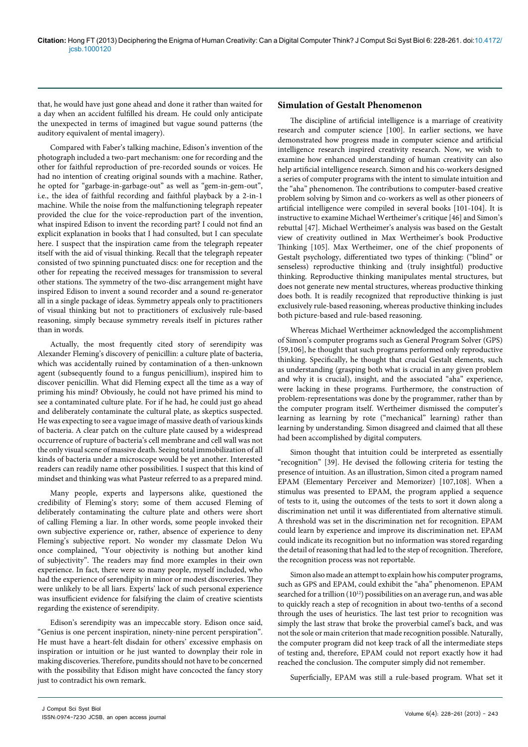that, he would have just gone ahead and done it rather than waited for a day when an accident fulfilled his dream. He could only anticipate the unexpected in terms of imagined but vague sound patterns (the auditory equivalent of mental imagery).

Compared with Faber's talking machine, Edison's invention of the photograph included a two-part mechanism: one for recording and the other for faithful reproduction of pre-recorded sounds or voices. He had no intention of creating original sounds with a machine. Rather, he opted for "garbage-in-garbage-out" as well as "gem-in-gem-out", i.e., the idea of faithful recording and faithful playback by a 2-in-1 machine. While the noise from the malfunctioning telegraph repeater provided the clue for the voice-reproduction part of the invention, what inspired Edison to invent the recording part? I could not find an explicit explanation in books that I had consulted, but I can speculate here. I suspect that the inspiration came from the telegraph repeater itself with the aid of visual thinking. Recall that the telegraph repeater consisted of two spinning punctuated discs: one for reception and the other for repeating the received messages for transmission to several other stations. The symmetry of the two-disc arrangement might have inspired Edison to invent a sound recorder and a sound re-generator all in a single package of ideas. Symmetry appeals only to practitioners of visual thinking but not to practitioners of exclusively rule-based reasoning, simply because symmetry reveals itself in pictures rather than in words.

Actually, the most frequently cited story of serendipity was Alexander Fleming's discovery of penicillin: a culture plate of bacteria, which was accidentally ruined by contamination of a then-unknown agent (subsequently found to a fungus penicillium), inspired him to discover penicillin. What did Fleming expect all the time as a way of priming his mind? Obviously, he could not have primed his mind to see a contaminated culture plate. For if he had, he could just go ahead and deliberately contaminate the cultural plate, as skeptics suspected. He was expecting to see a vague image of massive death of various kinds of bacteria. A clear patch on the culture plate caused by a widespread occurrence of rupture of bacteria's cell membrane and cell wall was not the only visual scene of massive death. Seeing total immobilization of all kinds of bacteria under a microscope would be yet another. Interested readers can readily name other possibilities. I suspect that this kind of mindset and thinking was what Pasteur referred to as a prepared mind.

Many people, experts and laypersons alike, questioned the credibility of Fleming's story; some of them accused Fleming of deliberately contaminating the culture plate and others were short of calling Fleming a liar. In other words, some people invoked their own subjective experience or, rather, absence of experience to deny Fleming's subjective report. No wonder my classmate Delon Wu once complained, "Your objectivity is nothing but another kind of subjectivity". The readers may find more examples in their own experience. In fact, there were so many people, myself included, who had the experience of serendipity in minor or modest discoveries. They were unlikely to be all liars. Experts' lack of such personal experience was insufficient evidence for falsifying the claim of creative scientists regarding the existence of serendipity.

Edison's serendipity was an impeccable story. Edison once said, "Genius is one percent inspiration, ninety-nine percent perspiration". He must have a heart-felt disdain for others' excessive emphasis on inspiration or intuition or he just wanted to downplay their role in making discoveries. Therefore, pundits should not have to be concerned with the possibility that Edison might have concocted the fancy story just to contradict his own remark.

## Simulation of Gestalt Phenomenon

The discipline of artificial intelligence is a marriage of creativity research and computer science [100]. In earlier sections, we have demonstrated how progress made in computer science and artificial intelligence research inspired creativity research. Now, we wish to examine how enhanced understanding of human creativity can also help artificial intelligence research. Simon and his co-workers designed a series of computer programs with the intent to simulate intuition and the "aha" phenomenon. The contributions to computer-based creative problem solving by Simon and co-workers as well as other pioneers of artificial intelligence were compiled in several books [101-104]. It is instructive to examine Michael Wertheimer's critique [46] and Simon's rebuttal [47]. Michael Wertheimer's analysis was based on the Gestalt view of creativity outlined in Max Wertheimer's book Productive Thinking [105]. Max Wertheimer, one of the chief proponents of Gestalt psychology, differentiated two types of thinking: ("blind" or senseless) reproductive thinking and (truly insightful) productive thinking. Reproductive thinking manipulates mental structures, but does not generate new mental structures, whereas productive thinking does both. It is readily recognized that reproductive thinking is just exclusively rule-based reasoning, whereas productive thinking includes both picture-based and rule-based reasoning.

Whereas Michael Wertheimer acknowledged the accomplishment of Simon's computer programs such as General Program Solver (GPS) [59,106], he thought that such programs performed only reproductive thinking. Specifically, he thought that crucial Gestalt elements, such as understanding (grasping both what is crucial in any given problem and why it is crucial), insight, and the associated "aha" experience, were lacking in these programs. Furthermore, the construction of problem-representations was done by the programmer, rather than by the computer program itself. Wertheimer dismissed the computer's learning as learning by rote ("mechanical" learning) rather than learning by understanding. Simon disagreed and claimed that all these had been accomplished by digital computers.

Simon thought that intuition could be interpreted as essentially "recognition" [39]. He devised the following criteria for testing the presence of intuition. As an illustration, Simon cited a program named EPAM (Elementary Perceiver and Memorizer) [107,108]. When a stimulus was presented to EPAM, the program applied a sequence of tests to it, using the outcomes of the tests to sort it down along a discrimination net until it was differentiated from alternative stimuli. A threshold was set in the discrimination net for recognition. EPAM could learn by experience and improve its discrimination net. EPAM could indicate its recognition but no information was stored regarding the detail of reasoning that had led to the step of recognition. Therefore, the recognition process was not reportable.

Simon also made an attempt to explain how his computer programs, such as GPS and EPAM, could exhibit the "aha" phenomenon. EPAM searched for a trillion ($10^{12}$) possibilities on an average run, and was able to quickly reach a step of recognition in about two-tenths of a second through the uses of heuristics. The last test prior to recognition was simply the last straw that broke the proverbial camel's back, and was not the sole or main criterion that made recognition possible. Naturally, the computer program did not keep track of all the intermediate steps of testing and, therefore, EPAM could not report exactly how it had reached the conclusion. The computer simply did not remember.

Superficially, EPAM was still a rule-based program. What set it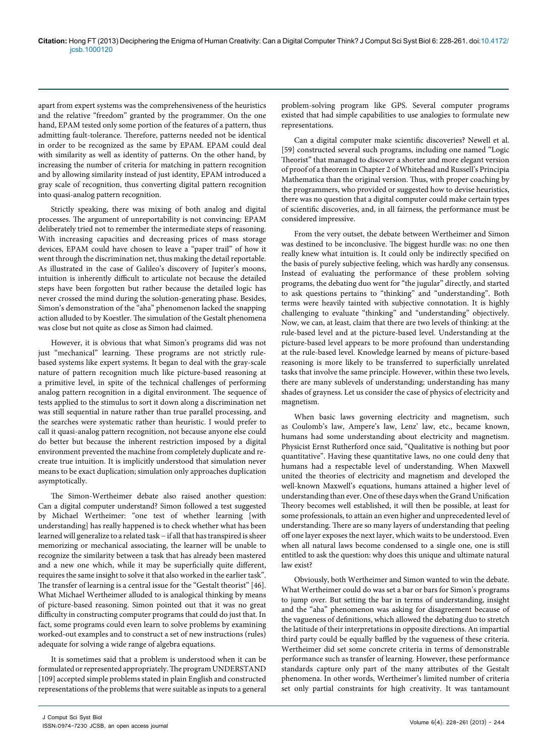apart from expert systems was the comprehensiveness of the heuristics and the relative "freedom" granted by the programmer. On the one hand, EPAM tested only some portion of the features of a pattern, thus admitting fault-tolerance. Therefore, patterns needed not be identical in order to be recognized as the same by EPAM. EPAM could deal with similarity as well as identity of patterns. On the other hand, by increasing the number of criteria for matching in pattern recognition and by allowing similarity instead of just identity, EPAM introduced a gray scale of recognition, thus converting digital pattern recognition into quasi-analog pattern recognition.

Strictly speaking, there was mixing of both analog and digital processes. The argument of unreportability is not convincing: EPAM deliberately tried not to remember the intermediate steps of reasoning. With increasing capacities and decreasing prices of mass storage devices, EPAM could have chosen to leave a "paper trail" of how it went through the discrimination net, thus making the detail reportable. As illustrated in the case of Galileo's discovery of Jupiter's moons, intuition is inherently difficult to articulate not because the detailed steps have been forgotten but rather because the detailed logic has never crossed the mind during the solution-generating phase. Besides, Simon's demonstration of the "aha" phenomenon lacked the snapping action alluded to by Koestler. The simulation of the Gestalt phenomena was close but not quite as close as Simon had claimed.

However, it is obvious that what Simon's programs did was not just "mechanical" learning. These programs are not strictly rule-based systems like expert systems. It began to deal with the gray-scale nature of pattern recognition much like picture-based reasoning at a primitive level, in spite of the technical challenges of performing analog pattern recognition in a digital environment. The sequence of tests applied to the stimulus to sort it down along a discrimination net was still sequential in nature rather than true parallel processing, and the searches were systematic rather than heuristic. I would prefer to call it quasi-analog pattern recognition, not because anyone else could do better but because the inherent restriction imposed by a digital environment prevented the machine from completely duplicate and re-create true intuition. It is implicitly understood that simulation never means to be exact duplication; simulation only approaches duplication asymptotically.

The Simon-Wertheimer debate also raised another question: Can a digital computer understand? Simon followed a test suggested by Michael Wertheimer: "one test of whether learning [with understanding] has really happened is to check whether what has been learned will generalize to a related task – if all that has transpired is sheer memorizing or mechanical associating, the learner will be unable to recognize the similarity between a task that has already been mastered and a new one which, while it may be superficially quite different, requires the same insight to solve it that also worked in the earlier task". The transfer of learning is a central issue for the "Gestalt theorist" [46]. What Michael Wertheimer alluded to is analogical thinking by means of picture-based reasoning. Simon pointed out that it was no great difficulty in constructing computer programs that could do just that. In fact, some programs could even learn to solve problems by examining worked-out examples and to construct a set of new instructions (rules) adequate for solving a wide range of algebra equations.

It is sometimes said that a problem is understood when it can be formulated or represented appropriately. The program UNDERSTAND [109] accepted simple problems stated in plain English and constructed representations of the problems that were suitable as inputs to a general problem-solving program like GPS. Several computer programs existed that had simple capabilities to use analogies to formulate new representations.

Can a digital computer make scientific discoveries? Newell et al. [59] constructed several such programs, including one named "Logic Theorist" that managed to discover a shorter and more elegant version of proof of a theorem in Chapter 2 of Whitehead and Russell's Principia Mathematica than the original version. Thus, with proper coaching by the programmers, who provided or suggested how to devise heuristics, there was no question that a digital computer could make certain types of scientific discoveries, and, in all fairness, the performance must be considered impressive.

From the very outset, the debate between Wertheimer and Simon was destined to be inconclusive. The biggest hurdle was: no one then really knew what intuition is. It could only be indirectly specified on the basis of purely subjective feeling, which was hardly any consensus. Instead of evaluating the performance of these problem solving programs, the debating duo went for "the jugular" directly, and started to ask questions pertains to "thinking" and "understanding". Both terms were heavily tainted with subjective connotation. It is highly challenging to evaluate "thinking" and "understanding" objectively. Now, we can, at least, claim that there are two levels of thinking: at the rule-based level and at the picture-based level. Understanding at the picture-based level appears to be more profound than understanding at the rule-based level. Knowledge learned by means of picture-based reasoning is more likely to be transferred to superficially unrelated tasks that involve the same principle. However, within these two levels, there are many sublevels of understanding; understanding has many shades of grayness. Let us consider the case of physics of electricity and magnetism.

When basic laws governing electricity and magnetism, such as Coulomb's law, Ampere's law, Lenz' law, etc., became known, humans had some understanding about electricity and magnetism. Physicist Ernst Rutherford once said, "Qualitative is nothing but poor quantitative". Having these quantitative laws, no one could deny that humans had a respectable level of understanding. When Maxwell united the theories of electricity and magnetism and developed the well-known Maxwell's equations, humans attained a higher level of understanding than ever. One of these days when the Grand Unification Theory becomes well established, it will then be possible, at least for some professionals, to attain an even higher and unprecedented level of understanding. There are so many layers of understanding that peeling off one layer exposes the next layer, which waits to be understood. Even when all natural laws become condensed to a single one, one is still entitled to ask the question: why does this unique and ultimate natural law exist?

Obviously, both Wertheimer and Simon wanted to win the debate. What Wertheimer could do was set a bar or bars for Simon's programs to jump over. But setting the bar in terms of understanding, insight and the "aha" phenomenon was asking for disagreement because of the vagueness of definitions, which allowed the debating duo to stretch the latitude of their interpretations in opposite directions. An impartial third party could be equally baffled by the vagueness of these criteria. Wertheimer did set some concrete criteria in terms of demonstrable performance such as transfer of learning. However, these performance standards capture only part of the many attributes of the Gestalt phenomena. In other words, Wertheimer's limited number of criteria set only partial constraints for high creativity. It was tantamount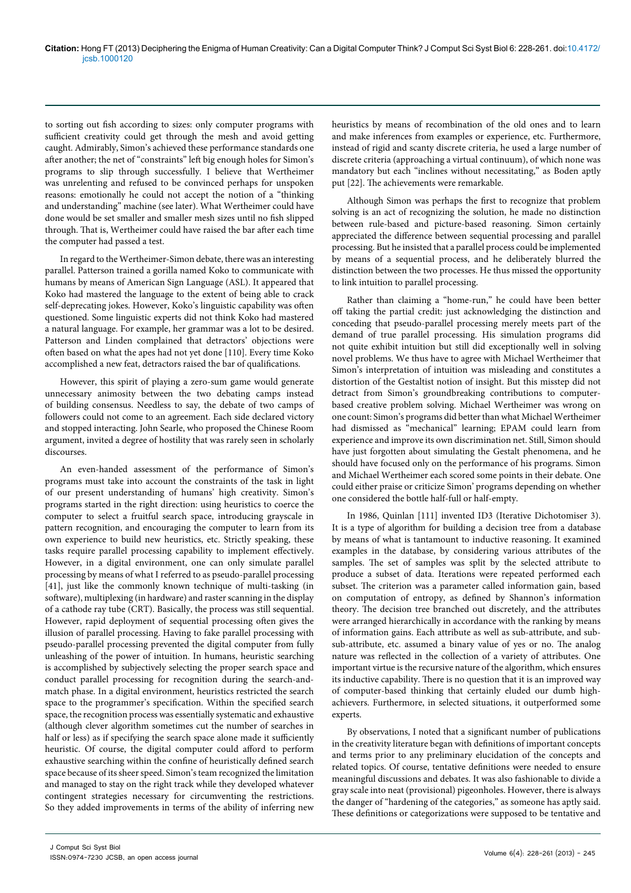to sorting out fish according to sizes: only computer programs with sufficient creativity could get through the mesh and avoid getting caught. Admirably, Simon's achieved these performance standards one after another; the net of "constraints" left big enough holes for Simon's programs to slip through successfully. I believe that Wertheimer was unrelenting and refused to be convinced perhaps for unspoken reasons: emotionally he could not accept the notion of a "thinking and understanding" machine (see later). What Wertheimer could have done would be set smaller and smaller mesh sizes until no fish slipped through. That is, Wertheimer could have raised the bar after each time the computer had passed a test.

In regard to the Wertheimer-Simon debate, there was an interesting parallel. Patterson trained a gorilla named Koko to communicate with humans by means of American Sign Language (ASL). It appeared that Koko had mastered the language to the extent of being able to crack self-deprecating jokes. However, Koko's linguistic capability was often questioned. Some linguistic experts did not think Koko had mastered a natural language. For example, her grammar was a lot to be desired. Patterson and Linden complained that detractors' objections were often based on what the apes had not yet done [110]. Every time Koko accomplished a new feat, detractors raised the bar of qualifications.

However, this spirit of playing a zero-sum game would generate unnecessary animosity between the two debating camps instead of building consensus. Needless to say, the debate of two camps of followers could not come to an agreement. Each side declared victory and stopped interacting. John Searle, who proposed the Chinese Room argument, invited a degree of hostility that was rarely seen in scholarly discourses.

An even-handed assessment of the performance of Simon's programs must take into account the constraints of the task in light of our present understanding of humans' high creativity. Simon's programs started in the right direction: using heuristics to coerce the computer to select a fruitful search space, introducing grayscale in pattern recognition, and encouraging the computer to learn from its own experience to build new heuristics, etc. Strictly speaking, these tasks require parallel processing capability to implement effectively. However, in a digital environment, one can only simulate parallel processing by means of what I referred to as pseudo-parallel processing [41], just like the commonly known technique of multi-tasking (in software), multiplexing (in hardware) and raster scanning in the display of a cathode ray tube (CRT). Basically, the process was still sequential. However, rapid deployment of sequential processing often gives the illusion of parallel processing. Having to fake parallel processing with pseudo-parallel processing prevented the digital computer from fully unleashing of the power of intuition. In humans, heuristic searching is accomplished by subjectively selecting the proper search space and conduct parallel processing for recognition during the search-and-match phase. In a digital environment, heuristics restricted the search space to the programmer's specification. Within the specified search space, the recognition process was essentially systematic and exhaustive (although clever algorithm sometimes cut the number of searches in half or less) as if specifying the search space alone made it sufficiently heuristic. Of course, the digital computer could afford to perform exhaustive searching within the confine of heuristically defined search space because of its sheer speed. Simon's team recognized the limitation and managed to stay on the right track while they developed whatever contingent strategies necessary for circumventing the restrictions. So they added improvements in terms of the ability of inferring new heuristics by means of recombination of the old ones and to learn and make inferences from examples or experience, etc. Furthermore, instead of rigid and scanty discrete criteria, he used a large number of discrete criteria (approaching a virtual continuum), of which none was mandatory but each "inclines without necessitating," as Boden aptly put [22]. The achievements were remarkable.

Although Simon was perhaps the first to recognize that problem solving is an act of recognizing the solution, he made no distinction between rule-based and picture-based reasoning. Simon certainly appreciated the difference between sequential processing and parallel processing. But he insisted that a parallel process could be implemented by means of a sequential process, and he deliberately blurred the distinction between the two processes. He thus missed the opportunity to link intuition to parallel processing.

Rather than claiming a "home-run," he could have been better off taking the partial credit: just acknowledging the distinction and conceding that pseudo-parallel processing merely meets part of the demand of true parallel processing. His simulation programs did not quite exhibit intuition but still did exceptionally well in solving novel problems. We thus have to agree with Michael Wertheimer that Simon's interpretation of intuition was misleading and constitutes a distortion of the Gestaltist notion of insight. But this misstep did not detract from Simon's groundbreaking contributions to computer-based creative problem solving. Michael Wertheimer was wrong on one count: Simon's programs did better than what Michael Wertheimer had dismissed as "mechanical" learning; EPAM could learn from experience and improve its own discrimination net. Still, Simon should have just forgotten about simulating the Gestalt phenomena, and he should have focused only on the performance of his programs. Simon and Michael Wertheimer each scored some points in their debate. One could either praise or criticize Simon' programs depending on whether one considered the bottle half-full or half-empty.

In 1986, Quinlan [111] invented ID3 (Iterative Dichotomiser 3). It is a type of algorithm for building a decision tree from a database by means of what is tantamount to inductive reasoning. It examined examples in the database, by considering various attributes of the samples. The set of samples was split by the selected attribute to produce a subset of data. Iterations were repeated performed each subset. The criterion was a parameter called information gain, based on computation of entropy, as defined by Shannon's information theory. The decision tree branched out discretely, and the attributes were arranged hierarchically in accordance with the ranking by means of information gains. Each attribute as well as sub-attribute, and sub-sub-attribute, etc. assumed a binary value of yes or no. The analog nature was reflected in the collection of a variety of attributes. One important virtue is the recursive nature of the algorithm, which ensures its inductive capability. There is no question that it is an improved way of computer-based thinking that certainly eluded our dumb high-achievers. Furthermore, in selected situations, it outperformed some experts.

By observations, I noted that a significant number of publications in the creativity literature began with definitions of important concepts and terms prior to any preliminary elucidation of the concepts and related topics. Of course, tentative definitions were needed to ensure meaningful discussions and debates. It was also fashionable to divide a gray scale into neat (provisional) pigeonholes. However, there is always the danger of "hardening of the categories," as someone has aptly said. These definitions or categorizations were supposed to be tentative and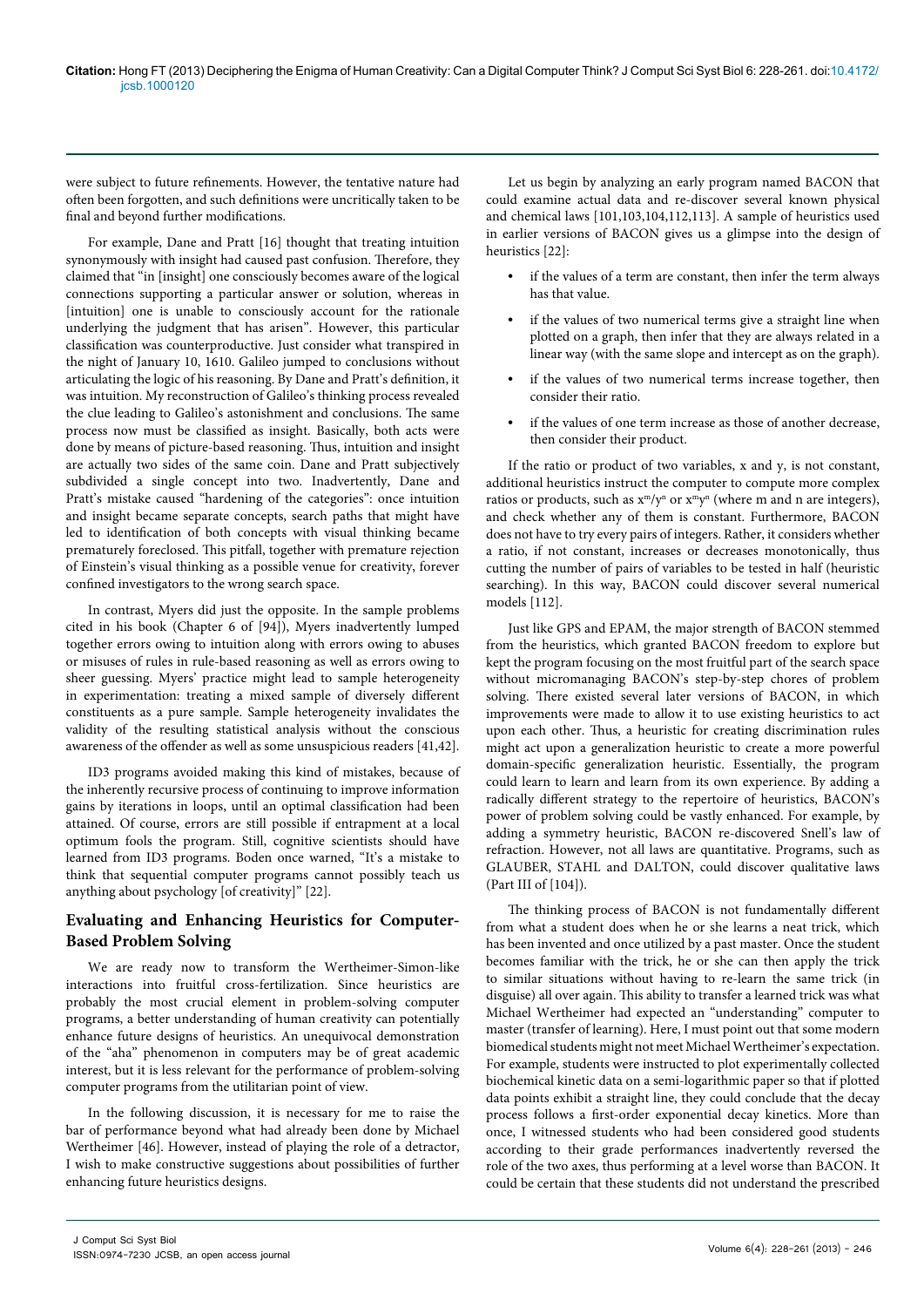were subject to future refinements. However, the tentative nature had often been forgotten, and such definitions were uncritically taken to be final and beyond further modifications.

For example, Dane and Pratt [16] thought that treating intuition synonymously with insight had caused past confusion. Therefore, they claimed that "in [insight] one consciously becomes aware of the logical connections supporting a particular answer or solution, whereas in [intuition] one is unable to consciously account for the rationale underlying the judgment that has arisen". However, this particular classification was counterproductive. Just consider what transpired in the night of January 10, 1610. Galileo jumped to conclusions without articulating the logic of his reasoning. By Dane and Pratt's definition, it was intuition. My reconstruction of Galileo's thinking process revealed the clue leading to Galileo's astonishment and conclusions. The same process now must be classified as insight. Basically, both acts were done by means of picture-based reasoning. Thus, intuition and insight are actually two sides of the same coin. Dane and Pratt subjectively subdivided a single concept into two. Inadvertently, Dane and Pratt's mistake caused "hardening of the categories": once intuition and insight became separate concepts, search paths that might have led to identification of both concepts with visual thinking became prematurely foreclosed. This pitfall, together with premature rejection of Einstein's visual thinking as a possible venue for creativity, forever confined investigators to the wrong search space.

In contrast, Myers did just the opposite. In the sample problems cited in his book (Chapter 6 of [94]), Myers inadvertently lumped together errors owing to intuition along with errors owing to abuses or misuses of rules in rule-based reasoning as well as errors owing to sheer guessing. Myers' practice might lead to sample heterogeneity in experimentation: treating a mixed sample of diversely different constituents as a pure sample. Sample heterogeneity invalidates the validity of the resulting statistical analysis without the conscious awareness of the offender as well as some unsuspicious readers [41,42].

ID3 programs avoided making this kind of mistakes, because of the inherently recursive process of continuing to improve information gains by iterations in loops, until an optimal classification had been attained. Of course, errors are still possible if entrapment at a local optimum fools the program. Still, cognitive scientists should have learned from ID3 programs. Boden once warned, "It's a mistake to think that sequential computer programs cannot possibly teach us anything about psychology [of creativity]" [22].

## Evaluating and Enhancing Heuristics for Computer-Based Problem Solving

We are ready now to transform the Wertheimer-Simon-like interactions into fruitful cross-fertilization. Since heuristics are probably the most crucial element in problem-solving computer programs, a better understanding of human creativity can potentially enhance future designs of heuristics. An unequivocal demonstration of the "aha" phenomenon in computers may be of great academic interest, but it is less relevant for the performance of problem-solving computer programs from the utilitarian point of view.

In the following discussion, it is necessary for me to raise the bar of performance beyond what had already been done by Michael Wertheimer [46]. However, instead of playing the role of a detractor, I wish to make constructive suggestions about possibilities of further enhancing future heuristics designs.

Let us begin by analyzing an early program named BACON that could examine actual data and re-discover several known physical and chemical laws [101,103,104,112,113]. A sample of heuristics used in earlier versions of BACON gives us a glimpse into the design of heuristics [22]:

- if the values of a term are constant, then infer the term always has that value.
- if the values of two numerical terms give a straight line when plotted on a graph, then infer that they are always related in a linear way (with the same slope and intercept as on the graph).
- if the values of two numerical terms increase together, then consider their ratio.
- if the values of one term increase as those of another decrease, then consider their product.

If the ratio or product of two variables, x and y, is not constant, additional heuristics instruct the computer to compute more complex ratios or products, such as $x^m/y^n$ or $x^m y^n$ (where m and n are integers), and check whether any of them is constant. Furthermore, BACON does not have to try every pairs of integers. Rather, it considers whether a ratio, if not constant, increases or decreases monotonically, thus cutting the number of pairs of variables to be tested in half (heuristic searching). In this way, BACON could discover several numerical models [112].

Just like GPS and EPAM, the major strength of BACON stemmed from the heuristics, which granted BACON freedom to explore but kept the program focusing on the most fruitful part of the search space without micromanaging BACON's step-by-step chores of problem solving. There existed several later versions of BACON, in which improvements were made to allow it to use existing heuristics to act upon each other. Thus, a heuristic for creating discrimination rules might act upon a generalization heuristic to create a more powerful domain-specific generalization heuristic. Essentially, the program could learn to learn and learn from its own experience. By adding a radically different strategy to the repertoire of heuristics, BACON's power of problem solving could be vastly enhanced. For example, by adding a symmetry heuristic, BACON re-discovered Snell's law of refraction. However, not all laws are quantitative. Programs, such as GLAUBER, STAHL and DALTON, could discover qualitative laws (Part III of [104]).

The thinking process of BACON is not fundamentally different from what a student does when he or she learns a neat trick, which has been invented and once utilized by a past master. Once the student becomes familiar with the trick, he or she can then apply the trick to similar situations without having to re-learn the same trick (in disguise) all over again. This ability to transfer a learned trick was what Michael Wertheimer had expected an "understanding" computer to master (transfer of learning). Here, I must point out that some modern biomedical students might not meet Michael Wertheimer's expectation. For example, students were instructed to plot experimentally collected biochemical kinetic data on a semi-logarithmic paper so that if plotted data points exhibit a straight line, they could conclude that the decay process follows a first-order exponential decay kinetics. More than once, I witnessed students who had been considered good students according to their grade performances inadvertently reversed the role of the two axes, thus performing at a level worse than BACON. It could be certain that these students did not understand the prescribed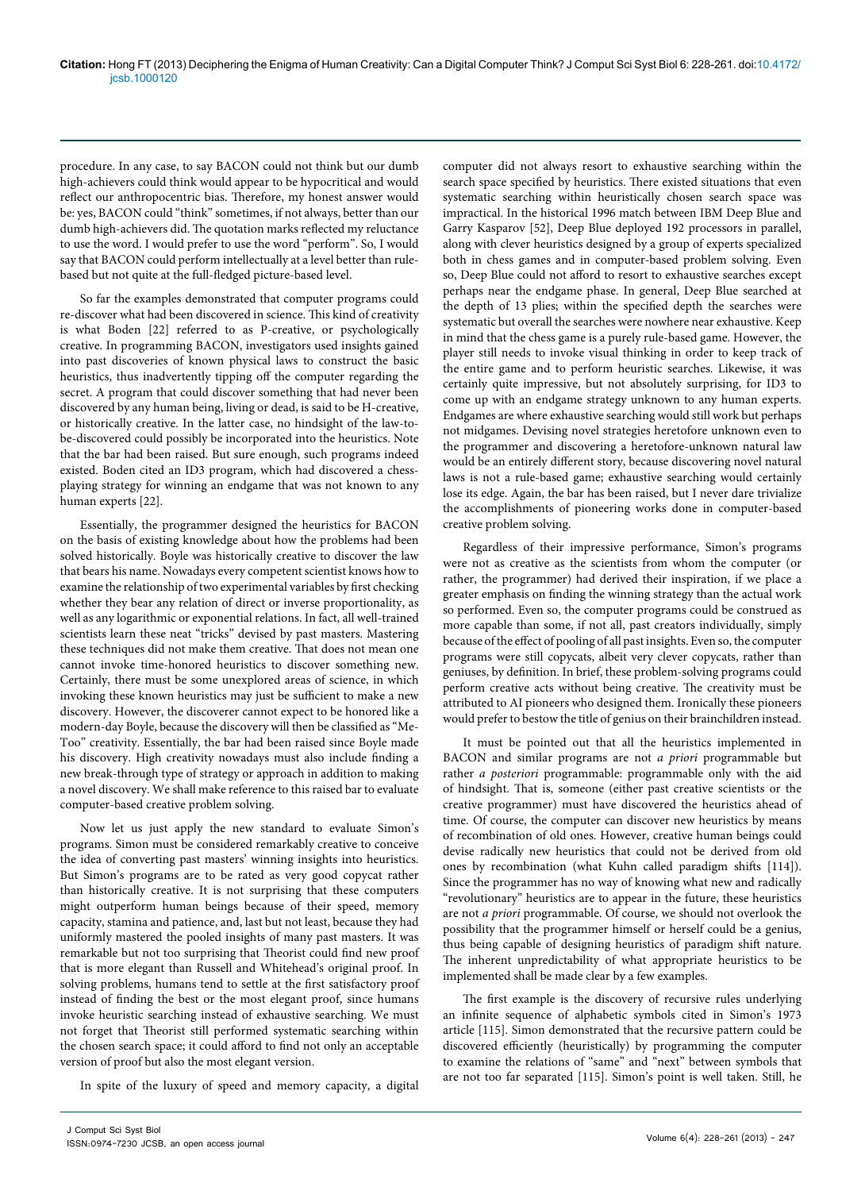procedure. In any case, to say BACON could not think but our dumb high-achievers could think would appear to be hypocritical and would reflect our anthropocentric bias. Therefore, my honest answer would be: yes, BACON could "think" sometimes, if not always, better than our dumb high-achievers did. The quotation marks reflected my reluctance to use the word. I would prefer to use the word "perform". So, I would say that BACON could perform intellectually at a level better than rule-based but not quite at the full-fledged picture-based level.

So far the examples demonstrated that computer programs could re-discover what had been discovered in science. This kind of creativity is what Boden [22] referred to as P-creative, or psychologically creative. In programming BACON, investigators used insights gained into past discoveries of known physical laws to construct the basic heuristics, thus inadvertently tipping off the computer regarding the secret. A program that could discover something that had never been discovered by any human being, living or dead, is said to be H-creative, or historically creative. In the latter case, no hindsight of the law-to-be-discovered could possibly be incorporated into the heuristics. Note that the bar had been raised. But sure enough, such programs indeed existed. Boden cited an ID3 program, which had discovered a chess-playing strategy for winning an endgame that was not known to any human experts [22].

Essentially, the programmer designed the heuristics for BACON on the basis of existing knowledge about how the problems had been solved historically. Boyle was historically creative to discover the law that bears his name. Nowadays every competent scientist knows how to examine the relationship of two experimental variables by first checking whether they bear any relation of direct or inverse proportionality, as well as any logarithmic or exponential relations. In fact, all well-trained scientists learn these neat "tricks" devised by past masters. Mastering these techniques did not make them creative. That does not mean one cannot invoke time-honored heuristics to discover something new. Certainly, there must be some unexplored areas of science, in which invoking these known heuristics may just be sufficient to make a new discovery. However, the discoverer cannot expect to be honored like a modern-day Boyle, because the discovery will then be classified as "Me-Too" creativity. Essentially, the bar had been raised since Boyle made his discovery. High creativity nowadays must also include finding a new break-through type of strategy or approach in addition to making a novel discovery. We shall make reference to this raised bar to evaluate computer-based creative problem solving.

Now let us just apply the new standard to evaluate Simon's programs. Simon must be considered remarkably creative to conceive the idea of converting past masters' winning insights into heuristics. But Simon's programs are to be rated as very good copycat rather than historically creative. It is not surprising that these computers might outperform human beings because of their speed, memory capacity, stamina and patience, and, last but not least, because they had uniformly mastered the pooled insights of many past masters. It was remarkable but not too surprising that Theorist could find new proof that is more elegant than Russell and Whitehead's original proof. In solving problems, humans tend to settle at the first satisfactory proof instead of finding the best or the most elegant proof, since humans invoke heuristic searching instead of exhaustive searching. We must not forget that Theorist still performed systematic searching within the chosen search space; it could afford to find not only an acceptable version of proof but also the most elegant version.

In spite of the luxury of speed and memory capacity, a digital computer did not always resort to exhaustive searching within the search space specified by heuristics. There existed situations that even systematic searching within heuristically chosen search space was impractical. In the historical 1996 match between IBM Deep Blue and Garry Kasparov [52], Deep Blue deployed 192 processors in parallel, along with clever heuristics designed by a group of experts specialized both in chess games and in computer-based problem solving. Even so, Deep Blue could not afford to resort to exhaustive searches except perhaps near the endgame phase. In general, Deep Blue searched at the depth of 13 plies; within the specified depth the searches were systematic but overall the searches were nowhere near exhaustive. Keep in mind that the chess game is a purely rule-based game. However, the player still needs to invoke visual thinking in order to keep track of the entire game and to perform heuristic searches. Likewise, it was certainly quite impressive, but not absolutely surprising, for ID3 to come up with an endgame strategy unknown to any human experts. Endgames are where exhaustive searching would still work but perhaps not midgames. Devising novel strategies heretofore unknown even to the programmer and discovering a heretofore-unknown natural law would be an entirely different story, because discovering novel natural laws is not a rule-based game; exhaustive searching would certainly lose its edge. Again, the bar has been raised, but I never dare trivialize the accomplishments of pioneering works done in computer-based creative problem solving.

Regardless of their impressive performance, Simon's programs were not as creative as the scientists from whom the computer (or rather, the programmer) had derived their inspiration, if we place a greater emphasis on finding the winning strategy than the actual work so performed. Even so, the computer programs could be construed as more capable than some, if not all, past creators individually, simply because of the effect of pooling of all past insights. Even so, the computer programs were still copycats, albeit very clever copycats, rather than geniuses, by definition. In brief, these problem-solving programs could perform creative acts without being creative. The creativity must be attributed to AI pioneers who designed them. Ironically these pioneers would prefer to bestow the title of genius on their brainchildren instead.

It must be pointed out that all the heuristics implemented in BACON and similar programs are not *a priori* programmable but rather *a posteriori* programmable: programmable only with the aid of hindsight. That is, someone (either past creative scientists or the creative programmer) must have discovered the heuristics ahead of time. Of course, the computer can discover new heuristics by means of recombination of old ones. However, creative human beings could devise radically new heuristics that could not be derived from old ones by recombination (what Kuhn called paradigm shifts [114]). Since the programmer has no way of knowing what new and radically "revolutionary" heuristics are to appear in the future, these heuristics are not *a priori* programmable. Of course, we should not overlook the possibility that the programmer himself or herself could be a genius, thus being capable of designing heuristics of paradigm shift nature. The inherent unpredictability of what appropriate heuristics to be implemented shall be made clear by a few examples.

The first example is the discovery of recursive rules underlying an infinite sequence of alphabetic symbols cited in Simon's 1973 article [115]. Simon demonstrated that the recursive pattern could be discovered efficiently (heuristically) by programming the computer to examine the relations of "same" and "next" between symbols that are not too far separated [115]. Simon's point is well taken. Still, he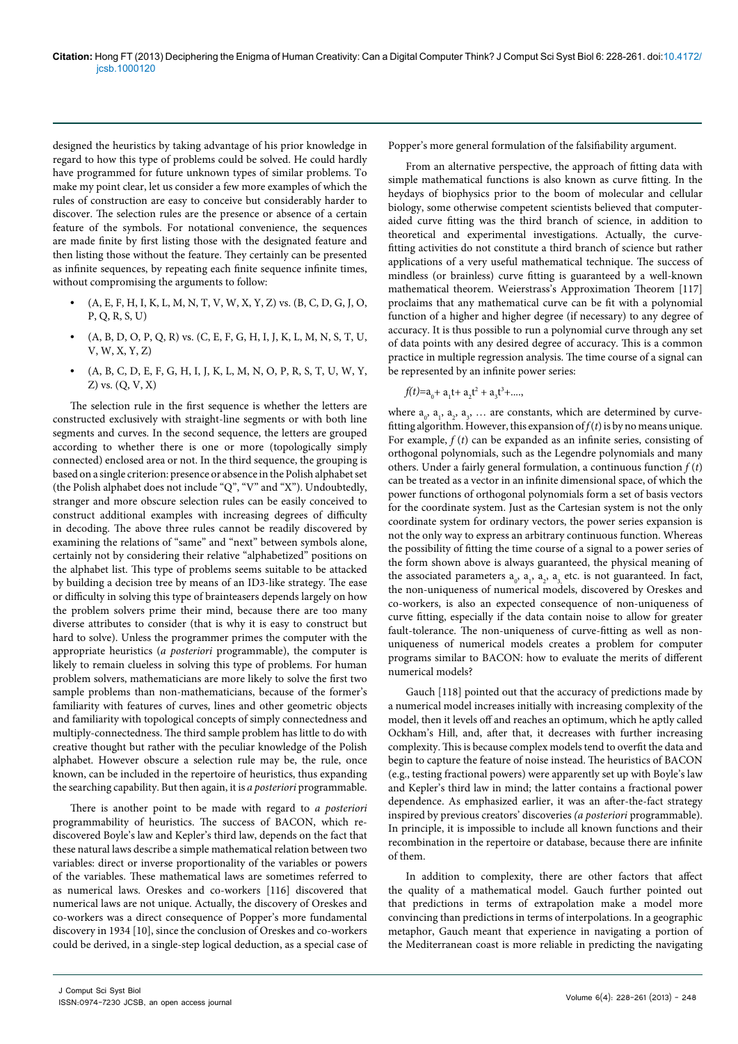designed the heuristics by taking advantage of his prior knowledge in regard to how this type of problems could be solved. He could hardly have programmed for future unknown types of similar problems. To make my point clear, let us consider a few more examples of which the rules of construction are easy to conceive but considerably harder to discover. The selection rules are the presence or absence of a certain feature of the symbols. For notational convenience, the sequences are made finite by first listing those with the designated feature and then listing those without the feature. They certainly can be presented as infinite sequences, by repeating each finite sequence infinite times, without compromising the arguments to follow:

- (A, E, F, H, I, K, L, M, N, T, V, W, X, Y, Z) vs. (B, C, D, G, J, O, P, Q, R, S, U)
- (A, B, D, O, P, Q, R) vs. (C, E, F, G, H, I, J, K, L, M, N, S, T, U, V, W, X, Y, Z)
- (A, B, C, D, E, F, G, H, I, J, K, L, M, N, O, P, R, S, T, U, W, Y, Z) vs. (Q, V, X)

The selection rule in the first sequence is whether the letters are constructed exclusively with straight-line segments or with both line segments and curves. In the second sequence, the letters are grouped according to whether there is one or more (topologically simply connected) enclosed area or not. In the third sequence, the grouping is based on a single criterion: presence or absence in the Polish alphabet set (the Polish alphabet does not include "Q", "V" and "X"). Undoubtedly, stranger and more obscure selection rules can be easily conceived to construct additional examples with increasing degrees of difficulty in decoding. The above three rules cannot be readily discovered by examining the relations of "same" and "next" between symbols alone, certainly not by considering their relative "alphabetized" positions on the alphabet list. This type of problems seems suitable to be attacked by building a decision tree by means of an ID3-like strategy. The ease or difficulty in solving this type of brainteasers depends largely on how the problem solvers prime their mind, because there are too many diverse attributes to consider (that is why it is easy to construct but hard to solve). Unless the programmer primes the computer with the appropriate heuristics (*a posteriori* programmable), the computer is likely to remain clueless in solving this type of problems. For human problem solvers, mathematicians are more likely to solve the first two sample problems than non-mathematicians, because of the former's familiarity with features of curves, lines and other geometric objects and familiarity with topological concepts of simply connectedness and multiply-connectedness. The third sample problem has little to do with creative thought but rather with the peculiar knowledge of the Polish alphabet. However obscure a selection rule may be, the rule, once known, can be included in the repertoire of heuristics, thus expanding the searching capability. But then again, it is *a posteriori* programmable.

There is another point to be made with regard to *a posteriori* programmability of heuristics. The success of BACON, which re-discovered Boyle's law and Kepler's third law, depends on the fact that these natural laws describe a simple mathematical relation between two variables: direct or inverse proportionality of the variables or powers of the variables. These mathematical laws are sometimes referred to as numerical laws. Oreskes and co-workers [116] discovered that numerical laws are not unique. Actually, the discovery of Oreskes and co-workers was a direct consequence of Popper's more fundamental discovery in 1934 [10], since the conclusion of Oreskes and co-workers could be derived, in a single-step logical deduction, as a special case of Popper's more general formulation of the falsifiability argument.

From an alternative perspective, the approach of fitting data with simple mathematical functions is also known as curve fitting. In the heydays of biophysics prior to the boom of molecular and cellular biology, some otherwise competent scientists believed that computer-aided curve fitting was the third branch of science, in addition to theoretical and experimental investigations. Actually, the curve-fitting activities do not constitute a third branch of science but rather applications of a very useful mathematical technique. The success of mindless (or brainless) curve fitting is guaranteed by a well-known mathematical theorem. Weierstrass's Approximation Theorem [117] proclaims that any mathematical curve can be fit with a polynomial function of a higher and higher degree (if necessary) to any degree of accuracy. It is thus possible to run a polynomial curve through any set of data points with any desired degree of accuracy. This is a common practice in multiple regression analysis. The time course of a signal can be represented by an infinite power series:

$$f(t)=a_0+ a_1t+ a_2t^2 + a_3t^3+\ldots,$$

where $a_0$, $a_1$, $a_2$, $a_3$, … are constants, which are determined by curve-fitting algorithm. However, this expansion of $f(t)$ is by no means unique. For example, $f(t)$ can be expanded as an infinite series, consisting of orthogonal polynomials, such as the Legendre polynomials and many others. Under a fairly general formulation, a continuous function $f(t)$ can be treated as a vector in an infinite dimensional space, of which the power functions of orthogonal polynomials form a set of basis vectors for the coordinate system. Just as the Cartesian system is not the only coordinate system for ordinary vectors, the power series expansion is not the only way to express an arbitrary continuous function. Whereas the possibility of fitting the time course of a signal to a power series of the form shown above is always guaranteed, the physical meaning of the associated parameters $a_0$, $a_1$, $a_2$, $a_3$ etc. is not guaranteed. In fact, the non-uniqueness of numerical models, discovered by Oreskes and co-workers, is also an expected consequence of non-uniqueness of curve fitting, especially if the data contain noise to allow for greater fault-tolerance. The non-uniqueness of curve-fitting as well as non-uniqueness of numerical models creates a problem for computer programs similar to BACON: how to evaluate the merits of different numerical models?

Gauch [118] pointed out that the accuracy of predictions made by a numerical model increases initially with increasing complexity of the model, then it levels off and reaches an optimum, which he aptly called Ockham's Hill, and, after that, it decreases with further increasing complexity. This is because complex models tend to overfit the data and begin to capture the feature of noise instead. The heuristics of BACON (e.g., testing fractional powers) were apparently set up with Boyle's law and Kepler's third law in mind; the latter contains a fractional power dependence. As emphasized earlier, it was an after-the-fact strategy inspired by previous creators' discoveries *(a posteriori* programmable). In principle, it is impossible to include all known functions and their recombination in the repertoire or database, because there are infinite of them.

In addition to complexity, there are other factors that affect the quality of a mathematical model. Gauch further pointed out that predictions in terms of extrapolation make a model more convincing than predictions in terms of interpolations. In a geographic metaphor, Gauch meant that experience in navigating a portion of the Mediterranean coast is more reliable in predicting the navigating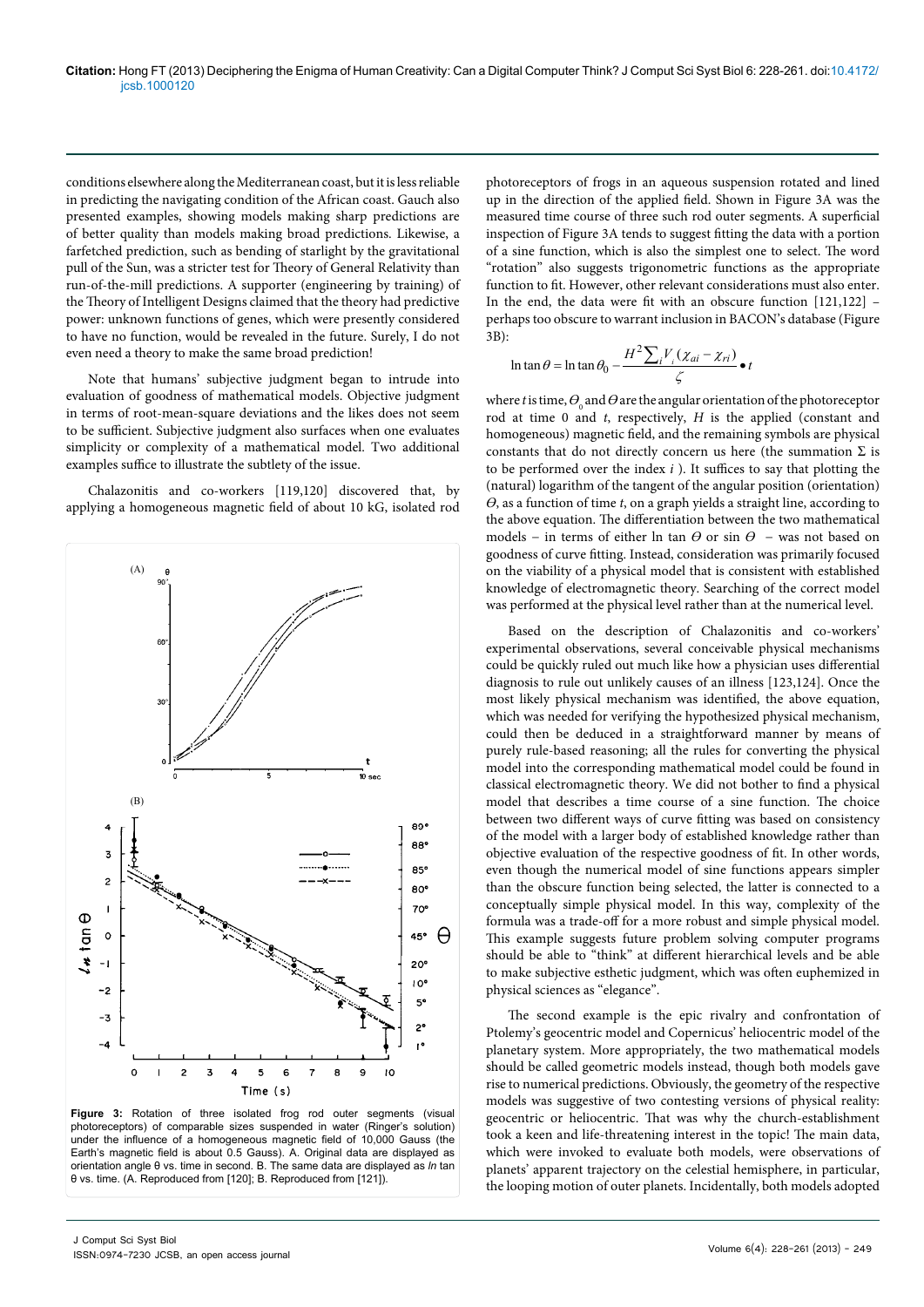conditions elsewhere along the Mediterranean coast, but it is less reliable in predicting the navigating condition of the African coast. Gauch also presented examples, showing models making sharp predictions are of better quality than models making broad predictions. Likewise, a farfetched prediction, such as bending of starlight by the gravitational pull of the Sun, was a stricter test for Theory of General Relativity than run-of-the-mill predictions. A supporter (engineering by training) of the Theory of Intelligent Designs claimed that the theory had predictive power: unknown functions of genes, which were presently considered to have no function, would be revealed in the future. Surely, I do not even need a theory to make the same broad prediction!

Note that humans' subjective judgment began to intrude into evaluation of goodness of mathematical models. Objective judgment in terms of root-mean-square deviations and the likes does not seem to be sufficient. Subjective judgment also surfaces when one evaluates simplicity or complexity of a mathematical model. Two additional examples suffice to illustrate the subtlety of the issue.

Chalazonitis and co-workers [119,120] discovered that, by applying a homogeneous magnetic field of about 10 kG, isolated rod photoreceptors of frogs in an aqueous suspension rotated and lined up in the direction of the applied field. Shown in Figure 3A was the measured time course of three such rod outer segments. A superficial inspection of Figure 3A tends to suggest fitting the data with a portion of a sine function, which is also the simplest one to select. The word "rotation" also suggests trigonometric functions as the appropriate function to fit. However, other relevant considerations must also enter. In the end, the data were fit with an obscure function [121,122] – perhaps too obscure to warrant inclusion in BACON's database (Figure 3B):

$$\ln \tan \theta = \ln \tan \theta_0 - \frac{H^2 \sum_i V_i (\chi_{ai} - \chi_{ri})}{\zeta} \bullet t$$

where $t$ is time, $\Theta_0$ and $\Theta$ are the angular orientation of the photoreceptor rod at time 0 and $t$, respectively, $H$ is the applied (constant and homogeneous) magnetic field, and the remaining symbols are physical constants that do not directly concern us here (the summation $\Sigma$ is to be performed over the index $i$). It suffices to say that plotting the (natural) logarithm of the tangent of the angular position (orientation) $\Theta$, as a function of time $t$, on a graph yields a straight line, according to the above equation. The differentiation between the two mathematical models – in terms of either ln tan $\Theta$ or sin $\Theta$ – was not based on goodness of curve fitting. Instead, consideration was primarily focused on the viability of a physical model that is consistent with established knowledge of electromagnetic theory. Searching of the correct model was performed at the physical level rather than at the numerical level.

Figure 3: Rotation of three isolated frog rod outer segments (visual photoreceptors) of comparable sizes suspended in water (Ringer's solution) under the influence of a homogeneous magnetic field of 10,000 Gauss (the Earth's magnetic field is about 0.5 Gauss). A. Original data are displayed as orientation angle θ vs. time in second. B. The same data are displayed as *ln* tan θ vs. time. (A. Reproduced from [120]; B. Reproduced from [121]).

Based on the description of Chalazonitis and co-workers' experimental observations, several conceivable physical mechanisms could be quickly ruled out much like how a physician uses differential diagnosis to rule out unlikely causes of an illness [123,124]. Once the most likely physical mechanism was identified, the above equation, which was needed for verifying the hypothesized physical mechanism, could then be deduced in a straightforward manner by means of purely rule-based reasoning; all the rules for converting the physical model into the corresponding mathematical model could be found in classical electromagnetic theory. We did not bother to find a physical model that describes a time course of a sine function. The choice between two different ways of curve fitting was based on consistency of the model with a larger body of established knowledge rather than objective evaluation of the respective goodness of fit. In other words, even though the numerical model of sine functions appears simpler than the obscure function being selected, the latter is connected to a conceptually simple physical model. In this way, complexity of the formula was a trade-off for a more robust and simple physical model. This example suggests future problem solving computer programs should be able to "think" at different hierarchical levels and be able to make subjective esthetic judgment, which was often euphemized in physical sciences as "elegance".

The second example is the epic rivalry and confrontation of Ptolemy's geocentric model and Copernicus' heliocentric model of the planetary system. More appropriately, the two mathematical models should be called geometric models instead, though both models gave rise to numerical predictions. Obviously, the geometry of the respective models was suggestive of two contesting versions of physical reality: geocentric or heliocentric. That was why the church-establishment took a keen and life-threatening interest in the topic! The main data, which were invoked to evaluate both models, were observations of planets' apparent trajectory on the celestial hemisphere, in particular, the looping motion of outer planets. Incidentally, both models adopted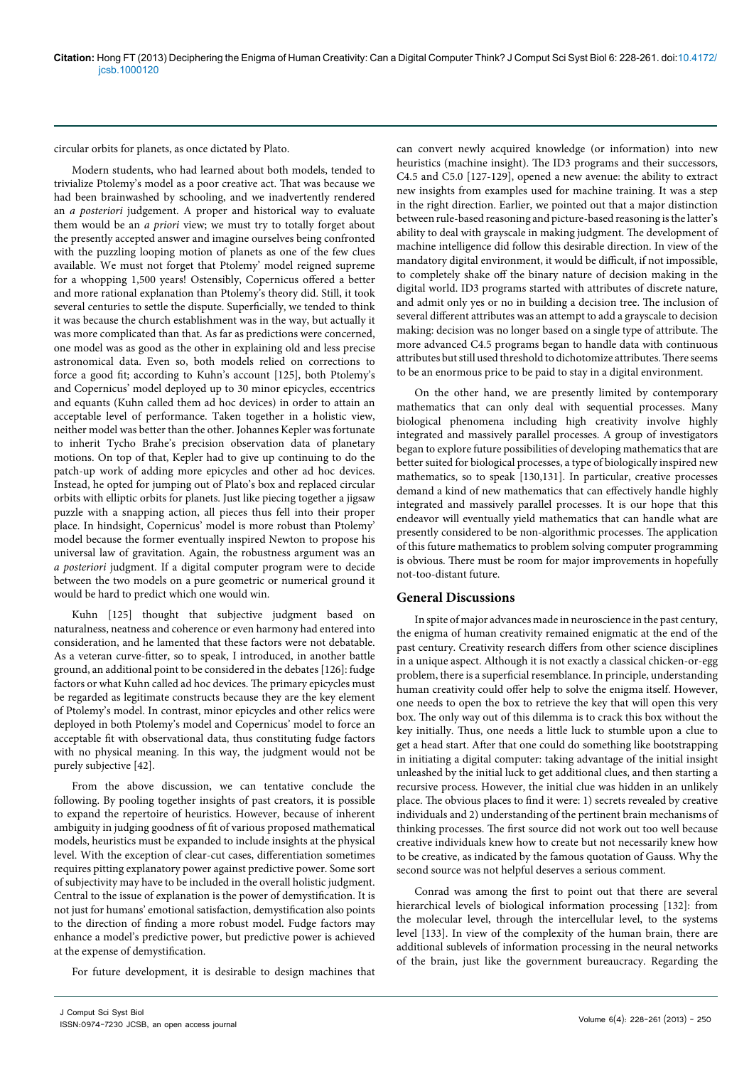circular orbits for planets, as once dictated by Plato.

Modern students, who had learned about both models, tended to trivialize Ptolemy's model as a poor creative act. That was because we had been brainwashed by schooling, and we inadvertently rendered an *a posteriori* judgement. A proper and historical way to evaluate them would be an *a priori* view; we must try to totally forget about the presently accepted answer and imagine ourselves being confronted with the puzzling looping motion of planets as one of the few clues available. We must not forget that Ptolemy' model reigned supreme for a whopping 1,500 years! Ostensibly, Copernicus offered a better and more rational explanation than Ptolemy's theory did. Still, it took several centuries to settle the dispute. Superficially, we tended to think it was because the church establishment was in the way, but actually it was more complicated than that. As far as predictions were concerned, one model was as good as the other in explaining old and less precise astronomical data. Even so, both models relied on corrections to force a good fit; according to Kuhn's account [125], both Ptolemy's and Copernicus' model deployed up to 30 minor epicycles, eccentrics and equants (Kuhn called them ad hoc devices) in order to attain an acceptable level of performance. Taken together in a holistic view, neither model was better than the other. Johannes Kepler was fortunate to inherit Tycho Brahe's precision observation data of planetary motions. On top of that, Kepler had to give up continuing to do the patch-up work of adding more epicycles and other ad hoc devices. Instead, he opted for jumping out of Plato's box and replaced circular orbits with elliptic orbits for planets. Just like piecing together a jigsaw puzzle with a snapping action, all pieces thus fell into their proper place. In hindsight, Copernicus' model is more robust than Ptolemy' model because the former eventually inspired Newton to propose his universal law of gravitation. Again, the robustness argument was an *a posteriori* judgment. If a digital computer program were to decide between the two models on a pure geometric or numerical ground it would be hard to predict which one would win.

Kuhn [125] thought that subjective judgment based on naturalness, neatness and coherence or even harmony had entered into consideration, and he lamented that these factors were not debatable. As a veteran curve-fitter, so to speak, I introduced, in another battle ground, an additional point to be considered in the debates [126]: fudge factors or what Kuhn called ad hoc devices. The primary epicycles must be regarded as legitimate constructs because they are the key element of Ptolemy's model. In contrast, minor epicycles and other relics were deployed in both Ptolemy's model and Copernicus' model to force an acceptable fit with observational data, thus constituting fudge factors with no physical meaning. In this way, the judgment would not be purely subjective [42].

From the above discussion, we can tentative conclude the following. By pooling together insights of past creators, it is possible to expand the repertoire of heuristics. However, because of inherent ambiguity in judging goodness of fit of various proposed mathematical models, heuristics must be expanded to include insights at the physical level. With the exception of clear-cut cases, differentiation sometimes requires pitting explanatory power against predictive power. Some sort of subjectivity may have to be included in the overall holistic judgment. Central to the issue of explanation is the power of demystification. It is not just for humans' emotional satisfaction, demystification also points to the direction of finding a more robust model. Fudge factors may enhance a model's predictive power, but predictive power is achieved at the expense of demystification.

For future development, it is desirable to design machines that can convert newly acquired knowledge (or information) into new heuristics (machine insight). The ID3 programs and their successors, C4.5 and C5.0 [127-129], opened a new avenue: the ability to extract new insights from examples used for machine training. It was a step in the right direction. Earlier, we pointed out that a major distinction between rule-based reasoning and picture-based reasoning is the latter's ability to deal with grayscale in making judgment. The development of machine intelligence did follow this desirable direction. In view of the mandatory digital environment, it would be difficult, if not impossible, to completely shake off the binary nature of decision making in the digital world. ID3 programs started with attributes of discrete nature, and admit only yes or no in building a decision tree. The inclusion of several different attributes was an attempt to add a grayscale to decision making: decision was no longer based on a single type of attribute. The more advanced C4.5 programs began to handle data with continuous attributes but still used threshold to dichotomize attributes. There seems to be an enormous price to be paid to stay in a digital environment.

On the other hand, we are presently limited by contemporary mathematics that can only deal with sequential processes. Many biological phenomena including high creativity involve highly integrated and massively parallel processes. A group of investigators began to explore future possibilities of developing mathematics that are better suited for biological processes, a type of biologically inspired new mathematics, so to speak [130,131]. In particular, creative processes demand a kind of new mathematics that can effectively handle highly integrated and massively parallel processes. It is our hope that this endeavor will eventually yield mathematics that can handle what are presently considered to be non-algorithmic processes. The application of this future mathematics to problem solving computer programming is obvious. There must be room for major improvements in hopefully not-too-distant future.

## General Discussions

In spite of major advances made in neuroscience in the past century, the enigma of human creativity remained enigmatic at the end of the past century. Creativity research differs from other science disciplines in a unique aspect. Although it is not exactly a classical chicken-or-egg problem, there is a superficial resemblance. In principle, understanding human creativity could offer help to solve the enigma itself. However, one needs to open the box to retrieve the key that will open this very box. The only way out of this dilemma is to crack this box without the key initially. Thus, one needs a little luck to stumble upon a clue to get a head start. After that one could do something like bootstrapping in initiating a digital computer: taking advantage of the initial insight unleashed by the initial luck to get additional clues, and then starting a recursive process. However, the initial clue was hidden in an unlikely place. The obvious places to find it were: 1) secrets revealed by creative individuals and 2) understanding of the pertinent brain mechanisms of thinking processes. The first source did not work out too well because creative individuals knew how to create but not necessarily knew how to be creative, as indicated by the famous quotation of Gauss. Why the second source was not helpful deserves a serious comment.

Conrad was among the first to point out that there are several hierarchical levels of biological information processing [132]: from the molecular level, through the intercellular level, to the systems level [133]. In view of the complexity of the human brain, there are additional sublevels of information processing in the neural networks of the brain, just like the government bureaucracy. Regarding the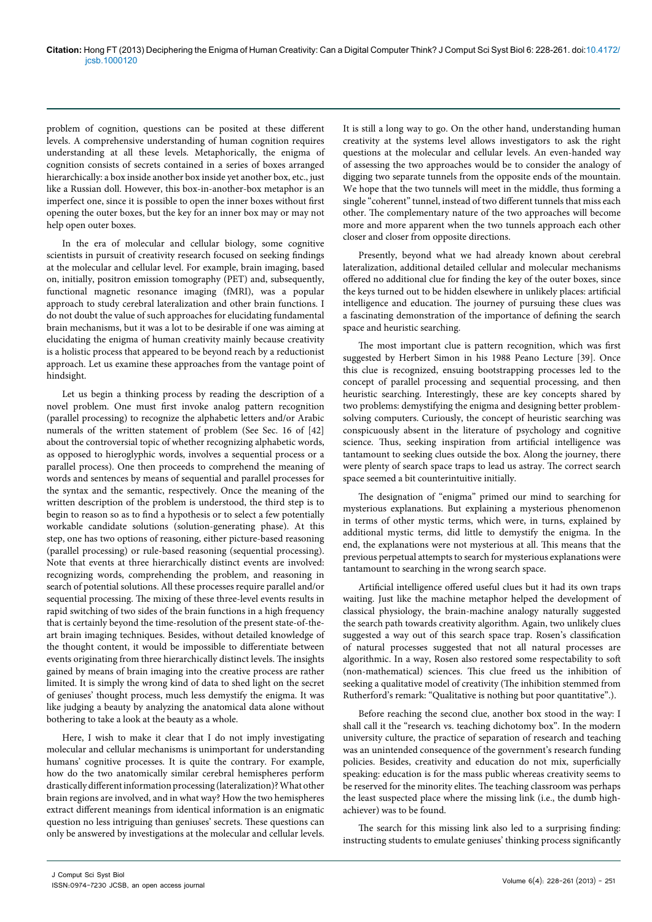problem of cognition, questions can be posited at these different levels. A comprehensive understanding of human cognition requires understanding at all these levels. Metaphorically, the enigma of cognition consists of secrets contained in a series of boxes arranged hierarchically: a box inside another box inside yet another box, etc., just like a Russian doll. However, this box-in-another-box metaphor is an imperfect one, since it is possible to open the inner boxes without first opening the outer boxes, but the key for an inner box may or may not help open outer boxes.

In the era of molecular and cellular biology, some cognitive scientists in pursuit of creativity research focused on seeking findings at the molecular and cellular level. For example, brain imaging, based on, initially, positron emission tomography (PET) and, subsequently, functional magnetic resonance imaging (fMRI), was a popular approach to study cerebral lateralization and other brain functions. I do not doubt the value of such approaches for elucidating fundamental brain mechanisms, but it was a lot to be desirable if one was aiming at elucidating the enigma of human creativity mainly because creativity is a holistic process that appeared to be beyond reach by a reductionist approach. Let us examine these approaches from the vantage point of hindsight.

Let us begin a thinking process by reading the description of a novel problem. One must first invoke analog pattern recognition (parallel processing) to recognize the alphabetic letters and/or Arabic numerals of the written statement of problem (See Sec. 16 of [42] about the controversial topic of whether recognizing alphabetic words, as opposed to hieroglyphic words, involves a sequential process or a parallel process). One then proceeds to comprehend the meaning of words and sentences by means of sequential and parallel processes for the syntax and the semantic, respectively. Once the meaning of the written description of the problem is understood, the third step is to begin to reason so as to find a hypothesis or to select a few potentially workable candidate solutions (solution-generating phase). At this step, one has two options of reasoning, either picture-based reasoning (parallel processing) or rule-based reasoning (sequential processing). Note that events at three hierarchically distinct events are involved: recognizing words, comprehending the problem, and reasoning in search of potential solutions. All these processes require parallel and/or sequential processing. The mixing of these three-level events results in rapid switching of two sides of the brain functions in a high frequency that is certainly beyond the time-resolution of the present state-of-the-art brain imaging techniques. Besides, without detailed knowledge of the thought content, it would be impossible to differentiate between events originating from three hierarchically distinct levels. The insights gained by means of brain imaging into the creative process are rather limited. It is simply the wrong kind of data to shed light on the secret of geniuses' thought process, much less demystify the enigma. It was like judging a beauty by analyzing the anatomical data alone without bothering to take a look at the beauty as a whole.

Here, I wish to make it clear that I do not imply investigating molecular and cellular mechanisms is unimportant for understanding humans' cognitive processes. It is quite the contrary. For example, how do the two anatomically similar cerebral hemispheres perform drastically different information processing (lateralization)? What other brain regions are involved, and in what way? How the two hemispheres extract different meanings from identical information is an enigmatic question no less intriguing than geniuses' secrets. These questions can only be answered by investigations at the molecular and cellular levels. It is still a long way to go. On the other hand, understanding human creativity at the systems level allows investigators to ask the right questions at the molecular and cellular levels. An even-handed way of assessing the two approaches would be to consider the analogy of digging two separate tunnels from the opposite ends of the mountain. We hope that the two tunnels will meet in the middle, thus forming a single "coherent" tunnel, instead of two different tunnels that miss each other. The complementary nature of the two approaches will become more and more apparent when the two tunnels approach each other closer and closer from opposite directions.

Presently, beyond what we had already known about cerebral lateralization, additional detailed cellular and molecular mechanisms offered no additional clue for finding the key of the outer boxes, since the keys turned out to be hidden elsewhere in unlikely places: artificial intelligence and education. The journey of pursuing these clues was a fascinating demonstration of the importance of defining the search space and heuristic searching.

The most important clue is pattern recognition, which was first suggested by Herbert Simon in his 1988 Peano Lecture [39]. Once this clue is recognized, ensuing bootstrapping processes led to the concept of parallel processing and sequential processing, and then heuristic searching. Interestingly, these are key concepts shared by two problems: demystifying the enigma and designing better problem-solving computers. Curiously, the concept of heuristic searching was conspicuously absent in the literature of psychology and cognitive science. Thus, seeking inspiration from artificial intelligence was tantamount to seeking clues outside the box. Along the journey, there were plenty of search space traps to lead us astray. The correct search space seemed a bit counterintuitive initially.

The designation of "enigma" primed our mind to searching for mysterious explanations. But explaining a mysterious phenomenon in terms of other mystic terms, which were, in turns, explained by additional mystic terms, did little to demystify the enigma. In the end, the explanations were not mysterious at all. This means that the previous perpetual attempts to search for mysterious explanations were tantamount to searching in the wrong search space.

Artificial intelligence offered useful clues but it had its own traps waiting. Just like the machine metaphor helped the development of classical physiology, the brain-machine analogy naturally suggested the search path towards creativity algorithm. Again, two unlikely clues suggested a way out of this search space trap. Rosen's classification of natural processes suggested that not all natural processes are algorithmic. In a way, Rosen also restored some respectability to soft (non-mathematical) sciences. This clue freed us the inhibition of seeking a qualitative model of creativity (The inhibition stemmed from Rutherford's remark: "Qualitative is nothing but poor quantitative".).

Before reaching the second clue, another box stood in the way: I shall call it the "research vs. teaching dichotomy box". In the modern university culture, the practice of separation of research and teaching was an unintended consequence of the government's research funding policies. Besides, creativity and education do not mix, superficially speaking: education is for the mass public whereas creativity seems to be reserved for the minority elites. The teaching classroom was perhaps the least suspected place where the missing link (i.e., the dumb high-achiever) was to be found.

The search for this missing link also led to a surprising finding: instructing students to emulate geniuses' thinking process significantly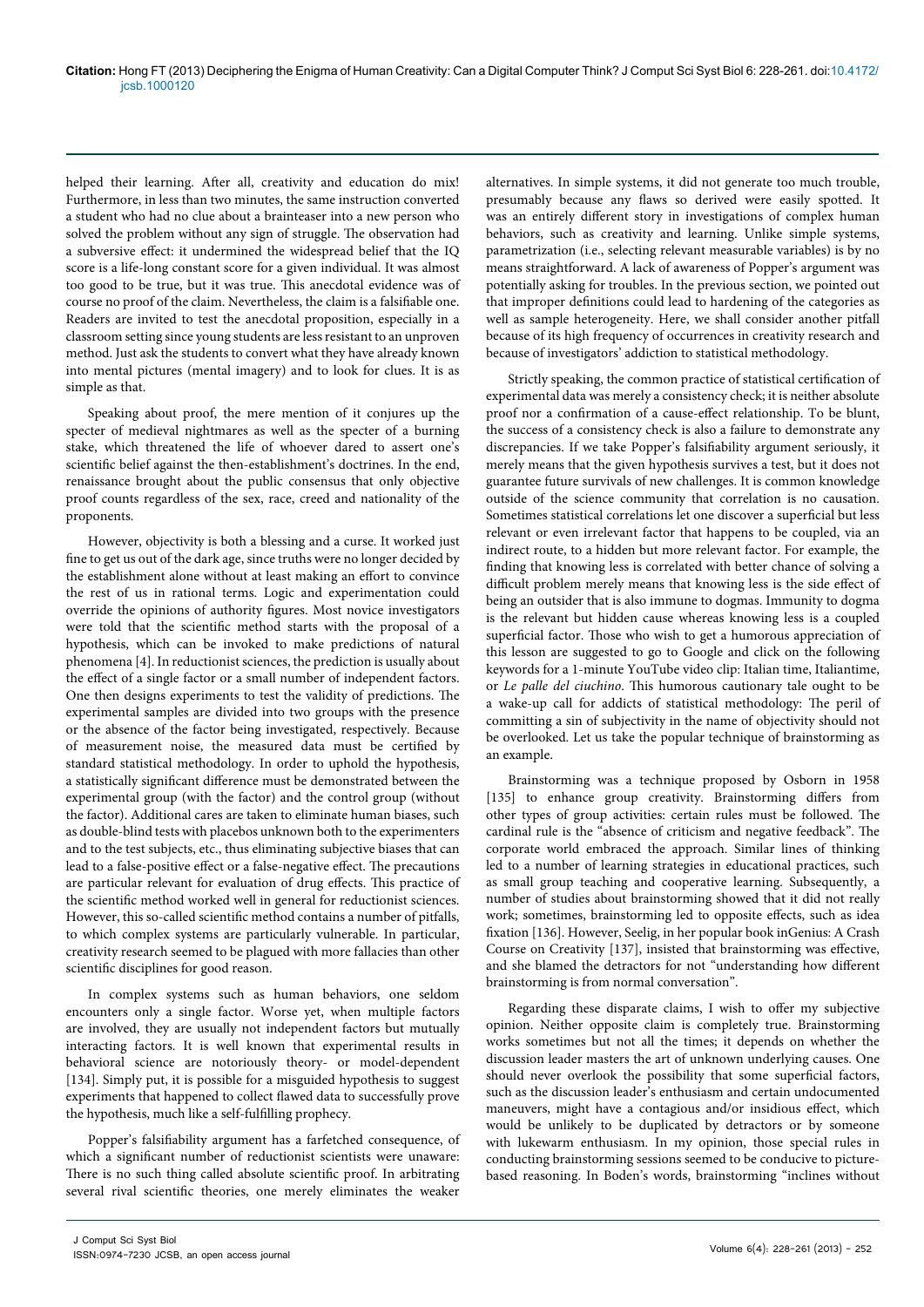helped their learning. After all, creativity and education do mix! Furthermore, in less than two minutes, the same instruction converted a student who had no clue about a brainteaser into a new person who solved the problem without any sign of struggle. The observation had a subversive effect: it undermined the widespread belief that the IQ score is a life-long constant score for a given individual. It was almost too good to be true, but it was true. This anecdotal evidence was of course no proof of the claim. Nevertheless, the claim is a falsifiable one. Readers are invited to test the anecdotal proposition, especially in a classroom setting since young students are less resistant to an unproven method. Just ask the students to convert what they have already known into mental pictures (mental imagery) and to look for clues. It is as simple as that.

Speaking about proof, the mere mention of it conjures up the specter of medieval nightmares as well as the specter of a burning stake, which threatened the life of whoever dared to assert one's scientific belief against the then-establishment's doctrines. In the end, renaissance brought about the public consensus that only objective proof counts regardless of the sex, race, creed and nationality of the proponents.

However, objectivity is both a blessing and a curse. It worked just fine to get us out of the dark age, since truths were no longer decided by the establishment alone without at least making an effort to convince the rest of us in rational terms. Logic and experimentation could override the opinions of authority figures. Most novice investigators were told that the scientific method starts with the proposal of a hypothesis, which can be invoked to make predictions of natural phenomena [4]. In reductionist sciences, the prediction is usually about the effect of a single factor or a small number of independent factors. One then designs experiments to test the validity of predictions. The experimental samples are divided into two groups with the presence or the absence of the factor being investigated, respectively. Because of measurement noise, the measured data must be certified by standard statistical methodology. In order to uphold the hypothesis, a statistically significant difference must be demonstrated between the experimental group (with the factor) and the control group (without the factor). Additional cares are taken to eliminate human biases, such as double-blind tests with placebos unknown both to the experimenters and to the test subjects, etc., thus eliminating subjective biases that can lead to a false-positive effect or a false-negative effect. The precautions are particular relevant for evaluation of drug effects. This practice of the scientific method worked well in general for reductionist sciences. However, this so-called scientific method contains a number of pitfalls, to which complex systems are particularly vulnerable. In particular, creativity research seemed to be plagued with more fallacies than other scientific disciplines for good reason.

In complex systems such as human behaviors, one seldom encounters only a single factor. Worse yet, when multiple factors are involved, they are usually not independent factors but mutually interacting factors. It is well known that experimental results in behavioral science are notoriously theory- or model-dependent [134]. Simply put, it is possible for a misguided hypothesis to suggest experiments that happened to collect flawed data to successfully prove the hypothesis, much like a self-fulfilling prophecy.

Popper's falsifiability argument has a farfetched consequence, of which a significant number of reductionist scientists were unaware: There is no such thing called absolute scientific proof. In arbitrating several rival scientific theories, one merely eliminates the weaker alternatives. In simple systems, it did not generate too much trouble, presumably because any flaws so derived were easily spotted. It was an entirely different story in investigations of complex human behaviors, such as creativity and learning. Unlike simple systems, parametrization (i.e., selecting relevant measurable variables) is by no means straightforward. A lack of awareness of Popper's argument was potentially asking for troubles. In the previous section, we pointed out that improper definitions could lead to hardening of the categories as well as sample heterogeneity. Here, we shall consider another pitfall because of its high frequency of occurrences in creativity research and because of investigators' addiction to statistical methodology.

Strictly speaking, the common practice of statistical certification of experimental data was merely a consistency check; it is neither absolute proof nor a confirmation of a cause-effect relationship. To be blunt, the success of a consistency check is also a failure to demonstrate any discrepancies. If we take Popper's falsifiability argument seriously, it merely means that the given hypothesis survives a test, but it does not guarantee future survivals of new challenges. It is common knowledge outside of the science community that correlation is no causation. Sometimes statistical correlations let one discover a superficial but less relevant or even irrelevant factor that happens to be coupled, via an indirect route, to a hidden but more relevant factor. For example, the finding that knowing less is correlated with better chance of solving a difficult problem merely means that knowing less is the side effect of being an outsider that is also immune to dogmas. Immunity to dogma is the relevant but hidden cause whereas knowing less is a coupled superficial factor. Those who wish to get a humorous appreciation of this lesson are suggested to go to Google and click on the following keywords for a 1-minute YouTube video clip: Italian time, Italiantime, or *Le palle del ciuchino*. This humorous cautionary tale ought to be a wake-up call for addicts of statistical methodology: The peril of committing a sin of subjectivity in the name of objectivity should not be overlooked. Let us take the popular technique of brainstorming as an example.

Brainstorming was a technique proposed by Osborn in 1958 [135] to enhance group creativity. Brainstorming differs from other types of group activities: certain rules must be followed. The cardinal rule is the "absence of criticism and negative feedback". The corporate world embraced the approach. Similar lines of thinking led to a number of learning strategies in educational practices, such as small group teaching and cooperative learning. Subsequently, a number of studies about brainstorming showed that it did not really work; sometimes, brainstorming led to opposite effects, such as idea fixation [136]. However, Seelig, in her popular book inGenius: A Crash Course on Creativity [137], insisted that brainstorming was effective, and she blamed the detractors for not "understanding how different brainstorming is from normal conversation".

Regarding these disparate claims, I wish to offer my subjective opinion. Neither opposite claim is completely true. Brainstorming works sometimes but not all the times; it depends on whether the discussion leader masters the art of unknown underlying causes. One should never overlook the possibility that some superficial factors, such as the discussion leader's enthusiasm and certain undocumented maneuvers, might have a contagious and/or insidious effect, which would be unlikely to be duplicated by detractors or by someone with lukewarm enthusiasm. In my opinion, those special rules in conducting brainstorming sessions seemed to be conducive to picture-based reasoning. In Boden's words, brainstorming "inclines without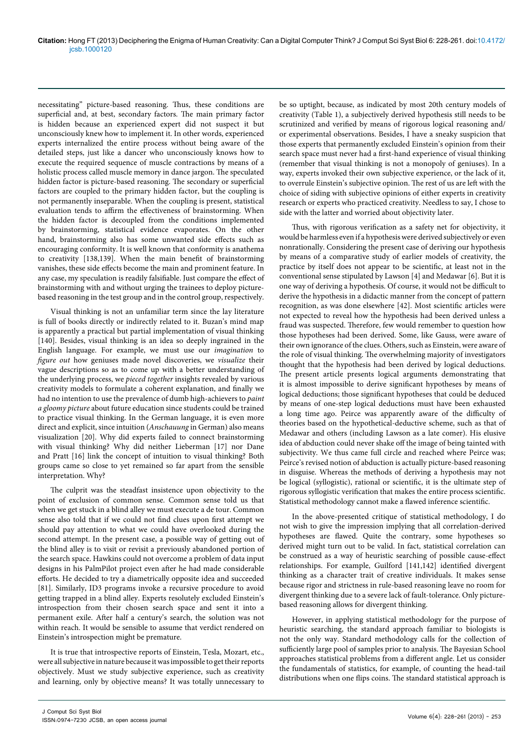necessitating" picture-based reasoning. Thus, these conditions are superficial and, at best, secondary factors. The main primary factor is hidden because an experienced expert did not suspect it but unconsciously knew how to implement it. In other words, experienced experts internalized the entire process without being aware of the detailed steps, just like a dancer who unconsciously knows how to execute the required sequence of muscle contractions by means of a holistic process called muscle memory in dance jargon. The speculated hidden factor is picture-based reasoning. The secondary or superficial factors are coupled to the primary hidden factor, but the coupling is not permanently inseparable. When the coupling is present, statistical evaluation tends to affirm the effectiveness of brainstorming. When the hidden factor is decoupled from the conditions implemented by brainstorming, statistical evidence evaporates. On the other hand, brainstorming also has some unwanted side effects such as encouraging conformity. It is well known that conformity is anathema to creativity [138,139]. When the main benefit of brainstorming vanishes, these side effects become the main and prominent feature. In any case, my speculation is readily falsifiable. Just compare the effect of brainstorming with and without urging the trainees to deploy picture-based reasoning in the test group and in the control group, respectively.

Visual thinking is not an unfamiliar term since the lay literature is full of books directly or indirectly related to it. Buzan's mind map is apparently a practical but partial implementation of visual thinking [140]. Besides, visual thinking is an idea so deeply ingrained in the English language. For example, we must use our *imagination* to *figure out* how geniuses made novel discoveries, we *visualize* their vague descriptions so as to come up with a better understanding of the underlying process, we *pieced together* insights revealed by various creativity models to formulate a coherent explanation, and finally we had no intention to use the prevalence of dumb high-achievers to *paint a gloomy picture* about future education since students could be trained to practice visual thinking. In the German language, it is even more direct and explicit, since intuition (*Anschauung* in German) also means visualization [20]. Why did experts failed to connect brainstorming with visual thinking? Why did neither Lieberman [17] nor Dane and Pratt [16] link the concept of intuition to visual thinking? Both groups came so close to yet remained so far apart from the sensible interpretation. Why?

The culprit was the steadfast insistence upon objectivity to the point of exclusion of common sense. Common sense told us that when we get stuck in a blind alley we must execute a de tour. Common sense also told that if we could not find clues upon first attempt we should pay attention to what we could have overlooked during the second attempt. In the present case, a possible way of getting out of the blind alley is to visit or revisit a previously abandoned portion of the search space. Hawkins could not overcome a problem of data input designs in his PalmPilot project even after he had made considerable efforts. He decided to try a diametrically opposite idea and succeeded [81]. Similarly, ID3 programs invoke a recursive procedure to avoid getting trapped in a blind alley. Experts resolutely excluded Einstein's introspection from their chosen search space and sent it into a permanent exile. After half a century's search, the solution was not within reach. It would be sensible to assume that verdict rendered on Einstein's introspection might be premature.

It is true that introspective reports of Einstein, Tesla, Mozart, etc., were all subjective in nature because it was impossible to get their reports objectively. Must we study subjective experience, such as creativity and learning, only by objective means? It was totally unnecessary to be so uptight, because, as indicated by most 20th century models of creativity (Table 1), a subjectively derived hypothesis still needs to be scrutinized and verified by means of rigorous logical reasoning and/or experimental observations. Besides, I have a sneaky suspicion that those experts that permanently excluded Einstein's opinion from their search space must never had a first-hand experience of visual thinking (remember that visual thinking is not a monopoly of geniuses). In a way, experts invoked their own subjective experience, or the lack of it, to overrule Einstein's subjective opinion. The rest of us are left with the choice of siding with subjective opinions of either experts in creativity research or experts who practiced creativity. Needless to say, I chose to side with the latter and worried about objectivity later.

Thus, with rigorous verification as a safety net for objectivity, it would be harmless even if a hypothesis were derived subjectively or even nonrationally. Considering the present case of deriving our hypothesis by means of a comparative study of earlier models of creativity, the practice by itself does not appear to be scientific, at least not in the conventional sense stipulated by Lawson [4] and Medawar [6]. But it is one way of deriving a hypothesis. Of course, it would not be difficult to derive the hypothesis in a didactic manner from the concept of pattern recognition, as was done elsewhere [42]. Most scientific articles were not expected to reveal how the hypothesis had been derived unless a fraud was suspected. Therefore, few would remember to question how those hypotheses had been derived. Some, like Gauss, were aware of their own ignorance of the clues. Others, such as Einstein, were aware of the role of visual thinking. The overwhelming majority of investigators thought that the hypothesis had been derived by logical deductions. The present article presents logical arguments demonstrating that it is almost impossible to derive significant hypotheses by means of logical deductions; those significant hypotheses that could be deduced by means of one-step logical deductions must have been exhausted a long time ago. Peirce was apparently aware of the difficulty of theories based on the hypothetical-deductive scheme, such as that of Medawar and others (including Lawson as a late comer). His elusive idea of abduction could never shake off the image of being tainted with subjectivity. We thus came full circle and reached where Peirce was; Peirce's revised notion of abduction is actually picture-based reasoning in disguise. Whereas the methods of deriving a hypothesis may not be logical (syllogistic), rational or scientific, it is the ultimate step of rigorous syllogistic verification that makes the entire process scientific. Statistical methodology cannot make a flawed inference scientific.

In the above-presented critique of statistical methodology, I do not wish to give the impression implying that all correlation-derived hypotheses are flawed. Quite the contrary, some hypotheses so derived might turn out to be valid. In fact, statistical correlation can be construed as a way of heuristic searching of possible cause-effect relationships. For example, Guilford [141,142] identified divergent thinking as a character trait of creative individuals. It makes sense because rigor and strictness in rule-based reasoning leave no room for divergent thinking due to a severe lack of fault-tolerance. Only picture-based reasoning allows for divergent thinking.

However, in applying statistical methodology for the purpose of heuristic searching, the standard approach familiar to biologists is not the only way. Standard methodology calls for the collection of sufficiently large pool of samples prior to analysis. The Bayesian School approaches statistical problems from a different angle. Let us consider the fundamentals of statistics, for example, of counting the head-tail distributions when one flips coins. The standard statistical approach is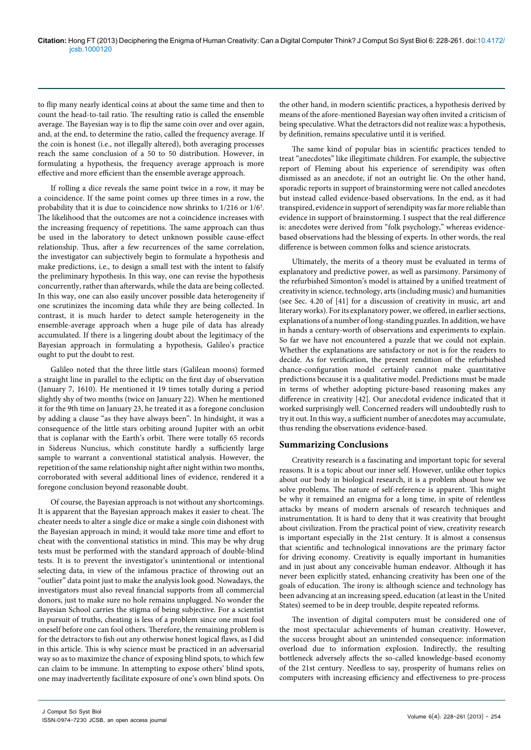to flip many nearly identical coins at about the same time and then to count the head-to-tail ratio. The resulting ratio is called the ensemble average. The Bayesian way is to flip the same coin over and over again, and, at the end, to determine the ratio, called the frequency average. If the coin is honest (i.e., not illegally altered), both averaging processes reach the same conclusion of a 50 to 50 distribution. However, in formulating a hypothesis, the frequency average approach is more effective and more efficient than the ensemble average approach.

If rolling a dice reveals the same point twice in a row, it may be a coincidence. If the same point comes up three times in a row, the probability that it is due to coincidence now shrinks to 1/216 or $1/6^3$. The likelihood that the outcomes are not a coincidence increases with the increasing frequency of repetitions. The same approach can thus be used in the laboratory to detect unknown possible cause-effect relationship. Thus, after a few recurrences of the same correlation, the investigator can subjectively begin to formulate a hypothesis and make predictions, i.e., to design a small test with the intent to falsify the preliminary hypothesis. In this way, one can revise the hypothesis concurrently, rather than afterwards, while the data are being collected. In this way, one can also easily uncover possible data heterogeneity if one scrutinizes the incoming data while they are being collected. In contrast, it is much harder to detect sample heterogeneity in the ensemble-average approach when a huge pile of data has already accumulated. If there is a lingering doubt about the legitimacy of the Bayesian approach in formulating a hypothesis, Galileo's practice ought to put the doubt to rest.

Galileo noted that the three little stars (Galilean moons) formed a straight line in parallel to the ecliptic on the first day of observation (January 7, 1610). He mentioned it 19 times totally during a period slightly shy of two months (twice on January 22). When he mentioned it for the 9th time on January 23, he treated it as a foregone conclusion by adding a clause "as they have always been". In hindsight, it was a consequence of the little stars orbiting around Jupiter with an orbit that is coplanar with the Earth's orbit. There were totally 65 records in Sidereus Nuncius, which constitute hardly a sufficiently large sample to warrant a conventional statistical analysis. However, the repetition of the same relationship night after night within two months, corroborated with several additional lines of evidence, rendered it a foregone conclusion beyond reasonable doubt.

Of course, the Bayesian approach is not without any shortcomings. It is apparent that the Bayesian approach makes it easier to cheat. The cheater needs to alter a single dice or make a single coin dishonest with the Bayesian approach in mind; it would take more time and effort to cheat with the conventional statistics in mind. This may be why drug tests must be performed with the standard approach of double-blind tests. It is to prevent the investigator's unintentional or intentional selecting data, in view of the infamous practice of throwing out an "outlier" data point just to make the analysis look good. Nowadays, the investigators must also reveal financial supports from all commercial donors, just to make sure no hole remains unplugged. No wonder the Bayesian School carries the stigma of being subjective. For a scientist in pursuit of truths, cheating is less of a problem since one must fool oneself before one can fool others. Therefore, the remaining problem is for the detractors to fish out any otherwise honest logical flaws, as I did in this article. This is why science must be practiced in an adversarial way so as to maximize the chance of exposing blind spots, to which few can claim to be immune. In attempting to expose others' blind spots, one may inadvertently facilitate exposure of one's own blind spots. On the other hand, in modern scientific practices, a hypothesis derived by means of the afore-mentioned Bayesian way often invited a criticism of being speculative. What the detractors did not realize was: a hypothesis, by definition, remains speculative until it is verified.

The same kind of popular bias in scientific practices tended to treat "anecdotes" like illegitimate children. For example, the subjective report of Fleming about his experience of serendipity was often dismissed as an anecdote, if not an outright lie. On the other hand, sporadic reports in support of brainstorming were not called anecdotes but instead called evidence-based observations. In the end, as it had transpired, evidence in support of serendipity was far more reliable than evidence in support of brainstorming. I suspect that the real difference is: anecdotes were derived from "folk psychology," whereas evidence-based observations had the blessing of experts. In other words, the real difference is between common folks and science aristocrats.

Ultimately, the merits of a theory must be evaluated in terms of explanatory and predictive power, as well as parsimony. Parsimony of the refurbished Simonton's model is attained by a unified treatment of creativity in science, technology, arts (including music) and humanities (see Sec. 4.20 of [41] for a discussion of creativity in music, art and literary works). For its explanatory power, we offered, in earlier sections, explanations of a number of long-standing puzzles. In addition, we have in hands a century-worth of observations and experiments to explain. So far we have not encountered a puzzle that we could not explain. Whether the explanations are satisfactory or not is for the readers to decide. As for verification, the present rendition of the refurbished chance-configuration model certainly cannot make quantitative predictions because it is a qualitative model. Predictions must be made in terms of whether adopting picture-based reasoning makes any difference in creativity [42]. Our anecdotal evidence indicated that it worked surprisingly well. Concerned readers will undoubtedly rush to try it out. In this way, a sufficient number of anecdotes may accumulate, thus rendering the observations evidence-based.

## Summarizing Conclusions

Creativity research is a fascinating and important topic for several reasons. It is a topic about our inner self. However, unlike other topics about our body in biological research, it is a problem about how we solve problems. The nature of self-reference is apparent. This might be why it remained an enigma for a long time, in spite of relentless attacks by means of modern arsenals of research techniques and instrumentation. It is hard to deny that it was creativity that brought about civilization. From the practical point of view, creativity research is important especially in the 21st century. It is almost a consensus that scientific and technological innovations are the primary factor for driving economy. Creativity is equally important in humanities and in just about any conceivable human endeavor. Although it has never been explicitly stated, enhancing creativity has been one of the goals of education. The irony is: although science and technology has been advancing at an increasing speed, education (at least in the United States) seemed to be in deep trouble, despite repeated reforms.

The invention of digital computers must be considered one of the most spectacular achievements of human creativity. However, the success brought about an unintended consequence: information overload due to information explosion. Indirectly, the resulting bottleneck adversely affects the so-called knowledge-based economy of the 21st century. Needless to say, prosperity of humans relies on computers with increasing efficiency and effectiveness to pre-process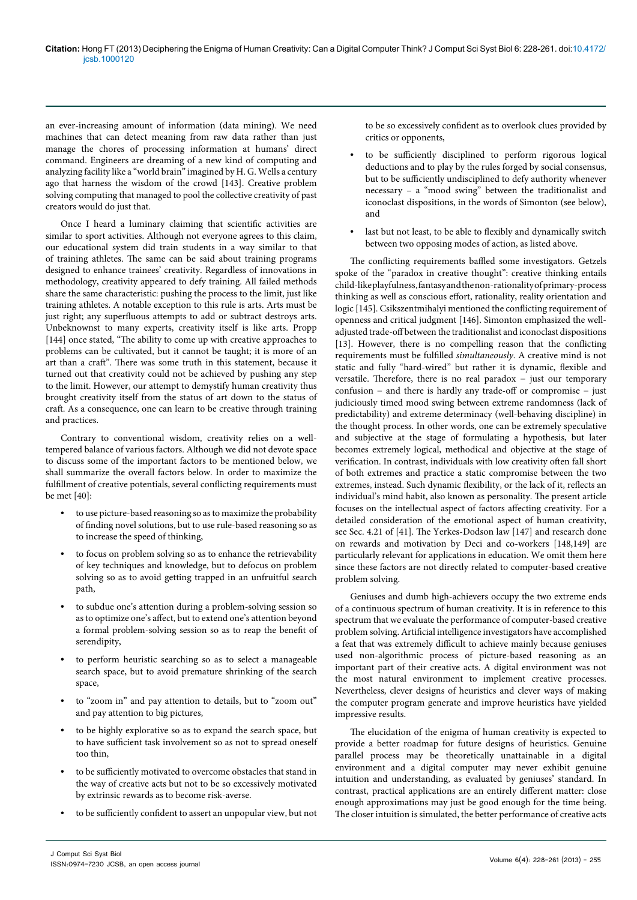an ever-increasing amount of information (data mining). We need machines that can detect meaning from raw data rather than just manage the chores of processing information at humans' direct command. Engineers are dreaming of a new kind of computing and analyzing facility like a "world brain" imagined by H. G. Wells a century ago that harness the wisdom of the crowd [143]. Creative problem solving computing that managed to pool the collective creativity of past creators would do just that.

Once I heard a luminary claiming that scientific activities are similar to sport activities. Although not everyone agrees to this claim, our educational system did train students in a way similar to that of training athletes. The same can be said about training programs designed to enhance trainees' creativity. Regardless of innovations in methodology, creativity appeared to defy training. All failed methods share the same characteristic: pushing the process to the limit, just like training athletes. A notable exception to this rule is arts. Arts must be just right; any superfluous attempts to add or subtract destroys arts. Unbeknownst to many experts, creativity itself is like arts. Propp [144] once stated, "The ability to come up with creative approaches to problems can be cultivated, but it cannot be taught; it is more of an art than a craft". There was some truth in this statement, because it turned out that creativity could not be achieved by pushing any step to the limit. However, our attempt to demystify human creativity thus brought creativity itself from the status of art down to the status of craft. As a consequence, one can learn to be creative through training and practices.

Contrary to conventional wisdom, creativity relies on a well-tempered balance of various factors. Although we did not devote space to discuss some of the important factors to be mentioned below, we shall summarize the overall factors below. In order to maximize the fulfillment of creative potentials, several conflicting requirements must be met [40]:

- to use picture-based reasoning so as to maximize the probability of finding novel solutions, but to use rule-based reasoning so as to increase the speed of thinking,
- to focus on problem solving so as to enhance the retrievability of key techniques and knowledge, but to defocus on problem solving so as to avoid getting trapped in an unfruitful search path,
- to subdue one's attention during a problem-solving session so as to optimize one's affect, but to extend one's attention beyond a formal problem-solving session so as to reap the benefit of serendipity,
- to perform heuristic searching so as to select a manageable search space, but to avoid premature shrinking of the search space,
- to "zoom in" and pay attention to details, but to "zoom out" and pay attention to big pictures,
- to be highly explorative so as to expand the search space, but to have sufficient task involvement so as not to spread oneself too thin,
- to be sufficiently motivated to overcome obstacles that stand in the way of creative acts but not to be so excessively motivated by extrinsic rewards as to become risk-averse.
- to be sufficiently confident to assert an unpopular view, but not to be so excessively confident as to overlook clues provided by critics or opponents,
- to be sufficiently disciplined to perform rigorous logical deductions and to play by the rules forged by social consensus, but to be sufficiently undisciplined to defy authority whenever necessary – a "mood swing" between the traditionalist and iconoclast dispositions, in the words of Simonton (see below), and
- last but not least, to be able to flexibly and dynamically switch between two opposing modes of action, as listed above.

The conflicting requirements baffled some investigators. Getzels spoke of the "paradox in creative thought": creative thinking entails child-like playfulness, fantasy and the non-rationality of primary-process thinking as well as conscious effort, rationality, reality orientation and logic [145]. Csikszentmihalyi mentioned the conflicting requirement of openness and critical judgment [146]. Simonton emphasized the well-adjusted trade-off between the traditionalist and iconoclast dispositions [13]. However, there is no compelling reason that the conflicting requirements must be fulfilled *simultaneously*. A creative mind is not static and fully "hard-wired" but rather it is dynamic, flexible and versatile. Therefore, there is no real paradox – just our temporary confusion – and there is hardly any trade-off or compromise – just judiciously timed mood swing between extreme randomness (lack of predictability) and extreme determinacy (well-behaving discipline) in the thought process. In other words, one can be extremely speculative and subjective at the stage of formulating a hypothesis, but later becomes extremely logical, methodical and objective at the stage of verification. In contrast, individuals with low creativity often fall short of both extremes and practice a static compromise between the two extremes, instead. Such dynamic flexibility, or the lack of it, reflects an individual's mind habit, also known as personality. The present article focuses on the intellectual aspect of factors affecting creativity. For a detailed consideration of the emotional aspect of human creativity, see Sec. 4.21 of [41]. The Yerkes-Dodson law [147] and research done on rewards and motivation by Deci and co-workers [148,149] are particularly relevant for applications in education. We omit them here since these factors are not directly related to computer-based creative problem solving.

Geniuses and dumb high-achievers occupy the two extreme ends of a continuous spectrum of human creativity. It is in reference to this spectrum that we evaluate the performance of computer-based creative problem solving. Artificial intelligence investigators have accomplished a feat that was extremely difficult to achieve mainly because geniuses used non-algorithmic process of picture-based reasoning as an important part of their creative acts. A digital environment was not the most natural environment to implement creative processes. Nevertheless, clever designs of heuristics and clever ways of making the computer program generate and improve heuristics have yielded impressive results.

The elucidation of the enigma of human creativity is expected to provide a better roadmap for future designs of heuristics. Genuine parallel process may be theoretically unattainable in a digital environment and a digital computer may never exhibit genuine intuition and understanding, as evaluated by geniuses' standard. In contrast, practical applications are an entirely different matter: close enough approximations may just be good enough for the time being. The closer intuition is simulated, the better performance of creative acts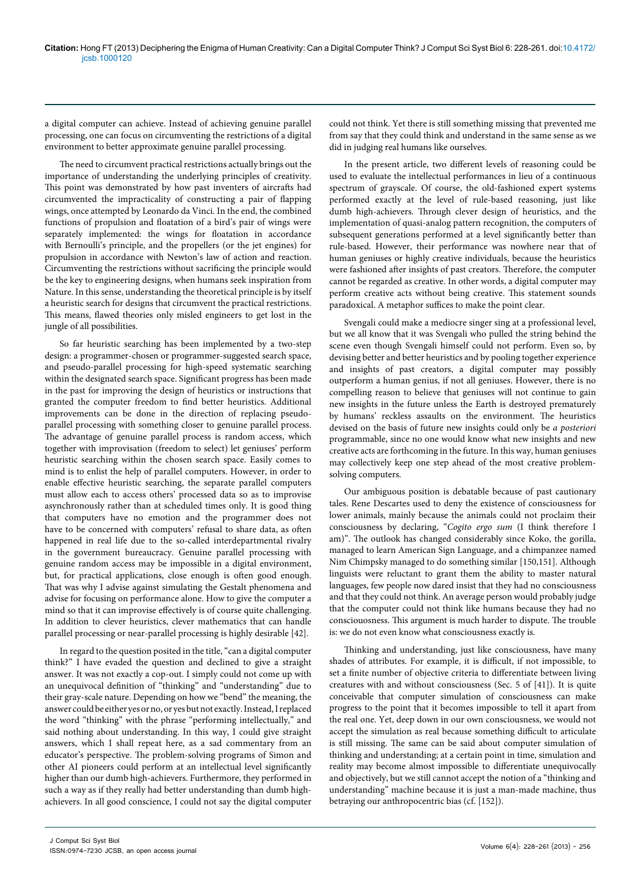a digital computer can achieve. Instead of achieving genuine parallel processing, one can focus on circumventing the restrictions of a digital environment to better approximate genuine parallel processing.

The need to circumvent practical restrictions actually brings out the importance of understanding the underlying principles of creativity. This point was demonstrated by how past inventers of aircrafts had circumvented the impracticality of constructing a pair of flapping wings, once attempted by Leonardo da Vinci. In the end, the combined functions of propulsion and floatation of a bird's pair of wings were separately implemented: the wings for floatation in accordance with Bernoulli's principle, and the propellers (or the jet engines) for propulsion in accordance with Newton's law of action and reaction. Circumventing the restrictions without sacrificing the principle would be the key to engineering designs, when humans seek inspiration from Nature. In this sense, understanding the theoretical principle is by itself a heuristic search for designs that circumvent the practical restrictions. This means, flawed theories only misled engineers to get lost in the jungle of all possibilities.

So far heuristic searching has been implemented by a two-step design: a programmer-chosen or programmer-suggested search space, and pseudo-parallel processing for high-speed systematic searching within the designated search space. Significant progress has been made in the past for improving the design of heuristics or instructions that granted the computer freedom to find better heuristics. Additional improvements can be done in the direction of replacing pseudo-parallel processing with something closer to genuine parallel process. The advantage of genuine parallel process is random access, which together with improvisation (freedom to select) let geniuses' perform heuristic searching within the chosen search space. Easily comes to mind is to enlist the help of parallel computers. However, in order to enable effective heuristic searching, the separate parallel computers must allow each to access others' processed data so as to improvise asynchronously rather than at scheduled times only. It is good thing that computers have no emotion and the programmer does not have to be concerned with computers' refusal to share data, as often happened in real life due to the so-called interdepartmental rivalry in the government bureaucracy. Genuine parallel processing with genuine random access may be impossible in a digital environment, but, for practical applications, close enough is often good enough. That was why I advise against simulating the Gestalt phenomena and advise for focusing on performance alone. How to give the computer a mind so that it can improvise effectively is of course quite challenging. In addition to clever heuristics, clever mathematics that can handle parallel processing or near-parallel processing is highly desirable [42].

In regard to the question posited in the title, "can a digital computer think?" I have evaded the question and declined to give a straight answer. It was not exactly a cop-out. I simply could not come up with an unequivocal definition of "thinking" and "understanding" due to their gray-scale nature. Depending on how we "bend" the meaning, the answer could be either yes or no, or yes but not exactly. Instead, I replaced the word "thinking" with the phrase "performing intellectually," and said nothing about understanding. In this way, I could give straight answers, which I shall repeat here, as a sad commentary from an educator's perspective. The problem-solving programs of Simon and other AI pioneers could perform at an intellectual level significantly higher than our dumb high-achievers. Furthermore, they performed in such a way as if they really had better understanding than dumb high-achievers. In all good conscience, I could not say the digital computer could not think. Yet there is still something missing that prevented me from say that they could think and understand in the same sense as we did in judging real humans like ourselves.

In the present article, two different levels of reasoning could be used to evaluate the intellectual performances in lieu of a continuous spectrum of grayscale. Of course, the old-fashioned expert systems performed exactly at the level of rule-based reasoning, just like dumb high-achievers. Through clever design of heuristics, and the implementation of quasi-analog pattern recognition, the computers of subsequent generations performed at a level significantly better than rule-based. However, their performance was nowhere near that of human geniuses or highly creative individuals, because the heuristics were fashioned after insights of past creators. Therefore, the computer cannot be regarded as creative. In other words, a digital computer may perform creative acts without being creative. This statement sounds paradoxical. A metaphor suffices to make the point clear.

Svengali could make a mediocre singer sing at a professional level, but we all know that it was Svengali who pulled the string behind the scene even though Svengali himself could not perform. Even so, by devising better and better heuristics and by pooling together experience and insights of past creators, a digital computer may possibly outperform a human genius, if not all geniuses. However, there is no compelling reason to believe that geniuses will not continue to gain new insights in the future unless the Earth is destroyed prematurely by humans' reckless assaults on the environment. The heuristics devised on the basis of future new insights could only be *a posteriori* programmable, since no one would know what new insights and new creative acts are forthcoming in the future. In this way, human geniuses may collectively keep one step ahead of the most creative problem-solving computers.

Our ambiguous position is debatable because of past cautionary tales. Rene Descartes used to deny the existence of consciousness for lower animals, mainly because the animals could not proclaim their consciousness by declaring, "*Cogito ergo sum* (I think therefore I am)". The outlook has changed considerably since Koko, the gorilla, managed to learn American Sign Language, and a chimpanzee named Nim Chimpsky managed to do something similar [150,151]. Although linguists were reluctant to grant them the ability to master natural languages, few people now dared insist that they had no consciousness and that they could not think. An average person would probably judge that the computer could not think like humans because they had no consciouosness. This argument is much harder to dispute. The trouble is: we do not even know what consciousness exactly is.

Thinking and understanding, just like consciousness, have many shades of attributes. For example, it is difficult, if not impossible, to set a finite number of objective criteria to differentiate between living creatures with and without consciousness (Sec. 5 of [41]). It is quite conceivable that computer simulation of consciousness can make progress to the point that it becomes impossible to tell it apart from the real one. Yet, deep down in our own consciousness, we would not accept the simulation as real because something difficult to articulate is still missing. The same can be said about computer simulation of thinking and understanding; at a certain point in time, simulation and reality may become almost impossible to differentiate unequivocally and objectively, but we still cannot accept the notion of a "thinking and understanding" machine because it is just a man-made machine, thus betraying our anthropocentric bias (cf. [152]).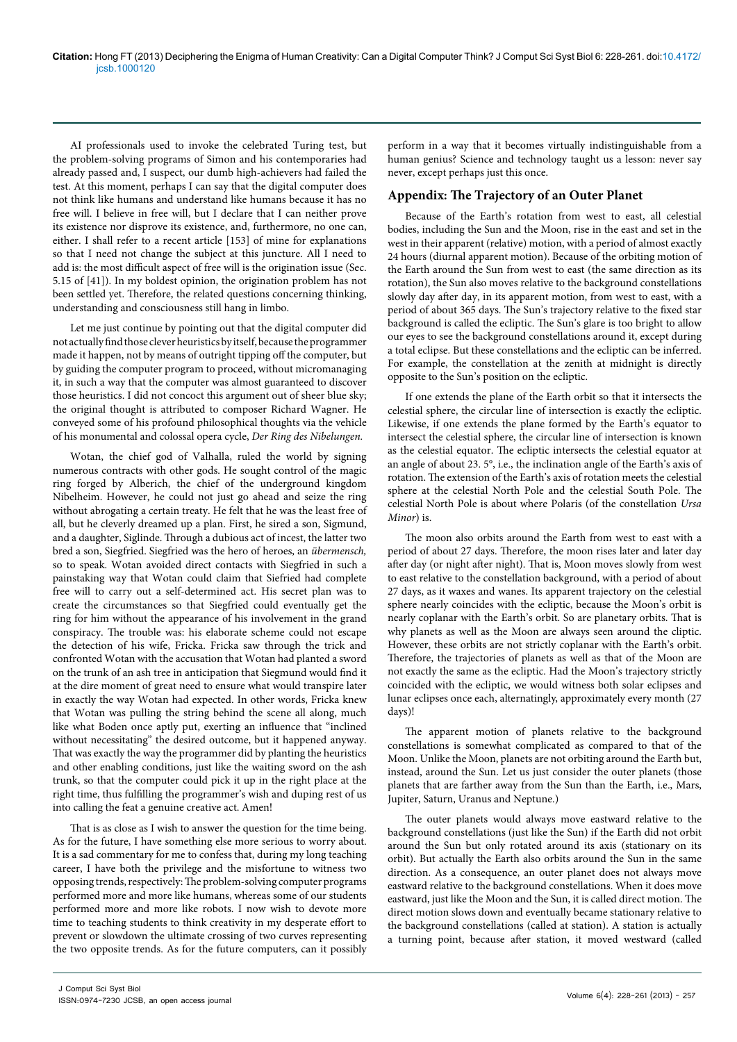AI professionals used to invoke the celebrated Turing test, but the problem-solving programs of Simon and his contemporaries had already passed and, I suspect, our dumb high-achievers had failed the test. At this moment, perhaps I can say that the digital computer does not think like humans and understand like humans because it has no free will. I believe in free will, but I declare that I can neither prove its existence nor disprove its existence, and, furthermore, no one can, either. I shall refer to a recent article [153] of mine for explanations so that I need not change the subject at this juncture. All I need to add is: the most difficult aspect of free will is the origination issue (Sec. 5.15 of [41]). In my boldest opinion, the origination problem has not been settled yet. Therefore, the related questions concerning thinking, understanding and consciousness still hang in limbo.

Let me just continue by pointing out that the digital computer did not actually find those clever heuristics by itself, because the programmer made it happen, not by means of outright tipping off the computer, but by guiding the computer program to proceed, without micromanaging it, in such a way that the computer was almost guaranteed to discover those heuristics. I did not concoct this argument out of sheer blue sky; the original thought is attributed to composer Richard Wagner. He conveyed some of his profound philosophical thoughts via the vehicle of his monumental and colossal opera cycle, *Der Ring des Nibelungen.*

Wotan, the chief god of Valhalla, ruled the world by signing numerous contracts with other gods. He sought control of the magic ring forged by Alberich, the chief of the underground kingdom Nibelheim. However, he could not just go ahead and seize the ring without abrogating a certain treaty. He felt that he was the least free of all, but he cleverly dreamed up a plan. First, he sired a son, Sigmund, and a daughter, Siglinde. Through a dubious act of incest, the latter two bred a son, Siegfried. Siegfried was the hero of heroes, an *übermensch,* so to speak. Wotan avoided direct contacts with Siegfried in such a painstaking way that Wotan could claim that Siefried had complete free will to carry out a self-determined act. His secret plan was to create the circumstances so that Siegfried could eventually get the ring for him without the appearance of his involvement in the grand conspiracy. The trouble was: his elaborate scheme could not escape the detection of his wife, Fricka. Fricka saw through the trick and confronted Wotan with the accusation that Wotan had planted a sword on the trunk of an ash tree in anticipation that Siegmund would find it at the dire moment of great need to ensure what would transpire later in exactly the way Wotan had expected. In other words, Fricka knew that Wotan was pulling the string behind the scene all along, much like what Boden once aptly put, exerting an influence that "inclined without necessitating" the desired outcome, but it happened anyway. That was exactly the way the programmer did by planting the heuristics and other enabling conditions, just like the waiting sword on the ash trunk, so that the computer could pick it up in the right place at the right time, thus fulfilling the programmer's wish and duping rest of us into calling the feat a genuine creative act. Amen!

That is as close as I wish to answer the question for the time being. As for the future, I have something else more serious to worry about. It is a sad commentary for me to confess that, during my long teaching career, I have both the privilege and the misfortune to witness two opposing trends, respectively: The problem-solving computer programs performed more and more like humans, whereas some of our students performed more and more like robots. I now wish to devote more time to teaching students to think creativity in my desperate effort to prevent or slowdown the ultimate crossing of two curves representing the two opposite trends. As for the future computers, can it possibly perform in a way that it becomes virtually indistinguishable from a human genius? Science and technology taught us a lesson: never say never, except perhaps just this once.

## Appendix: The Trajectory of an Outer Planet

Because of the Earth's rotation from west to east, all celestial bodies, including the Sun and the Moon, rise in the east and set in the west in their apparent (relative) motion, with a period of almost exactly 24 hours (diurnal apparent motion). Because of the orbiting motion of the Earth around the Sun from west to east (the same direction as its rotation), the Sun also moves relative to the background constellations slowly day after day, in its apparent motion, from west to east, with a period of about 365 days. The Sun's trajectory relative to the fixed star background is called the ecliptic. The Sun's glare is too bright to allow our eyes to see the background constellations around it, except during a total eclipse. But these constellations and the ecliptic can be inferred. For example, the constellation at the zenith at midnight is directly opposite to the Sun's position on the ecliptic.

If one extends the plane of the Earth orbit so that it intersects the celestial sphere, the circular line of intersection is exactly the ecliptic. Likewise, if one extends the plane formed by the Earth's equator to intersect the celestial sphere, the circular line of intersection is known as the celestial equator. The ecliptic intersects the celestial equator at an angle of about 23. 5°, i.e., the inclination angle of the Earth's axis of rotation. The extension of the Earth's axis of rotation meets the celestial sphere at the celestial North Pole and the celestial South Pole. The celestial North Pole is about where Polaris (of the constellation *Ursa Minor*) is.

The moon also orbits around the Earth from west to east with a period of about 27 days. Therefore, the moon rises later and later day after day (or night after night). That is, Moon moves slowly from west to east relative to the constellation background, with a period of about 27 days, as it waxes and wanes. Its apparent trajectory on the celestial sphere nearly coincides with the ecliptic, because the Moon's orbit is nearly coplanar with the Earth's orbit. So are planetary orbits. That is why planets as well as the Moon are always seen around the cliptic. However, these orbits are not strictly coplanar with the Earth's orbit. Therefore, the trajectories of planets as well as that of the Moon are not exactly the same as the ecliptic. Had the Moon's trajectory strictly coincided with the ecliptic, we would witness both solar eclipses and lunar eclipses once each, alternatingly, approximately every month (27 days)!

The apparent motion of planets relative to the background constellations is somewhat complicated as compared to that of the Moon. Unlike the Moon, planets are not orbiting around the Earth but, instead, around the Sun. Let us just consider the outer planets (those planets that are farther away from the Sun than the Earth, i.e., Mars, Jupiter, Saturn, Uranus and Neptune.)

The outer planets would always move eastward relative to the background constellations (just like the Sun) if the Earth did not orbit around the Sun but only rotated around its axis (stationary on its orbit). But actually the Earth also orbits around the Sun in the same direction. As a consequence, an outer planet does not always move eastward relative to the background constellations. When it does move eastward, just like the Moon and the Sun, it is called direct motion. The direct motion slows down and eventually became stationary relative to the background constellations (called at station). A station is actually a turning point, because after station, it moved westward (called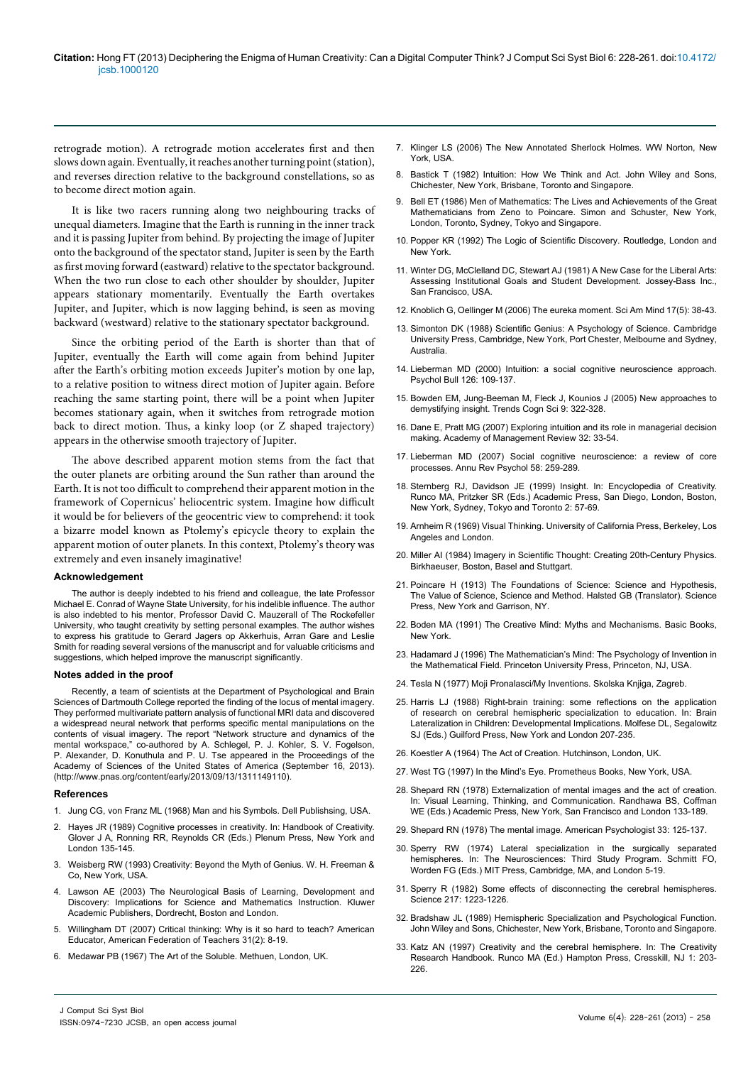retrograde motion). A retrograde motion accelerates first and then slows down again. Eventually, it reaches another turning point (station), and reverses direction relative to the background constellations, so as to become direct motion again.

It is like two racers running along two neighbouring tracks of unequal diameters. Imagine that the Earth is running in the inner track and it is passing Jupiter from behind. By projecting the image of Jupiter onto the background of the spectator stand, Jupiter is seen by the Earth as first moving forward (eastward) relative to the spectator background. When the two run close to each other shoulder by shoulder, Jupiter appears stationary momentarily. Eventually the Earth overtakes Jupiter, and Jupiter, which is now lagging behind, is seen as moving backward (westward) relative to the stationary spectator background.

Since the orbiting period of the Earth is shorter than that of Jupiter, eventually the Earth will come again from behind Jupiter after the Earth's orbiting motion exceeds Jupiter's motion by one lap, to a relative position to witness direct motion of Jupiter again. Before reaching the same starting point, there will be a point when Jupiter becomes stationary again, when it switches from retrograde motion back to direct motion. Thus, a kinky loop (or Z shaped trajectory) appears in the otherwise smooth trajectory of Jupiter.

The above described apparent motion stems from the fact that the outer planets are orbiting around the Sun rather than around the Earth. It is not too difficult to comprehend their apparent motion in the framework of Copernicus' heliocentric system. Imagine how difficult it would be for believers of the geocentric view to comprehend: it took a bizarre model known as Ptolemy's epicycle theory to explain the apparent motion of outer planets. In this context, Ptolemy's theory was extremely and even insanely imaginative!

### Acknowledgement

The author is deeply indebted to his friend and colleague, the late Professor Michael E. Conrad of Wayne State University, for his indelible influence. The author is also indebted to his mentor, Professor David C. Mauzerall of The Rockefeller University, who taught creativity by setting personal examples. The author wishes to express his gratitude to Gerard Jagers op Akkerhuis, Arran Gare and Leslie Smith for reading several versions of the manuscript and for valuable criticisms and suggestions, which helped improve the manuscript significantly.

### Notes added in the proof

Recently, a team of scientists at the Department of Psychological and Brain Sciences of Dartmouth College reported the finding of the locus of mental imagery. They performed multivariate pattern analysis of functional MRI data and discovered a widespread neural network that performs specific mental manipulations on the contents of visual imagery. The report "Network structure and dynamics of the mental workspace," co-authored by A. Schlegel, P. J. Kohler, S. V. Fogelson, P. Alexander, D. Konuthula and P. U. Tse appeared in the Proceedings of the Academy of Sciences of the United States of America (September 16, 2013). (http://www.pnas.org/content/early/2013/09/13/1311149110).

### References

1. Jung CG, von Franz ML (1968) Man and his Symbols. Dell Publishsing, USA.
2. Hayes JR (1989) Cognitive processes in creativity. In: Handbook of Creativity. Glover J A, Ronning RR, Reynolds CR (Eds.) Plenum Press, New York and London 135-145.
3. Weisberg RW (1993) Creativity: Beyond the Myth of Genius. W. H. Freeman & Co, New York, USA.
4. Lawson AE (2003) The Neurological Basis of Learning, Development and Discovery: Implications for Science and Mathematics Instruction. Kluwer Academic Publishers, Dordrecht, Boston and London.
5. Willingham DT (2007) Critical thinking: Why is it so hard to teach? American Educator, American Federation of Teachers 31(2): 8-19.
6. Medawar PB (1967) The Art of the Soluble. Methuen, London, UK.
7. Klinger LS (2006) The New Annotated Sherlock Holmes. WW Norton, New York, USA.
8. Bastick T (1982) Intuition: How We Think and Act. John Wiley and Sons, Chichester, New York, Brisbane, Toronto and Singapore.
9. Bell ET (1986) Men of Mathematics: The Lives and Achievements of the Great Mathematicians from Zeno to Poincare. Simon and Schuster, New York, London, Toronto, Sydney, Tokyo and Singapore.
10. Popper KR (1992) The Logic of Scientific Discovery. Routledge, London and New York.
11. Winter DG, McClelland DC, Stewart AJ (1981) A New Case for the Liberal Arts: Assessing Institutional Goals and Student Development. Jossey-Bass Inc., San Francisco, USA.
12. Knoblich G, Oellinger M (2006) The eureka moment. Sci Am Mind 17(5): 38-43.
13. Simonton DK (1988) Scientific Genius: A Psychology of Science. Cambridge University Press, Cambridge, New York, Port Chester, Melbourne and Sydney, Australia.
14. Lieberman MD (2000) Intuition: a social cognitive neuroscience approach. Psychol Bull 126: 109-137.
15. Bowden EM, Jung-Beeman M, Fleck J, Kounios J (2005) New approaches to demystifying insight. Trends Cogn Sci 9: 322-328.
16. Dane E, Pratt MG (2007) Exploring intuition and its role in managerial decision making. Academy of Management Review 32: 33-54.
17. Lieberman MD (2007) Social cognitive neuroscience: a review of core processes. Annu Rev Psychol 58: 259-289.
18. Sternberg RJ, Davidson JE (1999) Insight. In: Encyclopedia of Creativity. Runco MA, Pritzker SR (Eds.) Academic Press, San Diego, London, Boston, New York, Sydney, Tokyo and Toronto 2: 57-69.
19. Arnheim R (1969) Visual Thinking. University of California Press, Berkeley, Los Angeles and London.
20. Miller AI (1984) Imagery in Scientific Thought: Creating 20th-Century Physics. Birkhaeuser, Boston, Basel and Stuttgart.
21. Poincare H (1913) The Foundations of Science: Science and Hypothesis, The Value of Science, Science and Method. Halsted GB (Translator). Science Press, New York and Garrison, NY.
22. Boden MA (1991) The Creative Mind: Myths and Mechanisms. Basic Books, New York.
23. Hadamard J (1996) The Mathematician's Mind: The Psychology of Invention in the Mathematical Field. Princeton University Press, Princeton, NJ, USA.
24. Tesla N (1977) Moji Pronalasci/My Inventions. Skolska Knjiga, Zagreb.
25. Harris LJ (1988) Right-brain training: some reflections on the application of research on cerebral hemispheric specialization to education. In: Brain Lateralization in Children: Developmental Implications. Molfese DL, Segalowitz SJ (Eds.) Guilford Press, New York and London 207-235.
26. Koestler A (1964) The Act of Creation. Hutchinson, London, UK.
27. West TG (1997) In the Mind's Eye. Prometheus Books, New York, USA.
28. Shepard RN (1978) Externalization of mental images and the act of creation. In: Visual Learning, Thinking, and Communication. Randhawa BS, Coffman WE (Eds.) Academic Press, New York, San Francisco and London 133-189.
29. Shepard RN (1978) The mental image. American Psychologist 33: 125-137.
30. Sperry RW (1974) Lateral specialization in the surgically separated hemispheres. In: The Neurosciences: Third Study Program. Schmitt FO, Worden FG (Eds.) MIT Press, Cambridge, MA, and London 5-19.
31. Sperry R (1982) Some effects of disconnecting the cerebral hemispheres. Science 217: 1223-1226.
32. Bradshaw JL (1989) Hemispheric Specialization and Psychological Function. John Wiley and Sons, Chichester, New York, Brisbane, Toronto and Singapore.
33. Katz AN (1997) Creativity and the cerebral hemisphere. In: The Creativity Research Handbook. Runco MA (Ed.) Hampton Press, Cresskill, NJ 1: 203-226.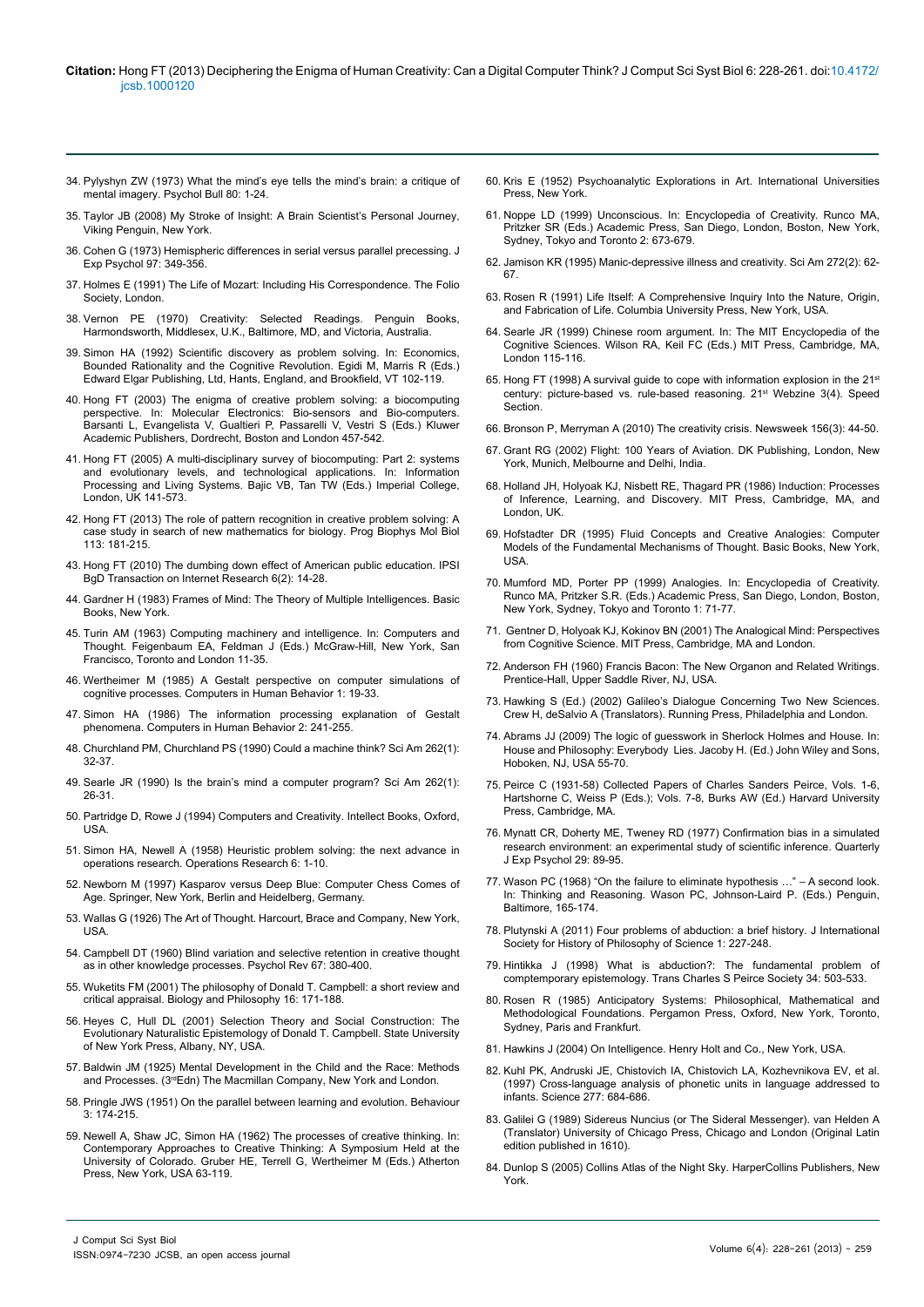34. Pylyshyn ZW (1973) What the mind's eye tells the mind's brain: a critique of mental imagery. Psychol Bull 80: 1-24.

35. Taylor JB (2008) My Stroke of Insight: A Brain Scientist's Personal Journey, Viking Penguin, New York.

36. Cohen G (1973) Hemispheric differences in serial versus parallel precessing. J Exp Psychol 97: 349-356.

37. Holmes E (1991) The Life of Mozart: Including His Correspondence. The Folio Society, London.

38. Vernon PE (1970) Creativity: Selected Readings. Penguin Books, Harmondsworth, Middlesex, U.K., Baltimore, MD, and Victoria, Australia.

39. Simon HA (1992) Scientific discovery as problem solving. In: Economics, Bounded Rationality and the Cognitive Revolution. Egidi M, Marris R (Eds.) Edward Elgar Publishing, Ltd, Hants, England, and Brookfield, VT 102-119.

40. Hong FT (2003) The enigma of creative problem solving: a biocomputing perspective. In: Molecular Electronics: Bio-sensors and Bio-computers. Barsanti L, Evangelista V, Gualtieri P, Passarelli V, Vestri S (Eds.) Kluwer Academic Publishers, Dordrecht, Boston and London 457-542.

41. Hong FT (2005) A multi-disciplinary survey of biocomputing: Part 2: systems and evolutionary levels, and technological applications. In: Information Processing and Living Systems. Bajic VB, Tan TW (Eds.) Imperial College, London, UK 141-573.

42. Hong FT (2013) The role of pattern recognition in creative problem solving: A case study in search of new mathematics for biology. Prog Biophys Mol Biol 113: 181-215.

43. Hong FT (2010) The dumbing down effect of American public education. IPSI BgD Transaction on Internet Research 6(2): 14-28.

44. Gardner H (1983) Frames of Mind: The Theory of Multiple Intelligences. Basic Books, New York.

45. Turin AM (1963) Computing machinery and intelligence. In: Computers and Thought. Feigenbaum EA, Feldman J (Eds.) McGraw-Hill, New York, San Francisco, Toronto and London 11-35.

46. Wertheimer M (1985) A Gestalt perspective on computer simulations of cognitive processes. Computers in Human Behavior 1: 19-33.

47. Simon HA (1986) The information processing explanation of Gestalt phenomena. Computers in Human Behavior 2: 241-255.

48. Churchland PM, Churchland PS (1990) Could a machine think? Sci Am 262(1): 32-37.

49. Searle JR (1990) Is the brain's mind a computer program? Sci Am 262(1): 26-31.

50. Partridge D, Rowe J (1994) Computers and Creativity. Intellect Books, Oxford, USA.

51. Simon HA, Newell A (1958) Heuristic problem solving: the next advance in operations research. Operations Research 6: 1-10.

52. Newborn M (1997) Kasparov versus Deep Blue: Computer Chess Comes of Age. Springer, New York, Berlin and Heidelberg, Germany.

53. Wallas G (1926) The Art of Thought. Harcourt, Brace and Company, New York, USA.

54. Campbell DT (1960) Blind variation and selective retention in creative thought as in other knowledge processes. Psychol Rev 67: 380-400.

55. Wuketits FM (2001) The philosophy of Donald T. Campbell: a short review and critical appraisal. Biology and Philosophy 16: 171-188.

56. Heyes C, Hull DL (2001) Selection Theory and Social Construction: The Evolutionary Naturalistic Epistemology of Donald T. Campbell. State University of New York Press, Albany, NY, USA.

57. Baldwin JM (1925) Mental Development in the Child and the Race: Methods and Processes. (3rd Edn) The Macmillan Company, New York and London.

58. Pringle JWS (1951) On the parallel between learning and evolution. Behaviour 3: 174-215.

59. Newell A, Shaw JC, Simon HA (1962) The processes of creative thinking. In: Contemporary Approaches to Creative Thinking: A Symposium Held at the University of Colorado. Gruber HE, Terrell G, Wertheimer M (Eds.) Atherton Press, New York, USA 63-119.

60. Kris E (1952) Psychoanalytic Explorations in Art. International Universities Press, New York.

61. Noppe LD (1999) Unconscious. In: Encyclopedia of Creativity. Runco MA, Pritzker SR (Eds.) Academic Press, San Diego, London, Boston, New York, Sydney, Tokyo and Toronto 2: 673-679.

62. Jamison KR (1995) Manic-depressive illness and creativity. Sci Am 272(2): 62-67.

63. Rosen R (1991) Life Itself: A Comprehensive Inquiry Into the Nature, Origin, and Fabrication of Life. Columbia University Press, New York, USA.

64. Searle JR (1999) Chinese room argument. In: The MIT Encyclopedia of the Cognitive Sciences. Wilson RA, Keil FC (Eds.) MIT Press, Cambridge, MA, London 115-116.

65. Hong FT (1998) A survival guide to cope with information explosion in the 21st century: picture-based vs. rule-based reasoning. 21st Webzine 3(4). Speed Section.

66. Bronson P, Merryman A (2010) The creativity crisis. Newsweek 156(3): 44-50.

67. Grant RG (2002) Flight: 100 Years of Aviation. DK Publishing, London, New York, Munich, Melbourne and Delhi, India.

68. Holland JH, Holyoak KJ, Nisbett RE, Thagard PR (1986) Induction: Processes of Inference, Learning, and Discovery. MIT Press, Cambridge, MA, and London, UK.

69. Hofstadter DR (1995) Fluid Concepts and Creative Analogies: Computer Models of the Fundamental Mechanisms of Thought. Basic Books, New York, USA.

70. Mumford MD, Porter PP (1999) Analogies. In: Encyclopedia of Creativity. Runco MA, Pritzker S.R. (Eds.) Academic Press, San Diego, London, Boston, New York, Sydney, Tokyo and Toronto 1: 71-77.

71. Gentner D, Holyoak KJ, Kokinov BN (2001) The Analogical Mind: Perspectives from Cognitive Science. MIT Press, Cambridge, MA and London.

72. Anderson FH (1960) Francis Bacon: The New Organon and Related Writings. Prentice-Hall, Upper Saddle River, NJ, USA.

73. Hawking S (Ed.) (2002) Galileo's Dialogue Concerning Two New Sciences. Crew H, deSalvio A (Translators). Running Press, Philadelphia and London.

74. Abrams JJ (2009) The logic of guesswork in Sherlock Holmes and House. In: House and Philosophy: Everybody Lies. Jacoby H. (Ed.) John Wiley and Sons, Hoboken, NJ, USA 55-70.

75. Peirce C (1931-58) Collected Papers of Charles Sanders Peirce, Vols. 1-6, Hartshorne C, Weiss P (Eds.); Vols. 7-8, Burks AW (Ed.) Harvard University Press, Cambridge, MA.

76. Mynatt CR, Doherty ME, Tweney RD (1977) Confirmation bias in a simulated research environment: an experimental study of scientific inference. Quarterly J Exp Psychol 29: 89-95.

77. Wason PC (1968) "On the failure to eliminate hypothesis …" – A second look. In: Thinking and Reasoning. Wason PC, Johnson-Laird P. (Eds.) Penguin, Baltimore, 165-174.

78. Plutynski A (2011) Four problems of abduction: a brief history. J International Society for History of Philosophy of Science 1: 227-248.

79. Hintikka J (1998) What is abduction?: The fundamental problem of comptemporary epistemology. Trans Charles S Peirce Society 34: 503-533.

80. Rosen R (1985) Anticipatory Systems: Philosophical, Mathematical and Methodological Foundations. Pergamon Press, Oxford, New York, Toronto, Sydney, Paris and Frankfurt.

81. Hawkins J (2004) On Intelligence. Henry Holt and Co., New York, USA.

82. Kuhl PK, Andruski JE, Chistovich IA, Chistovich LA, Kozhevnikova EV, et al. (1997) Cross-language analysis of phonetic units in language addressed to infants. Science 277: 684-686.

83. Galilei G (1989) Sidereus Nuncius (or The Sideral Messenger). van Helden A (Translator) University of Chicago Press, Chicago and London (Original Latin edition published in 1610).

84. Dunlop S (2005) Collins Atlas of the Night Sky. HarperCollins Publishers, New York.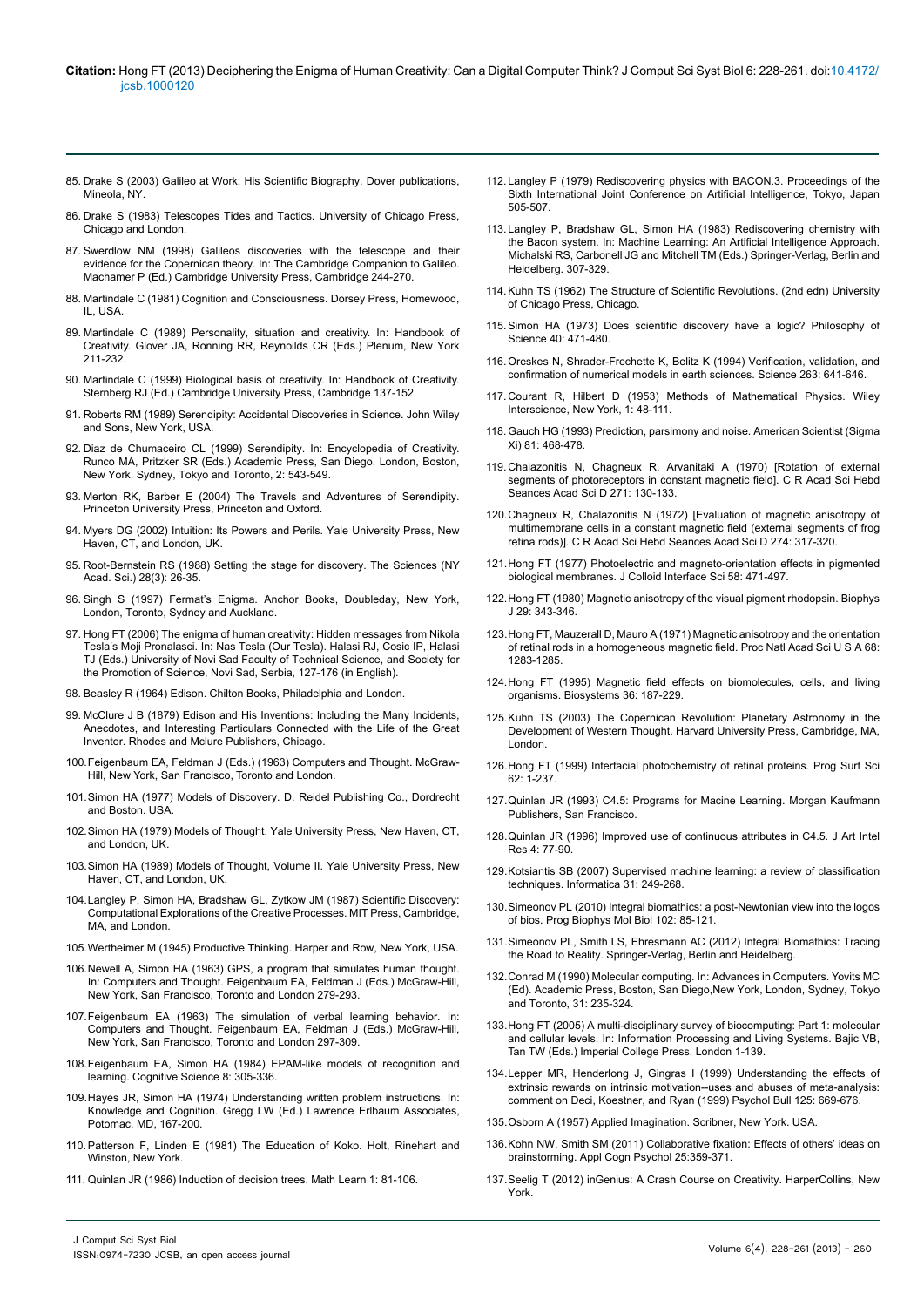85. Drake S (2003) Galileo at Work: His Scientific Biography. Dover publications, Mineola, NY.

86. Drake S (1983) Telescopes Tides and Tactics. University of Chicago Press, Chicago and London.

87. Swerdlow NM (1998) Galileos discoveries with the telescope and their evidence for the Copernican theory. In: The Cambridge Companion to Galileo. Machamer P (Ed.) Cambridge University Press, Cambridge 244-270.

88. Martindale C (1981) Cognition and Consciousness. Dorsey Press, Homewood, IL, USA.

89. Martindale C (1989) Personality, situation and creativity. In: Handbook of Creativity. Glover JA, Ronning RR, Reynoilds CR (Eds.) Plenum, New York 211-232.

90. Martindale C (1999) Biological basis of creativity. In: Handbook of Creativity. Sternberg RJ (Ed.) Cambridge University Press, Cambridge 137-152.

91. Roberts RM (1989) Serendipity: Accidental Discoveries in Science. John Wiley and Sons, New York, USA.

92. Diaz de Chumaceiro CL (1999) Serendipity. In: Encyclopedia of Creativity. Runco MA, Pritzker SR (Eds.) Academic Press, San Diego, London, Boston, New York, Sydney, Tokyo and Toronto, 2: 543-549.

93. Merton RK, Barber E (2004) The Travels and Adventures of Serendipity. Princeton University Press, Princeton and Oxford.

94. Myers DG (2002) Intuition: Its Powers and Perils. Yale University Press, New Haven, CT, and London, UK.

95. Root-Bernstein RS (1988) Setting the stage for discovery. The Sciences (NY Acad. Sci.) 28(3): 26-35.

96. Singh S (1997) Fermat's Enigma. Anchor Books, Doubleday, New York, London, Toronto, Sydney and Auckland.

97. Hong FT (2006) The enigma of human creativity: Hidden messages from Nikola Tesla's Moji Pronalasci. In: Nas Tesla (Our Tesla). Halasi RJ, Cosic IP, Halasi TJ (Eds.) University of Novi Sad Faculty of Technical Science, and Society for the Promotion of Science, Novi Sad, Serbia, 127-176 (in English).

98. Beasley R (1964) Edison. Chilton Books, Philadelphia and London.

99. McClure J B (1879) Edison and His Inventions: Including the Many Incidents, Anecdotes, and Interesting Particulars Connected with the Life of the Great Inventor. Rhodes and Mclure Publishers, Chicago.

100. Feigenbaum EA, Feldman J (Eds.) (1963) Computers and Thought. McGraw-Hill, New York, San Francisco, Toronto and London.

101. Simon HA (1977) Models of Discovery. D. Reidel Publishing Co., Dordrecht and Boston. USA.

102. Simon HA (1979) Models of Thought. Yale University Press, New Haven, CT, and London, UK.

103. Simon HA (1989) Models of Thought, Volume II. Yale University Press, New Haven, CT, and London, UK.

104. Langley P, Simon HA, Bradshaw GL, Zytkow JM (1987) Scientific Discovery: Computational Explorations of the Creative Processes. MIT Press, Cambridge, MA, and London.

105. Wertheimer M (1945) Productive Thinking. Harper and Row, New York, USA.

106. Newell A, Simon HA (1963) GPS, a program that simulates human thought. In: Computers and Thought. Feigenbaum EA, Feldman J (Eds.) McGraw-Hill, New York, San Francisco, Toronto and London 279-293.

107. Feigenbaum EA (1963) The simulation of verbal learning behavior. In: Computers and Thought. Feigenbaum EA, Feldman J (Eds.) McGraw-Hill, New York, San Francisco, Toronto and London 297-309.

108. Feigenbaum EA, Simon HA (1984) EPAM-like models of recognition and learning. Cognitive Science 8: 305-336.

109. Hayes JR, Simon HA (1974) Understanding written problem instructions. In: Knowledge and Cognition. Gregg LW (Ed.) Lawrence Erlbaum Associates, Potomac, MD, 167-200.

110. Patterson F, Linden E (1981) The Education of Koko. Holt, Rinehart and Winston, New York.

111. Quinlan JR (1986) Induction of decision trees. Math Learn 1: 81-106.

112. Langley P (1979) Rediscovering physics with BACON.3. Proceedings of the Sixth International Joint Conference on Artificial Intelligence, Tokyo, Japan 505-507.

113. Langley P, Bradshaw GL, Simon HA (1983) Rediscovering chemistry with the Bacon system. In: Machine Learning: An Artificial Intelligence Approach. Michalski RS, Carbonell JG and Mitchell TM (Eds.) Springer-Verlag, Berlin and Heidelberg. 307-329.

114. Kuhn TS (1962) The Structure of Scientific Revolutions. (2nd edn) University of Chicago Press, Chicago.

115. Simon HA (1973) Does scientific discovery have a logic? Philosophy of Science 40: 471-480.

116. Oreskes N, Shrader-Frechette K, Belitz K (1994) Verification, validation, and confirmation of numerical models in earth sciences. Science 263: 641-646.

117. Courant R, Hilbert D (1953) Methods of Mathematical Physics. Wiley Interscience, New York, 1: 48-111.

118. Gauch HG (1993) Prediction, parsimony and noise. American Scientist (Sigma Xi) 81: 468-478.

119. Chalazonitis N, Chagneux R, Arvanitaki A (1970) [Rotation of external segments of photoreceptors in constant magnetic field]. C R Acad Sci Hebd Seances Acad Sci D 271: 130-133.

120. Chagneux R, Chalazonitis N (1972) [Evaluation of magnetic anisotropy of multimembrane cells in a constant magnetic field (external segments of frog retina rods)]. C R Acad Sci Hebd Seances Acad Sci D 274: 317-320.

121. Hong FT (1977) Photoelectric and magneto-orientation effects in pigmented biological membranes. J Colloid Interface Sci 58: 471-497.

122. Hong FT (1980) Magnetic anisotropy of the visual pigment rhodopsin. Biophys J 29: 343-346.

123. Hong FT, Mauzerall D, Mauro A (1971) Magnetic anisotropy and the orientation of retinal rods in a homogeneous magnetic field. Proc Natl Acad Sci U S A 68: 1283-1285.

124. Hong FT (1995) Magnetic field effects on biomolecules, cells, and living organisms. Biosystems 36: 187-229.

125. Kuhn TS (2003) The Copernican Revolution: Planetary Astronomy in the Development of Western Thought. Harvard University Press, Cambridge, MA, London.

126. Hong FT (1999) Interfacial photochemistry of retinal proteins. Prog Surf Sci 62: 1-237.

127. Quinlan JR (1993) C4.5: Programs for Macine Learning. Morgan Kaufmann Publishers, San Francisco.

128. Quinlan JR (1996) Improved use of continuous attributes in C4.5. J Art Intel Res 4: 77-90.

129. Kotsiantis SB (2007) Supervised machine learning: a review of classification techniques. Informatica 31: 249-268.

130. Simeonov PL (2010) Integral biomathics: a post-Newtonian view into the logos of bios. Prog Biophys Mol Biol 102: 85-121.

131. Simeonov PL, Smith LS, Ehresmann AC (2012) Integral Biomathics: Tracing the Road to Reality. Springer-Verlag, Berlin and Heidelberg.

132. Conrad M (1990) Molecular computing. In: Advances in Computers. Yovits MC (Ed). Academic Press, Boston, San Diego,New York, London, Sydney, Tokyo and Toronto, 31: 235-324.

133. Hong FT (2005) A multi-disciplinary survey of biocomputing: Part 1: molecular and cellular levels. In: Information Processing and Living Systems. Bajic VB, Tan TW (Eds.) Imperial College Press, London 1-139.

134. Lepper MR, Henderlong J, Gingras I (1999) Understanding the effects of extrinsic rewards on intrinsic motivation--uses and abuses of meta-analysis: comment on Deci, Koestner, and Ryan (1999) Psychol Bull 125: 669-676.

135. Osborn A (1957) Applied Imagination. Scribner, New York. USA.

136. Kohn NW, Smith SM (2011) Collaborative fixation: Effects of others' ideas on brainstorming. Appl Cogn Psychol 25:359-371.

137. Seelig T (2012) inGenius: A Crash Course on Creativity. HarperCollins, New York.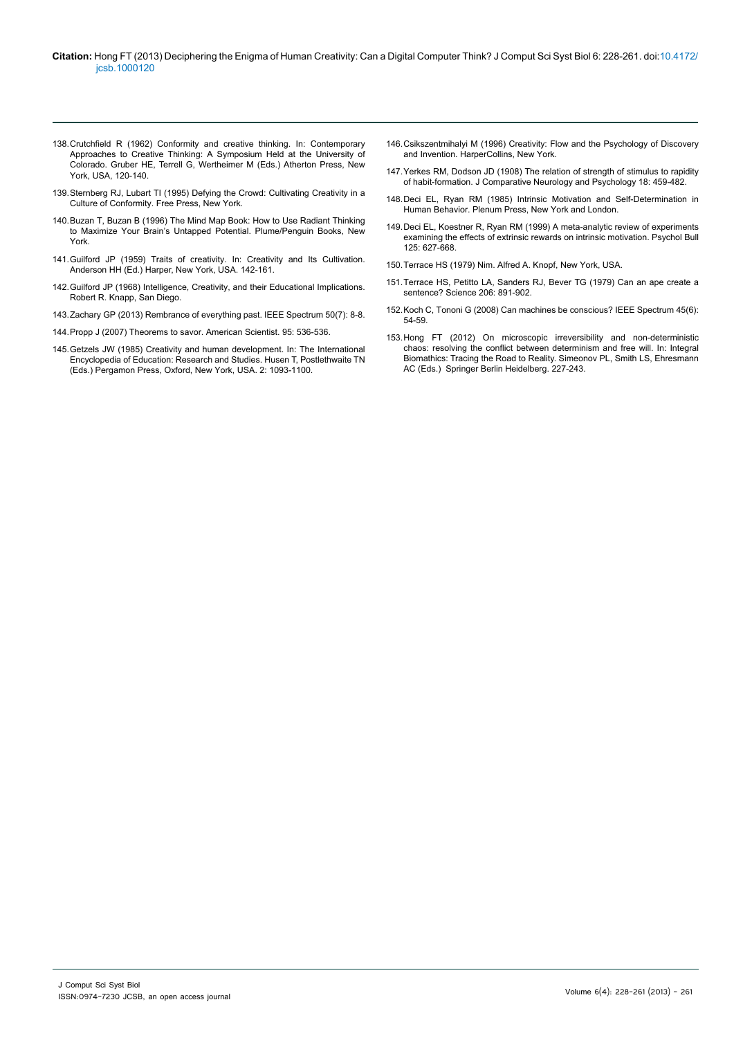138. Crutchfield R (1962) Conformity and creative thinking. In: Contemporary Approaches to Creative Thinking: A Symposium Held at the University of Colorado. Gruber HE, Terrell G, Wertheimer M (Eds.) Atherton Press, New York, USA, 120-140.

139. Sternberg RJ, Lubart TI (1995) Defying the Crowd: Cultivating Creativity in a Culture of Conformity. Free Press, New York.

140. Buzan T, Buzan B (1996) The Mind Map Book: How to Use Radiant Thinking to Maximize Your Brain's Untapped Potential. Plume/Penguin Books, New York.

141. Guilford JP (1959) Traits of creativity. In: Creativity and Its Cultivation. Anderson HH (Ed.) Harper, New York, USA. 142-161.

142. Guilford JP (1968) Intelligence, Creativity, and their Educational Implications. Robert R. Knapp, San Diego.

143. Zachary GP (2013) Rembrance of everything past. IEEE Spectrum 50(7): 8-8.

144. Propp J (2007) Theorems to savor. American Scientist. 95: 536-536.

145. Getzels JW (1985) Creativity and human development. In: The International Encyclopedia of Education: Research and Studies. Husen T, Postlethwaite TN (Eds.) Pergamon Press, Oxford, New York, USA. 2: 1093-1100.

146. Csikszentmihalyi M (1996) Creativity: Flow and the Psychology of Discovery and Invention. HarperCollins, New York.

147. Yerkes RM, Dodson JD (1908) The relation of strength of stimulus to rapidity of habit-formation. J Comparative Neurology and Psychology 18: 459-482.

148. Deci EL, Ryan RM (1985) Intrinsic Motivation and Self-Determination in Human Behavior. Plenum Press, New York and London.

149. Deci EL, Koestner R, Ryan RM (1999) A meta-analytic review of experiments examining the effects of extrinsic rewards on intrinsic motivation. Psychol Bull 125: 627-668.

150. Terrace HS (1979) Nim. Alfred A. Knopf, New York, USA.

151. Terrace HS, Petitto LA, Sanders RJ, Bever TG (1979) Can an ape create a sentence? Science 206: 891-902.

152. Koch C, Tononi G (2008) Can machines be conscious? IEEE Spectrum 45(6): 54-59.

153. Hong FT (2012) On microscopic irreversibility and non-deterministic chaos: resolving the conflict between determinism and free will. In: Integral Biomathics: Tracing the Road to Reality. Simeonov PL, Smith LS, Ehresmann AC (Eds.) Springer Berlin Heidelberg. 227-243.